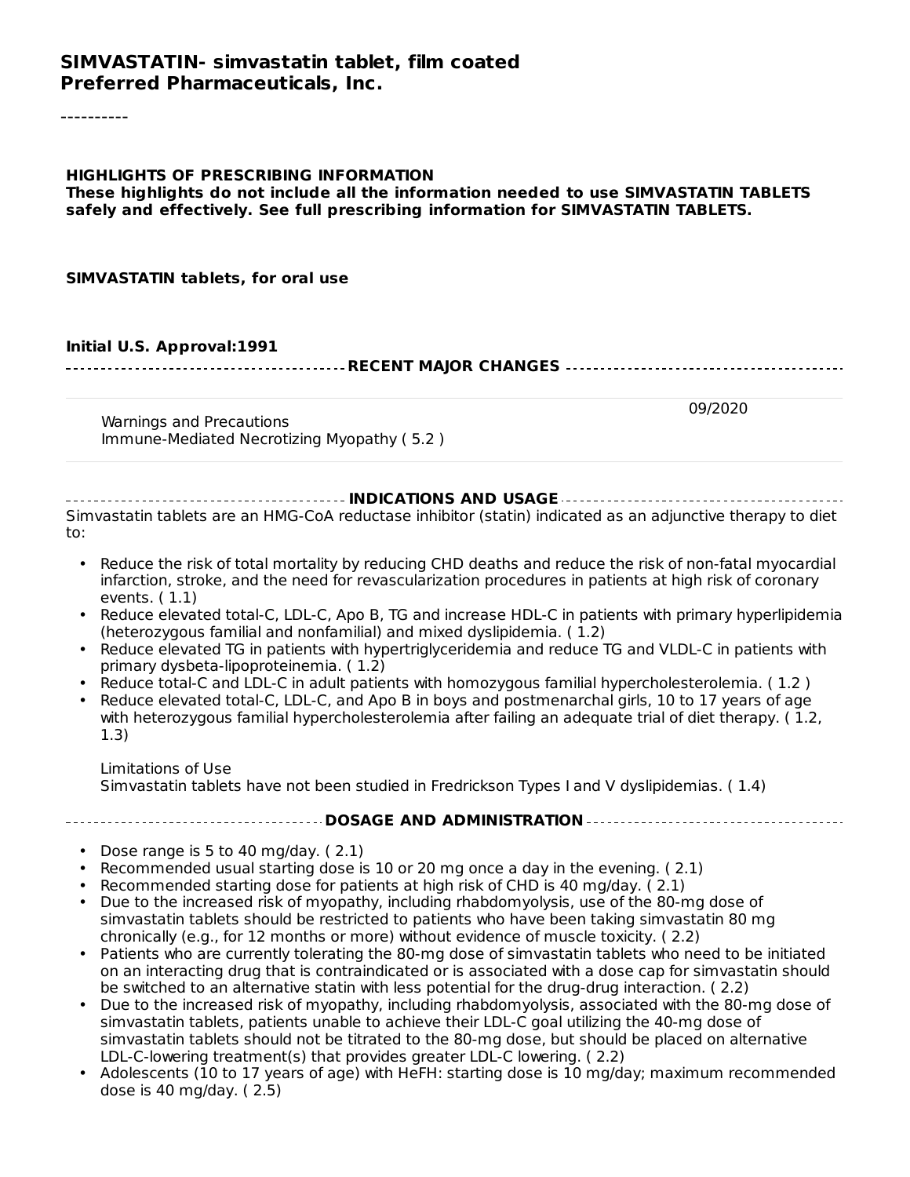**SIMVASTATIN- simvastatin tablet, film coated**
**Preferred Pharmaceuticals, Inc.**

----------

**HIGHLIGHTS OF PRESCRIBING INFORMATION**
**These highlights do not include all the information needed to use SIMVASTATIN TABLETS safely and effectively. See full prescribing information for SIMVASTATIN TABLETS.**

**SIMVASTATIN tablets, for oral use**

**Initial U.S. Approval:1991**

**RECENT MAJOR CHANGES**

| | |
|---|---|
| Warnings and Precautions<br>Immune-Mediated Necrotizing Myopathy ( 5.2 ) | 09/2020 |

**INDICATIONS AND USAGE**

Simvastatin tablets are an HMG-CoA reductase inhibitor (statin) indicated as an adjunctive therapy to diet to:

- Reduce the risk of total mortality by reducing CHD deaths and reduce the risk of non-fatal myocardial infarction, stroke, and the need for revascularization procedures in patients at high risk of coronary events. ( 1.1)
- Reduce elevated total-C, LDL-C, Apo B, TG and increase HDL-C in patients with primary hyperlipidemia (heterozygous familial and nonfamilial) and mixed dyslipidemia. ( 1.2)
- Reduce elevated TG in patients with hypertriglyceridemia and reduce TG and VLDL-C in patients with primary dysbeta-lipoproteinemia. ( 1.2)
- Reduce total-C and LDL-C in adult patients with homozygous familial hypercholesterolemia. ( 1.2 )
- Reduce elevated total-C, LDL-C, and Apo B in boys and postmenarchal girls, 10 to 17 years of age with heterozygous familial hypercholesterolemia after failing an adequate trial of diet therapy. ( 1.2, 1.3)

  Limitations of Use
  Simvastatin tablets have not been studied in Fredrickson Types I and V dyslipidemias. ( 1.4)

**DOSAGE AND ADMINISTRATION**

- Dose range is 5 to 40 mg/day. ( 2.1)
- Recommended usual starting dose is 10 or 20 mg once a day in the evening. ( 2.1)
- Recommended starting dose for patients at high risk of CHD is 40 mg/day. ( 2.1)
- Due to the increased risk of myopathy, including rhabdomyolysis, use of the 80-mg dose of simvastatin tablets should be restricted to patients who have been taking simvastatin 80 mg chronically (e.g., for 12 months or more) without evidence of muscle toxicity. ( 2.2)
- Patients who are currently tolerating the 80-mg dose of simvastatin tablets who need to be initiated on an interacting drug that is contraindicated or is associated with a dose cap for simvastatin should be switched to an alternative statin with less potential for the drug-drug interaction. ( 2.2)
- Due to the increased risk of myopathy, including rhabdomyolysis, associated with the 80-mg dose of simvastatin tablets, patients unable to achieve their LDL-C goal utilizing the 40-mg dose of simvastatin tablets should not be titrated to the 80-mg dose, but should be placed on alternative LDL-C-lowering treatment(s) that provides greater LDL-C lowering. ( 2.2)
- Adolescents (10 to 17 years of age) with HeFH: starting dose is 10 mg/day; maximum recommended dose is 40 mg/day. ( 2.5)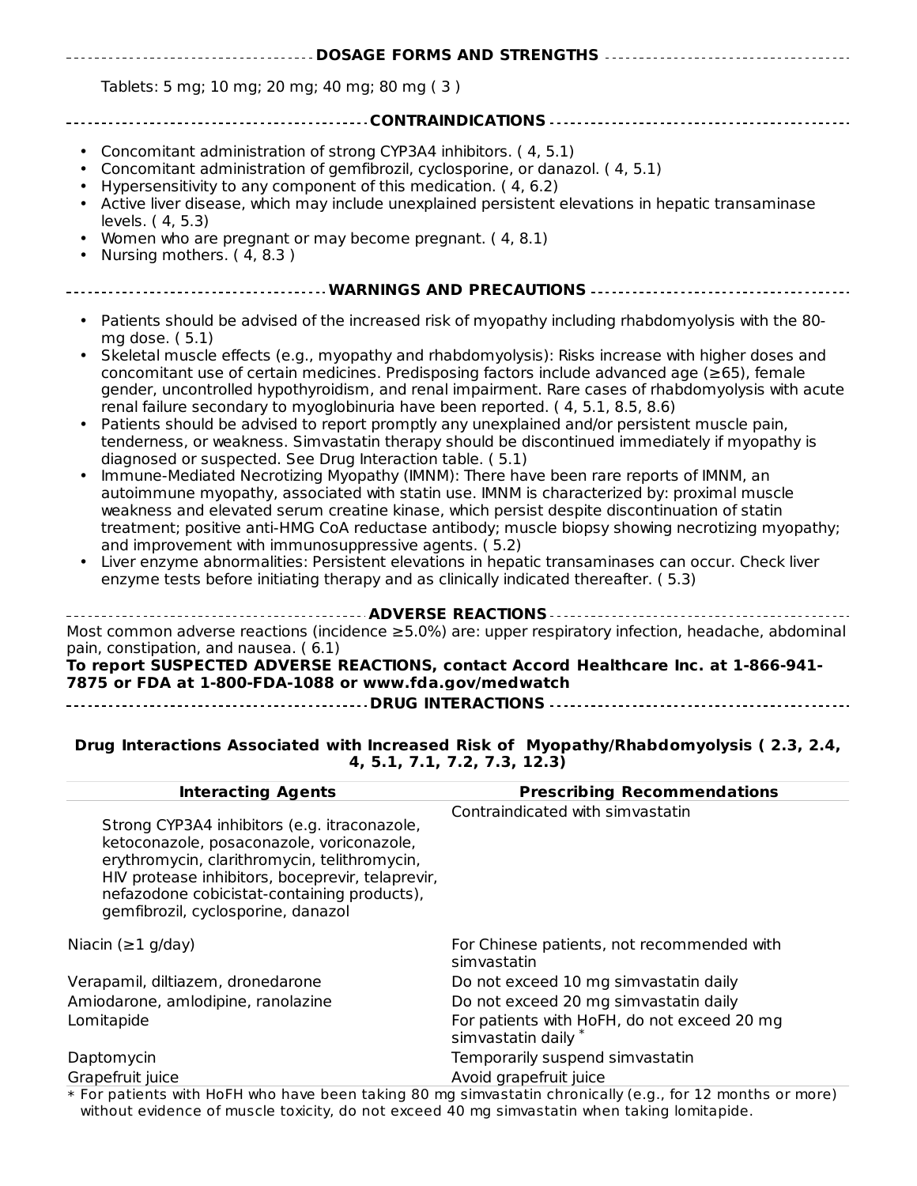## DOSAGE FORMS AND STRENGTHS

Tablets: 5 mg; 10 mg; 20 mg; 40 mg; 80 mg ( 3 )

## CONTRAINDICATIONS

- Concomitant administration of strong CYP3A4 inhibitors. ( 4, 5.1)
- Concomitant administration of gemfibrozil, cyclosporine, or danazol. ( 4, 5.1)
- Hypersensitivity to any component of this medication. ( 4, 6.2)
- Active liver disease, which may include unexplained persistent elevations in hepatic transaminase levels. ( 4, 5.3)
- Women who are pregnant or may become pregnant. ( 4, 8.1)
- Nursing mothers. ( 4, 8.3 )

## WARNINGS AND PRECAUTIONS

- Patients should be advised of the increased risk of myopathy including rhabdomyolysis with the 80-mg dose. ( 5.1)
- Skeletal muscle effects (e.g., myopathy and rhabdomyolysis): Risks increase with higher doses and concomitant use of certain medicines. Predisposing factors include advanced age (≥65), female gender, uncontrolled hypothyroidism, and renal impairment. Rare cases of rhabdomyolysis with acute renal failure secondary to myoglobinuria have been reported. ( 4, 5.1, 8.5, 8.6)
- Patients should be advised to report promptly any unexplained and/or persistent muscle pain, tenderness, or weakness. Simvastatin therapy should be discontinued immediately if myopathy is diagnosed or suspected. See Drug Interaction table. ( 5.1)
- Immune-Mediated Necrotizing Myopathy (IMNM): There have been rare reports of IMNM, an autoimmune myopathy, associated with statin use. IMNM is characterized by: proximal muscle weakness and elevated serum creatine kinase, which persist despite discontinuation of statin treatment; positive anti-HMG CoA reductase antibody; muscle biopsy showing necrotizing myopathy; and improvement with immunosuppressive agents. ( 5.2)
- Liver enzyme abnormalities: Persistent elevations in hepatic transaminases can occur. Check liver enzyme tests before initiating therapy and as clinically indicated thereafter. ( 5.3)

## ADVERSE REACTIONS

Most common adverse reactions (incidence ≥5.0%) are: upper respiratory infection, headache, abdominal pain, constipation, and nausea. ( 6.1)

**To report SUSPECTED ADVERSE REACTIONS, contact Accord Healthcare Inc. at 1-866-941-7875 or FDA at 1-800-FDA-1088 or www.fda.gov/medwatch**

## DRUG INTERACTIONS

**Drug Interactions Associated with Increased Risk of Myopathy/Rhabdomyolysis ( 2.3, 2.4, 4, 5.1, 7.1, 7.2, 7.3, 12.3)**

| Interacting Agents | Prescribing Recommendations |
|---|---|
| Strong CYP3A4 inhibitors (e.g. itraconazole, ketoconazole, posaconazole, voriconazole, erythromycin, clarithromycin, telithromycin, HIV protease inhibitors, boceprevir, telaprevir, nefazodone cobicistat-containing products), gemfibrozil, cyclosporine, danazol | Contraindicated with simvastatin |
| Niacin (≥1 g/day) | For Chinese patients, not recommended with simvastatin |
| Verapamil, diltiazem, dronedarone | Do not exceed 10 mg simvastatin daily |
| Amiodarone, amlodipine, ranolazine | Do not exceed 20 mg simvastatin daily |
| Lomitapide | For patients with HoFH, do not exceed 20 mg simvastatin daily * |
| Daptomycin | Temporarily suspend simvastatin |
| Grapefruit juice | Avoid grapefruit juice |

* For patients with HoFH who have been taking 80 mg simvastatin chronically (e.g., for 12 months or more) without evidence of muscle toxicity, do not exceed 40 mg simvastatin when taking lomitapide.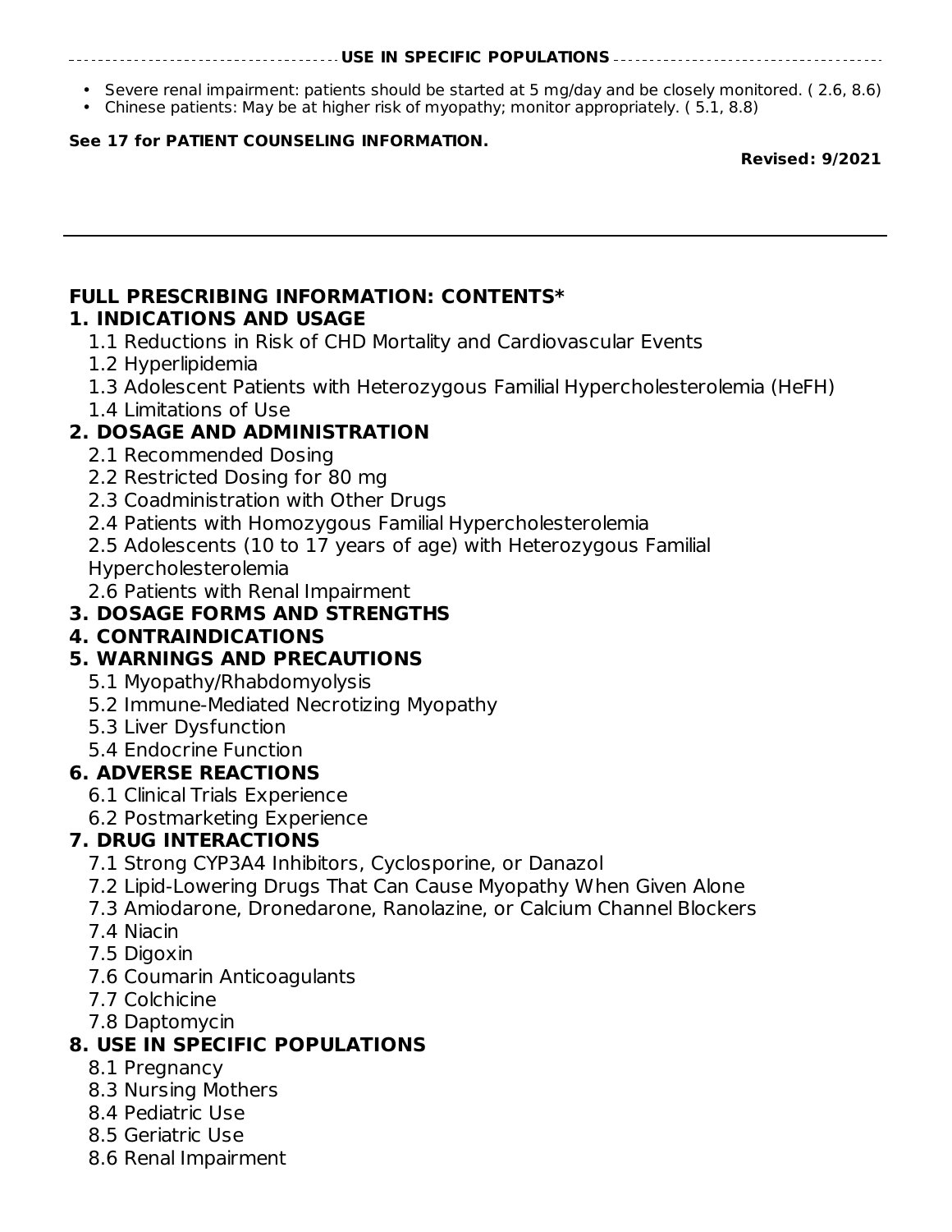#### USE IN SPECIFIC POPULATIONS

- Severe renal impairment: patients should be started at 5 mg/day and be closely monitored. ( 2.6, 8.6)
- Chinese patients: May be at higher risk of myopathy; monitor appropriately. ( 5.1, 8.8)

**See 17 for PATIENT COUNSELING INFORMATION.**

**Revised: 9/2021**

---

## FULL PRESCRIBING INFORMATION: CONTENTS*

**1. INDICATIONS AND USAGE**
- 1.1 Reductions in Risk of CHD Mortality and Cardiovascular Events
- 1.2 Hyperlipidemia
- 1.3 Adolescent Patients with Heterozygous Familial Hypercholesterolemia (HeFH)
- 1.4 Limitations of Use

**2. DOSAGE AND ADMINISTRATION**
- 2.1 Recommended Dosing
- 2.2 Restricted Dosing for 80 mg
- 2.3 Coadministration with Other Drugs
- 2.4 Patients with Homozygous Familial Hypercholesterolemia
- 2.5 Adolescents (10 to 17 years of age) with Heterozygous Familial Hypercholesterolemia
- 2.6 Patients with Renal Impairment

**3. DOSAGE FORMS AND STRENGTHS**

**4. CONTRAINDICATIONS**

**5. WARNINGS AND PRECAUTIONS**
- 5.1 Myopathy/Rhabdomyolysis
- 5.2 Immune-Mediated Necrotizing Myopathy
- 5.3 Liver Dysfunction
- 5.4 Endocrine Function

**6. ADVERSE REACTIONS**
- 6.1 Clinical Trials Experience
- 6.2 Postmarketing Experience

**7. DRUG INTERACTIONS**
- 7.1 Strong CYP3A4 Inhibitors, Cyclosporine, or Danazol
- 7.2 Lipid-Lowering Drugs That Can Cause Myopathy When Given Alone
- 7.3 Amiodarone, Dronedarone, Ranolazine, or Calcium Channel Blockers
- 7.4 Niacin
- 7.5 Digoxin
- 7.6 Coumarin Anticoagulants
- 7.7 Colchicine
- 7.8 Daptomycin

**8. USE IN SPECIFIC POPULATIONS**
- 8.1 Pregnancy
- 8.3 Nursing Mothers
- 8.4 Pediatric Use
- 8.5 Geriatric Use
- 8.6 Renal Impairment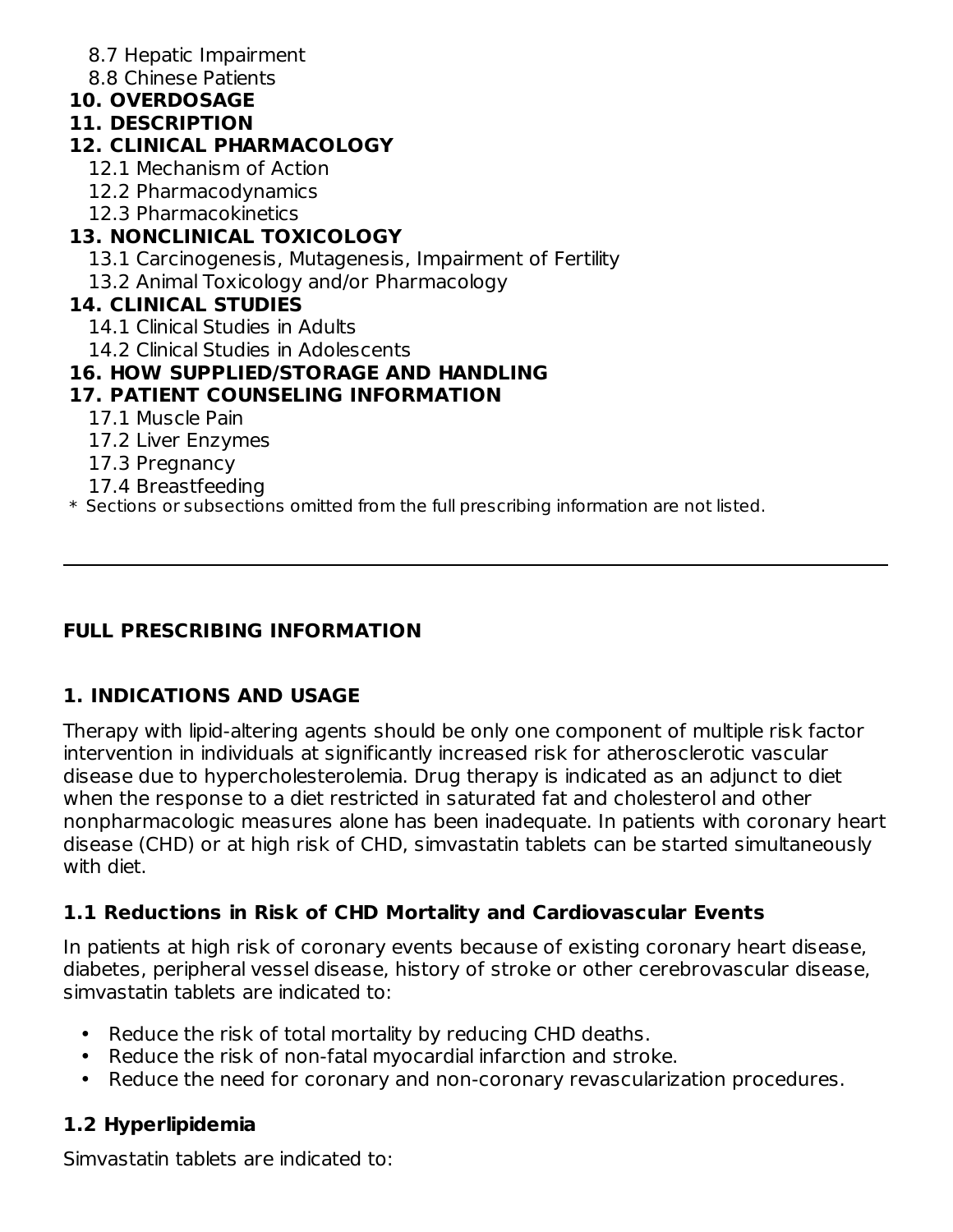8.7 Hepatic Impairment
8.8 Chinese Patients

**10. OVERDOSAGE**

**11. DESCRIPTION**

**12. CLINICAL PHARMACOLOGY**

12.1 Mechanism of Action
12.2 Pharmacodynamics
12.3 Pharmacokinetics

**13. NONCLINICAL TOXICOLOGY**

13.1 Carcinogenesis, Mutagenesis, Impairment of Fertility
13.2 Animal Toxicology and/or Pharmacology

**14. CLINICAL STUDIES**

14.1 Clinical Studies in Adults
14.2 Clinical Studies in Adolescents

**16. HOW SUPPLIED/STORAGE AND HANDLING**

**17. PATIENT COUNSELING INFORMATION**

17.1 Muscle Pain
17.2 Liver Enzymes
17.3 Pregnancy
17.4 Breastfeeding

\* Sections or subsections omitted from the full prescribing information are not listed.

---

## FULL PRESCRIBING INFORMATION

## 1. INDICATIONS AND USAGE

Therapy with lipid-altering agents should be only one component of multiple risk factor intervention in individuals at significantly increased risk for atherosclerotic vascular disease due to hypercholesterolemia. Drug therapy is indicated as an adjunct to diet when the response to a diet restricted in saturated fat and cholesterol and other nonpharmacologic measures alone has been inadequate. In patients with coronary heart disease (CHD) or at high risk of CHD, simvastatin tablets can be started simultaneously with diet.

### 1.1 Reductions in Risk of CHD Mortality and Cardiovascular Events

In patients at high risk of coronary events because of existing coronary heart disease, diabetes, peripheral vessel disease, history of stroke or other cerebrovascular disease, simvastatin tablets are indicated to:

- Reduce the risk of total mortality by reducing CHD deaths.
- Reduce the risk of non-fatal myocardial infarction and stroke.
- Reduce the need for coronary and non-coronary revascularization procedures.

### 1.2 Hyperlipidemia

Simvastatin tablets are indicated to: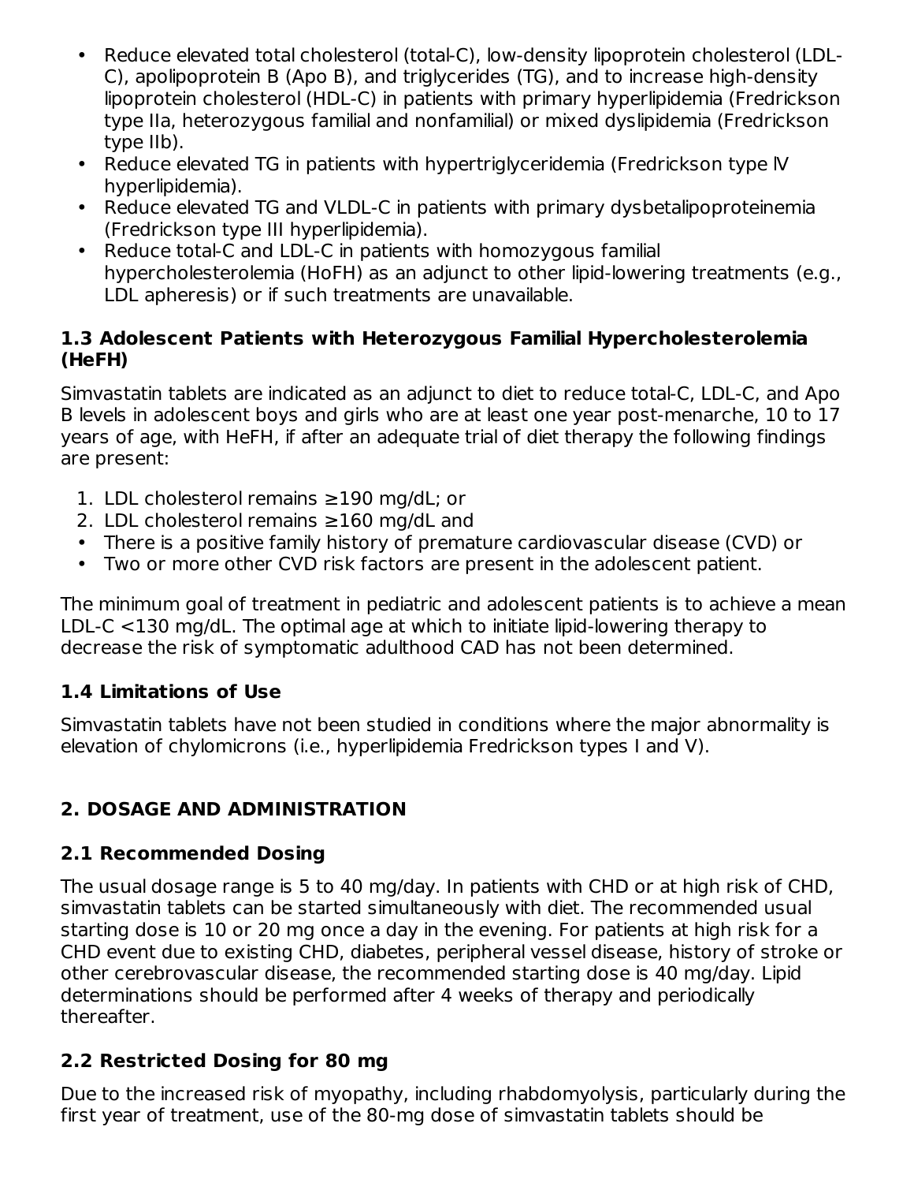- Reduce elevated total cholesterol (total-C), low-density lipoprotein cholesterol (LDL-C), apolipoprotein B (Apo B), and triglycerides (TG), and to increase high-density lipoprotein cholesterol (HDL-C) in patients with primary hyperlipidemia (Fredrickson type IIa, heterozygous familial and nonfamilial) or mixed dyslipidemia (Fredrickson type IIb).
- Reduce elevated TG in patients with hypertriglyceridemia (Fredrickson type lV hyperlipidemia).
- Reduce elevated TG and VLDL-C in patients with primary dysbetalipoproteinemia (Fredrickson type III hyperlipidemia).
- Reduce total-C and LDL-C in patients with homozygous familial hypercholesterolemia (HoFH) as an adjunct to other lipid-lowering treatments (e.g., LDL apheresis) or if such treatments are unavailable.

### 1.3 Adolescent Patients with Heterozygous Familial Hypercholesterolemia (HeFH)

Simvastatin tablets are indicated as an adjunct to diet to reduce total-C, LDL-C, and Apo B levels in adolescent boys and girls who are at least one year post-menarche, 10 to 17 years of age, with HeFH, if after an adequate trial of diet therapy the following findings are present:

1. LDL cholesterol remains ≥190 mg/dL; or
2. LDL cholesterol remains ≥160 mg/dL and

- There is a positive family history of premature cardiovascular disease (CVD) or
- Two or more other CVD risk factors are present in the adolescent patient.

The minimum goal of treatment in pediatric and adolescent patients is to achieve a mean LDL-C <130 mg/dL. The optimal age at which to initiate lipid-lowering therapy to decrease the risk of symptomatic adulthood CAD has not been determined.

### 1.4 Limitations of Use

Simvastatin tablets have not been studied in conditions where the major abnormality is elevation of chylomicrons (i.e., hyperlipidemia Fredrickson types I and V).

## 2. DOSAGE AND ADMINISTRATION

### 2.1 Recommended Dosing

The usual dosage range is 5 to 40 mg/day. In patients with CHD or at high risk of CHD, simvastatin tablets can be started simultaneously with diet. The recommended usual starting dose is 10 or 20 mg once a day in the evening. For patients at high risk for a CHD event due to existing CHD, diabetes, peripheral vessel disease, history of stroke or other cerebrovascular disease, the recommended starting dose is 40 mg/day. Lipid determinations should be performed after 4 weeks of therapy and periodically thereafter.

### 2.2 Restricted Dosing for 80 mg

Due to the increased risk of myopathy, including rhabdomyolysis, particularly during the first year of treatment, use of the 80-mg dose of simvastatin tablets should be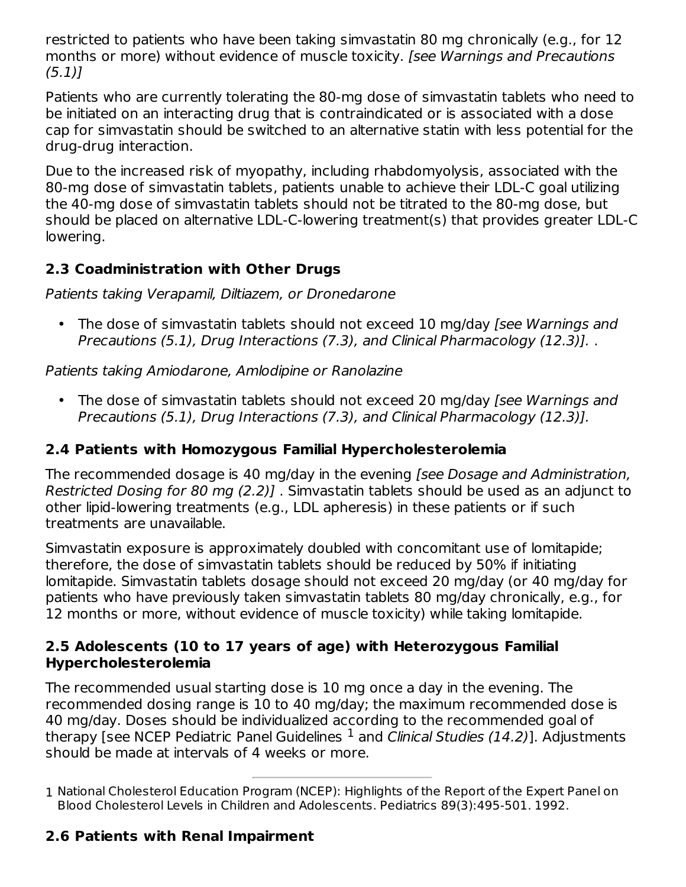restricted to patients who have been taking simvastatin 80 mg chronically (e.g., for 12 months or more) without evidence of muscle toxicity. *[see Warnings and Precautions (5.1)]*

Patients who are currently tolerating the 80-mg dose of simvastatin tablets who need to be initiated on an interacting drug that is contraindicated or is associated with a dose cap for simvastatin should be switched to an alternative statin with less potential for the drug-drug interaction.

Due to the increased risk of myopathy, including rhabdomyolysis, associated with the 80-mg dose of simvastatin tablets, patients unable to achieve their LDL-C goal utilizing the 40-mg dose of simvastatin tablets should not be titrated to the 80-mg dose, but should be placed on alternative LDL-C-lowering treatment(s) that provides greater LDL-C lowering.

### 2.3 Coadministration with Other Drugs

*Patients taking Verapamil, Diltiazem, or Dronedarone*

- The dose of simvastatin tablets should not exceed 10 mg/day *[see Warnings and Precautions (5.1), Drug Interactions (7.3), and Clinical Pharmacology (12.3)]*. .

*Patients taking Amiodarone, Amlodipine or Ranolazine*

- The dose of simvastatin tablets should not exceed 20 mg/day *[see Warnings and Precautions (5.1), Drug Interactions (7.3), and Clinical Pharmacology (12.3)].*

### 2.4 Patients with Homozygous Familial Hypercholesterolemia

The recommended dosage is 40 mg/day in the evening *[see Dosage and Administration, Restricted Dosing for 80 mg (2.2)]* . Simvastatin tablets should be used as an adjunct to other lipid-lowering treatments (e.g., LDL apheresis) in these patients or if such treatments are unavailable.

Simvastatin exposure is approximately doubled with concomitant use of lomitapide; therefore, the dose of simvastatin tablets should be reduced by 50% if initiating lomitapide. Simvastatin tablets dosage should not exceed 20 mg/day (or 40 mg/day for patients who have previously taken simvastatin tablets 80 mg/day chronically, e.g., for 12 months or more, without evidence of muscle toxicity) while taking lomitapide.

### 2.5 Adolescents (10 to 17 years of age) with Heterozygous Familial Hypercholesterolemia

The recommended usual starting dose is 10 mg once a day in the evening. The recommended dosing range is 10 to 40 mg/day; the maximum recommended dose is 40 mg/day. Doses should be individualized according to the recommended goal of therapy [see NCEP Pediatric Panel Guidelines [1] and *Clinical Studies (14.2)*]. Adjustments should be made at intervals of 4 weeks or more.

---

1 National Cholesterol Education Program (NCEP): Highlights of the Report of the Expert Panel on Blood Cholesterol Levels in Children and Adolescents. Pediatrics 89(3):495-501. 1992.

### 2.6 Patients with Renal Impairment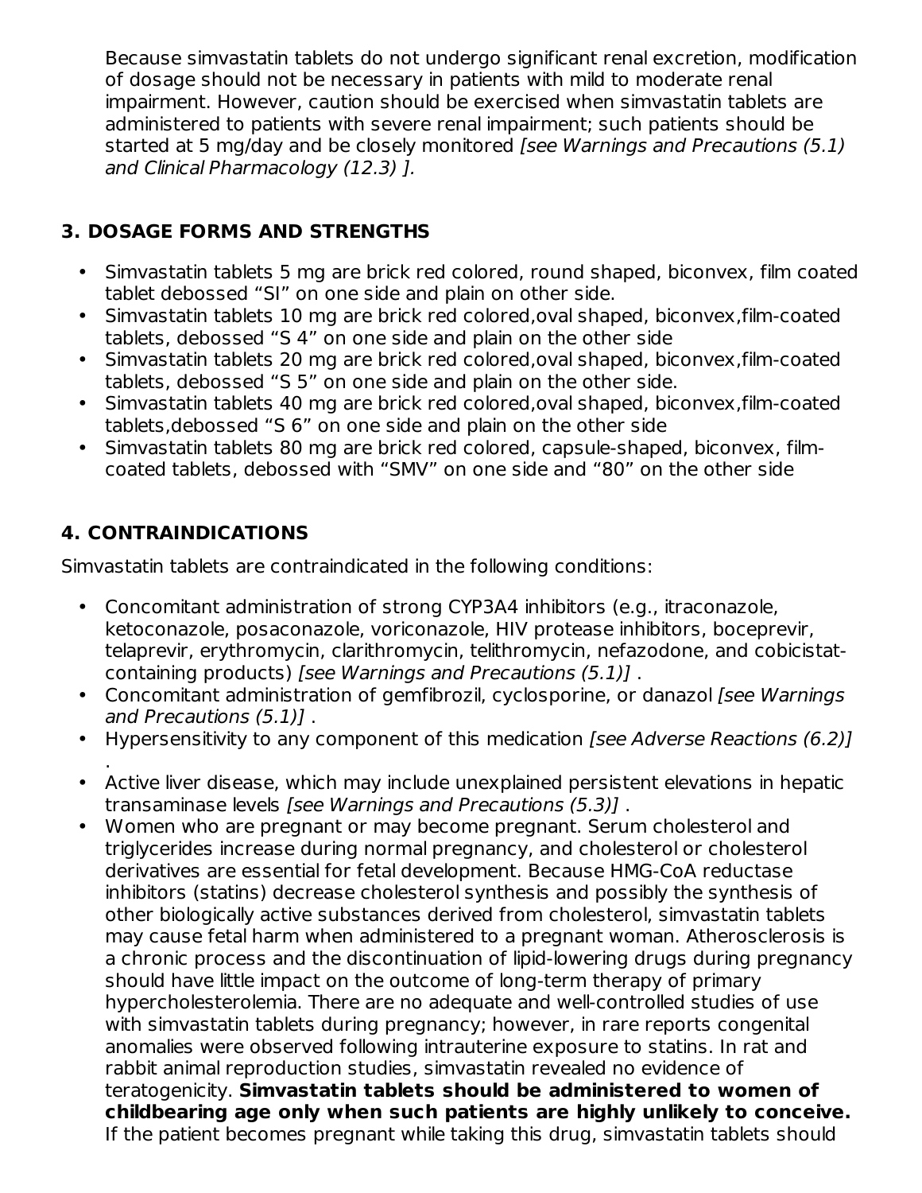Because simvastatin tablets do not undergo significant renal excretion, modification of dosage should not be necessary in patients with mild to moderate renal impairment. However, caution should be exercised when simvastatin tablets are administered to patients with severe renal impairment; such patients should be started at 5 mg/day and be closely monitored *[see Warnings and Precautions (5.1) and Clinical Pharmacology (12.3) ].*

## 3. DOSAGE FORMS AND STRENGTHS

- Simvastatin tablets 5 mg are brick red colored, round shaped, biconvex, film coated tablet debossed “SI” on one side and plain on other side.
- Simvastatin tablets 10 mg are brick red colored,oval shaped, biconvex,film-coated tablets, debossed “S 4” on one side and plain on the other side
- Simvastatin tablets 20 mg are brick red colored,oval shaped, biconvex,film-coated tablets, debossed “S 5” on one side and plain on the other side.
- Simvastatin tablets 40 mg are brick red colored,oval shaped, biconvex,film-coated tablets,debossed “S 6” on one side and plain on the other side
- Simvastatin tablets 80 mg are brick red colored, capsule-shaped, biconvex, film-coated tablets, debossed with “SMV” on one side and “80” on the other side

## 4. CONTRAINDICATIONS

Simvastatin tablets are contraindicated in the following conditions:

- Concomitant administration of strong CYP3A4 inhibitors (e.g., itraconazole, ketoconazole, posaconazole, voriconazole, HIV protease inhibitors, boceprevir, telaprevir, erythromycin, clarithromycin, telithromycin, nefazodone, and cobicistat-containing products) *[see Warnings and Precautions (5.1)]* .
- Concomitant administration of gemfibrozil, cyclosporine, or danazol *[see Warnings and Precautions (5.1)]* .
- Hypersensitivity to any component of this medication *[see Adverse Reactions (6.2)]* .
- Active liver disease, which may include unexplained persistent elevations in hepatic transaminase levels *[see Warnings and Precautions (5.3)]* .
- Women who are pregnant or may become pregnant. Serum cholesterol and triglycerides increase during normal pregnancy, and cholesterol or cholesterol derivatives are essential for fetal development. Because HMG-CoA reductase inhibitors (statins) decrease cholesterol synthesis and possibly the synthesis of other biologically active substances derived from cholesterol, simvastatin tablets may cause fetal harm when administered to a pregnant woman. Atherosclerosis is a chronic process and the discontinuation of lipid-lowering drugs during pregnancy should have little impact on the outcome of long-term therapy of primary hypercholesterolemia. There are no adequate and well-controlled studies of use with simvastatin tablets during pregnancy; however, in rare reports congenital anomalies were observed following intrauterine exposure to statins. In rat and rabbit animal reproduction studies, simvastatin revealed no evidence of teratogenicity. **Simvastatin tablets should be administered to women of childbearing age only when such patients are highly unlikely to conceive.** If the patient becomes pregnant while taking this drug, simvastatin tablets should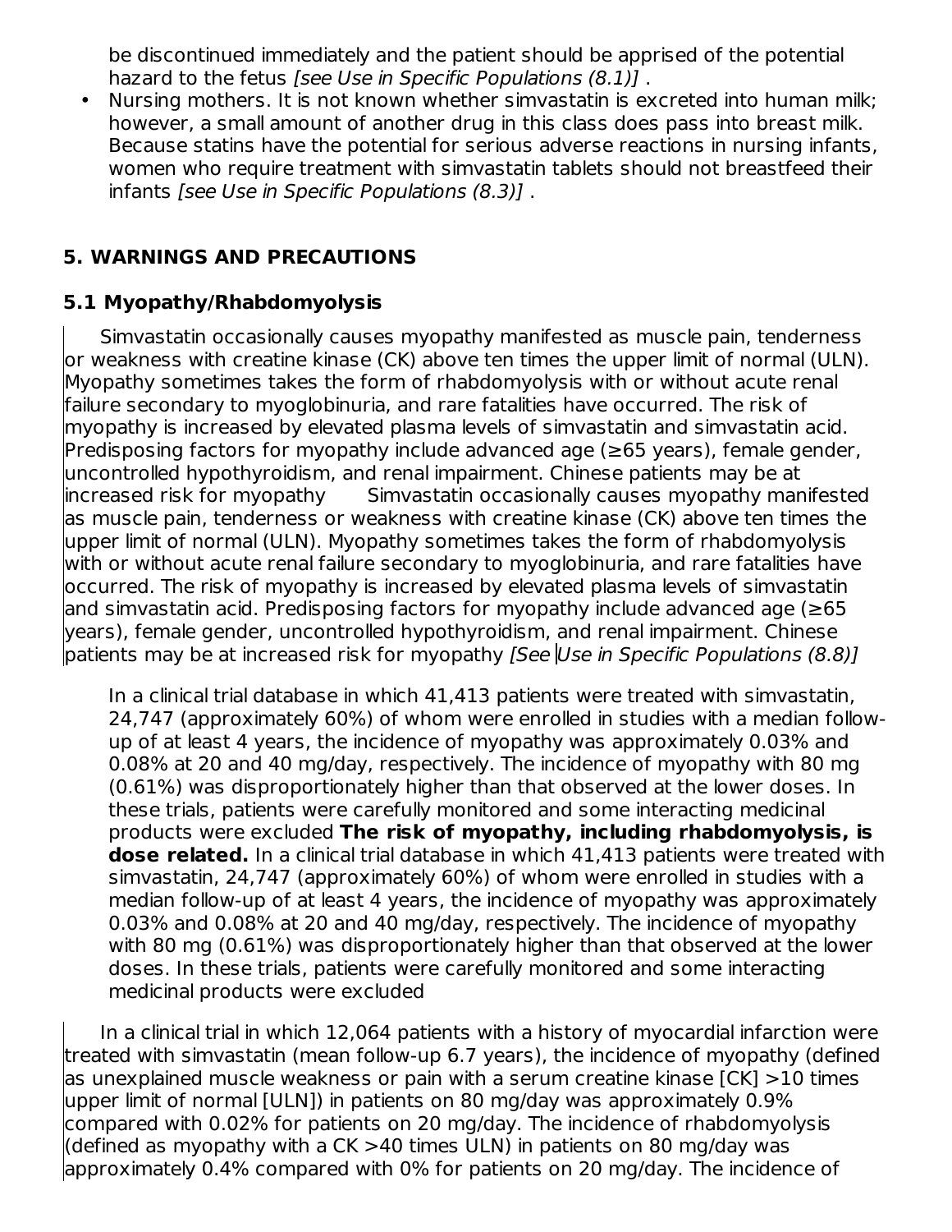be discontinued immediately and the patient should be apprised of the potential hazard to the fetus *[see Use in Specific Populations (8.1)]* .

- Nursing mothers. It is not known whether simvastatin is excreted into human milk; however, a small amount of another drug in this class does pass into breast milk. Because statins have the potential for serious adverse reactions in nursing infants, women who require treatment with simvastatin tablets should not breastfeed their infants *[see Use in Specific Populations (8.3)]* .

## 5. WARNINGS AND PRECAUTIONS

### 5.1 Myopathy/Rhabdomyolysis

Simvastatin occasionally causes myopathy manifested as muscle pain, tenderness or weakness with creatine kinase (CK) above ten times the upper limit of normal (ULN). Myopathy sometimes takes the form of rhabdomyolysis with or without acute renal failure secondary to myoglobinuria, and rare fatalities have occurred. The risk of myopathy is increased by elevated plasma levels of simvastatin and simvastatin acid. Predisposing factors for myopathy include advanced age (≥65 years), female gender, uncontrolled hypothyroidism, and renal impairment. Chinese patients may be at increased risk for myopathy Simvastatin occasionally causes myopathy manifested as muscle pain, tenderness or weakness with creatine kinase (CK) above ten times the upper limit of normal (ULN). Myopathy sometimes takes the form of rhabdomyolysis with or without acute renal failure secondary to myoglobinuria, and rare fatalities have occurred. The risk of myopathy is increased by elevated plasma levels of simvastatin and simvastatin acid. Predisposing factors for myopathy include advanced age (≥65 years), female gender, uncontrolled hypothyroidism, and renal impairment. Chinese patients may be at increased risk for myopathy *[See Use in Specific Populations (8.8)]*

In a clinical trial database in which 41,413 patients were treated with simvastatin, 24,747 (approximately 60%) of whom were enrolled in studies with a median follow-up of at least 4 years, the incidence of myopathy was approximately 0.03% and 0.08% at 20 and 40 mg/day, respectively. The incidence of myopathy with 80 mg (0.61%) was disproportionately higher than that observed at the lower doses. In these trials, patients were carefully monitored and some interacting medicinal products were excluded **The risk of myopathy, including rhabdomyolysis, is dose related.** In a clinical trial database in which 41,413 patients were treated with simvastatin, 24,747 (approximately 60%) of whom were enrolled in studies with a median follow-up of at least 4 years, the incidence of myopathy was approximately 0.03% and 0.08% at 20 and 40 mg/day, respectively. The incidence of myopathy with 80 mg (0.61%) was disproportionately higher than that observed at the lower doses. In these trials, patients were carefully monitored and some interacting medicinal products were excluded

In a clinical trial in which 12,064 patients with a history of myocardial infarction were treated with simvastatin (mean follow-up 6.7 years), the incidence of myopathy (defined as unexplained muscle weakness or pain with a serum creatine kinase [CK] >10 times upper limit of normal [ULN]) in patients on 80 mg/day was approximately 0.9% compared with 0.02% for patients on 20 mg/day. The incidence of rhabdomyolysis (defined as myopathy with a CK >40 times ULN) in patients on 80 mg/day was approximately 0.4% compared with 0% for patients on 20 mg/day. The incidence of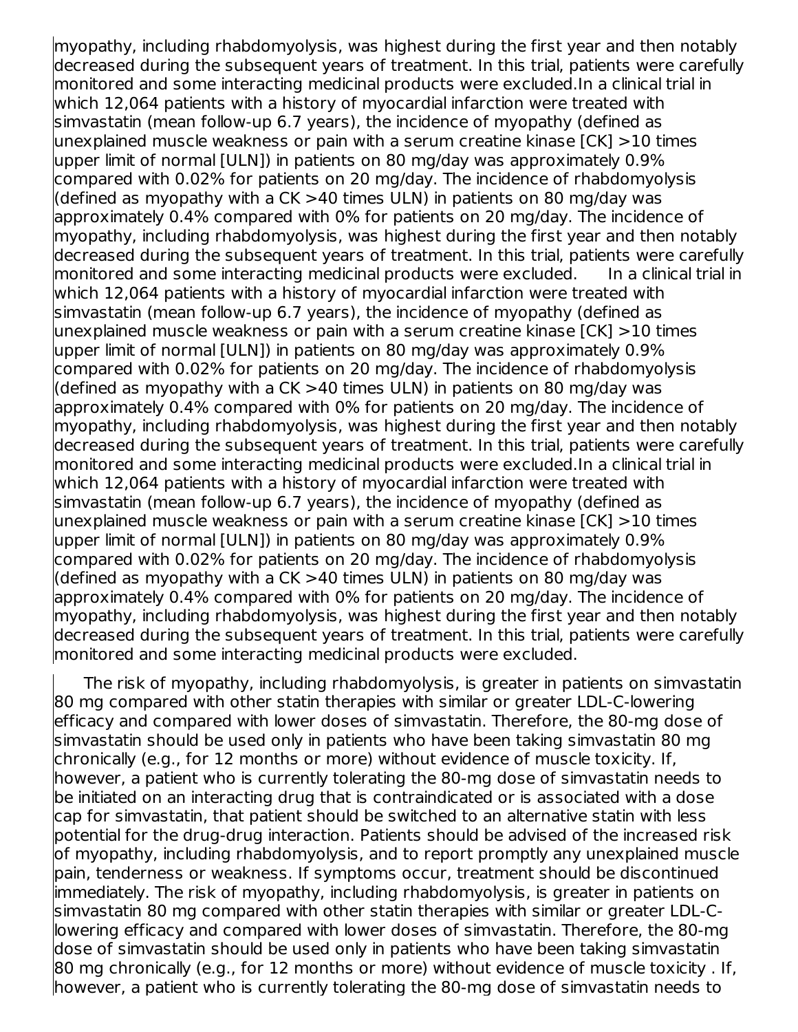myopathy, including rhabdomyolysis, was highest during the first year and then notably decreased during the subsequent years of treatment. In this trial, patients were carefully monitored and some interacting medicinal products were excluded.In a clinical trial in which 12,064 patients with a history of myocardial infarction were treated with simvastatin (mean follow-up 6.7 years), the incidence of myopathy (defined as unexplained muscle weakness or pain with a serum creatine kinase [CK] >10 times upper limit of normal [ULN]) in patients on 80 mg/day was approximately 0.9% compared with 0.02% for patients on 20 mg/day. The incidence of rhabdomyolysis (defined as myopathy with a CK >40 times ULN) in patients on 80 mg/day was approximately 0.4% compared with 0% for patients on 20 mg/day. The incidence of myopathy, including rhabdomyolysis, was highest during the first year and then notably decreased during the subsequent years of treatment. In this trial, patients were carefully monitored and some interacting medicinal products were excluded. In a clinical trial in which 12,064 patients with a history of myocardial infarction were treated with simvastatin (mean follow-up 6.7 years), the incidence of myopathy (defined as unexplained muscle weakness or pain with a serum creatine kinase [CK] >10 times upper limit of normal [ULN]) in patients on 80 mg/day was approximately 0.9% compared with 0.02% for patients on 20 mg/day. The incidence of rhabdomyolysis (defined as myopathy with a CK >40 times ULN) in patients on 80 mg/day was approximately 0.4% compared with 0% for patients on 20 mg/day. The incidence of myopathy, including rhabdomyolysis, was highest during the first year and then notably decreased during the subsequent years of treatment. In this trial, patients were carefully monitored and some interacting medicinal products were excluded.In a clinical trial in which 12,064 patients with a history of myocardial infarction were treated with simvastatin (mean follow-up 6.7 years), the incidence of myopathy (defined as unexplained muscle weakness or pain with a serum creatine kinase [CK] >10 times upper limit of normal [ULN]) in patients on 80 mg/day was approximately 0.9% compared with 0.02% for patients on 20 mg/day. The incidence of rhabdomyolysis (defined as myopathy with a CK >40 times ULN) in patients on 80 mg/day was approximately 0.4% compared with 0% for patients on 20 mg/day. The incidence of myopathy, including rhabdomyolysis, was highest during the first year and then notably decreased during the subsequent years of treatment. In this trial, patients were carefully monitored and some interacting medicinal products were excluded.

The risk of myopathy, including rhabdomyolysis, is greater in patients on simvastatin 80 mg compared with other statin therapies with similar or greater LDL-C-lowering efficacy and compared with lower doses of simvastatin. Therefore, the 80-mg dose of simvastatin should be used only in patients who have been taking simvastatin 80 mg chronically (e.g., for 12 months or more) without evidence of muscle toxicity. If, however, a patient who is currently tolerating the 80-mg dose of simvastatin needs to be initiated on an interacting drug that is contraindicated or is associated with a dose cap for simvastatin, that patient should be switched to an alternative statin with less potential for the drug-drug interaction. Patients should be advised of the increased risk of myopathy, including rhabdomyolysis, and to report promptly any unexplained muscle pain, tenderness or weakness. If symptoms occur, treatment should be discontinued immediately. The risk of myopathy, including rhabdomyolysis, is greater in patients on simvastatin 80 mg compared with other statin therapies with similar or greater LDL-C-lowering efficacy and compared with lower doses of simvastatin. Therefore, the 80-mg dose of simvastatin should be used only in patients who have been taking simvastatin 80 mg chronically (e.g., for 12 months or more) without evidence of muscle toxicity . If, however, a patient who is currently tolerating the 80-mg dose of simvastatin needs to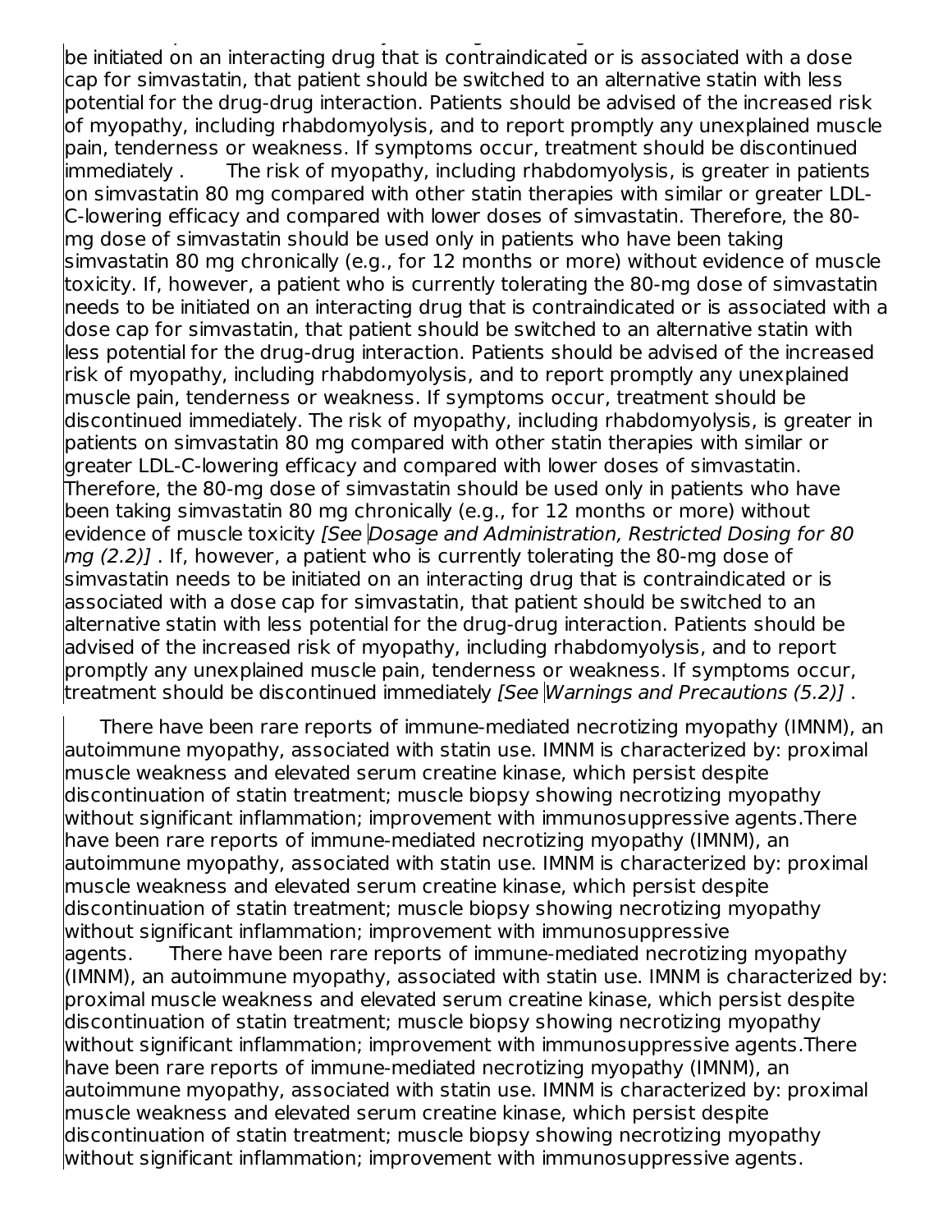be initiated on an interacting drug that is contraindicated or is associated with a dose cap for simvastatin, that patient should be switched to an alternative statin with less potential for the drug-drug interaction. Patients should be advised of the increased risk of myopathy, including rhabdomyolysis, and to report promptly any unexplained muscle pain, tenderness or weakness. If symptoms occur, treatment should be discontinued immediately . The risk of myopathy, including rhabdomyolysis, is greater in patients on simvastatin 80 mg compared with other statin therapies with similar or greater LDL-C-lowering efficacy and compared with lower doses of simvastatin. Therefore, the 80-mg dose of simvastatin should be used only in patients who have been taking simvastatin 80 mg chronically (e.g., for 12 months or more) without evidence of muscle toxicity. If, however, a patient who is currently tolerating the 80-mg dose of simvastatin needs to be initiated on an interacting drug that is contraindicated or is associated with a dose cap for simvastatin, that patient should be switched to an alternative statin with less potential for the drug-drug interaction. Patients should be advised of the increased risk of myopathy, including rhabdomyolysis, and to report promptly any unexplained muscle pain, tenderness or weakness. If symptoms occur, treatment should be discontinued immediately. The risk of myopathy, including rhabdomyolysis, is greater in patients on simvastatin 80 mg compared with other statin therapies with similar or greater LDL-C-lowering efficacy and compared with lower doses of simvastatin. Therefore, the 80-mg dose of simvastatin should be used only in patients who have been taking simvastatin 80 mg chronically (e.g., for 12 months or more) without evidence of muscle toxicity *[See Dosage and Administration, Restricted Dosing for 80 mg (2.2)]* . If, however, a patient who is currently tolerating the 80-mg dose of simvastatin needs to be initiated on an interacting drug that is contraindicated or is associated with a dose cap for simvastatin, that patient should be switched to an alternative statin with less potential for the drug-drug interaction. Patients should be advised of the increased risk of myopathy, including rhabdomyolysis, and to report promptly any unexplained muscle pain, tenderness or weakness. If symptoms occur, treatment should be discontinued immediately *[See Warnings and Precautions (5.2)]* .

There have been rare reports of immune-mediated necrotizing myopathy (IMNM), an autoimmune myopathy, associated with statin use. IMNM is characterized by: proximal muscle weakness and elevated serum creatine kinase, which persist despite discontinuation of statin treatment; muscle biopsy showing necrotizing myopathy without significant inflammation; improvement with immunosuppressive agents.There have been rare reports of immune-mediated necrotizing myopathy (IMNM), an autoimmune myopathy, associated with statin use. IMNM is characterized by: proximal muscle weakness and elevated serum creatine kinase, which persist despite discontinuation of statin treatment; muscle biopsy showing necrotizing myopathy without significant inflammation; improvement with immunosuppressive agents. There have been rare reports of immune-mediated necrotizing myopathy (IMNM), an autoimmune myopathy, associated with statin use. IMNM is characterized by: proximal muscle weakness and elevated serum creatine kinase, which persist despite discontinuation of statin treatment; muscle biopsy showing necrotizing myopathy without significant inflammation; improvement with immunosuppressive agents.There have been rare reports of immune-mediated necrotizing myopathy (IMNM), an autoimmune myopathy, associated with statin use. IMNM is characterized by: proximal muscle weakness and elevated serum creatine kinase, which persist despite discontinuation of statin treatment; muscle biopsy showing necrotizing myopathy without significant inflammation; improvement with immunosuppressive agents.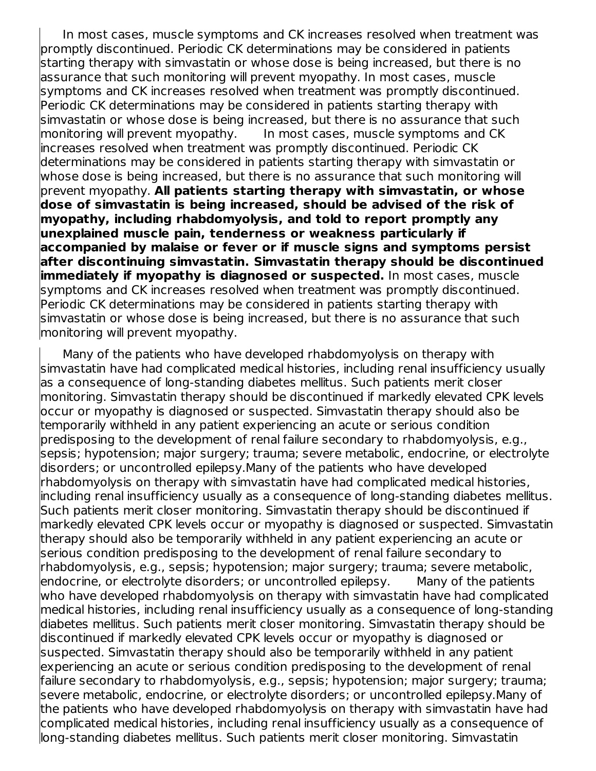In most cases, muscle symptoms and CK increases resolved when treatment was promptly discontinued. Periodic CK determinations may be considered in patients starting therapy with simvastatin or whose dose is being increased, but there is no assurance that such monitoring will prevent myopathy. In most cases, muscle symptoms and CK increases resolved when treatment was promptly discontinued. Periodic CK determinations may be considered in patients starting therapy with simvastatin or whose dose is being increased, but there is no assurance that such monitoring will prevent myopathy. In most cases, muscle symptoms and CK increases resolved when treatment was promptly discontinued. Periodic CK determinations may be considered in patients starting therapy with simvastatin or whose dose is being increased, but there is no assurance that such monitoring will prevent myopathy. **All patients starting therapy with simvastatin, or whose dose of simvastatin is being increased, should be advised of the risk of myopathy, including rhabdomyolysis, and told to report promptly any unexplained muscle pain, tenderness or weakness particularly if accompanied by malaise or fever or if muscle signs and symptoms persist after discontinuing simvastatin. Simvastatin therapy should be discontinued immediately if myopathy is diagnosed or suspected.** In most cases, muscle symptoms and CK increases resolved when treatment was promptly discontinued. Periodic CK determinations may be considered in patients starting therapy with simvastatin or whose dose is being increased, but there is no assurance that such monitoring will prevent myopathy.

Many of the patients who have developed rhabdomyolysis on therapy with simvastatin have had complicated medical histories, including renal insufficiency usually as a consequence of long-standing diabetes mellitus. Such patients merit closer monitoring. Simvastatin therapy should be discontinued if markedly elevated CPK levels occur or myopathy is diagnosed or suspected. Simvastatin therapy should also be temporarily withheld in any patient experiencing an acute or serious condition predisposing to the development of renal failure secondary to rhabdomyolysis, e.g., sepsis; hypotension; major surgery; trauma; severe metabolic, endocrine, or electrolyte disorders; or uncontrolled epilepsy.Many of the patients who have developed rhabdomyolysis on therapy with simvastatin have had complicated medical histories, including renal insufficiency usually as a consequence of long-standing diabetes mellitus. Such patients merit closer monitoring. Simvastatin therapy should be discontinued if markedly elevated CPK levels occur or myopathy is diagnosed or suspected. Simvastatin therapy should also be temporarily withheld in any patient experiencing an acute or serious condition predisposing to the development of renal failure secondary to rhabdomyolysis, e.g., sepsis; hypotension; major surgery; trauma; severe metabolic, endocrine, or electrolyte disorders; or uncontrolled epilepsy. Many of the patients who have developed rhabdomyolysis on therapy with simvastatin have had complicated medical histories, including renal insufficiency usually as a consequence of long-standing diabetes mellitus. Such patients merit closer monitoring. Simvastatin therapy should be discontinued if markedly elevated CPK levels occur or myopathy is diagnosed or suspected. Simvastatin therapy should also be temporarily withheld in any patient experiencing an acute or serious condition predisposing to the development of renal failure secondary to rhabdomyolysis, e.g., sepsis; hypotension; major surgery; trauma; severe metabolic, endocrine, or electrolyte disorders; or uncontrolled epilepsy.Many of the patients who have developed rhabdomyolysis on therapy with simvastatin have had complicated medical histories, including renal insufficiency usually as a consequence of long-standing diabetes mellitus. Such patients merit closer monitoring. Simvastatin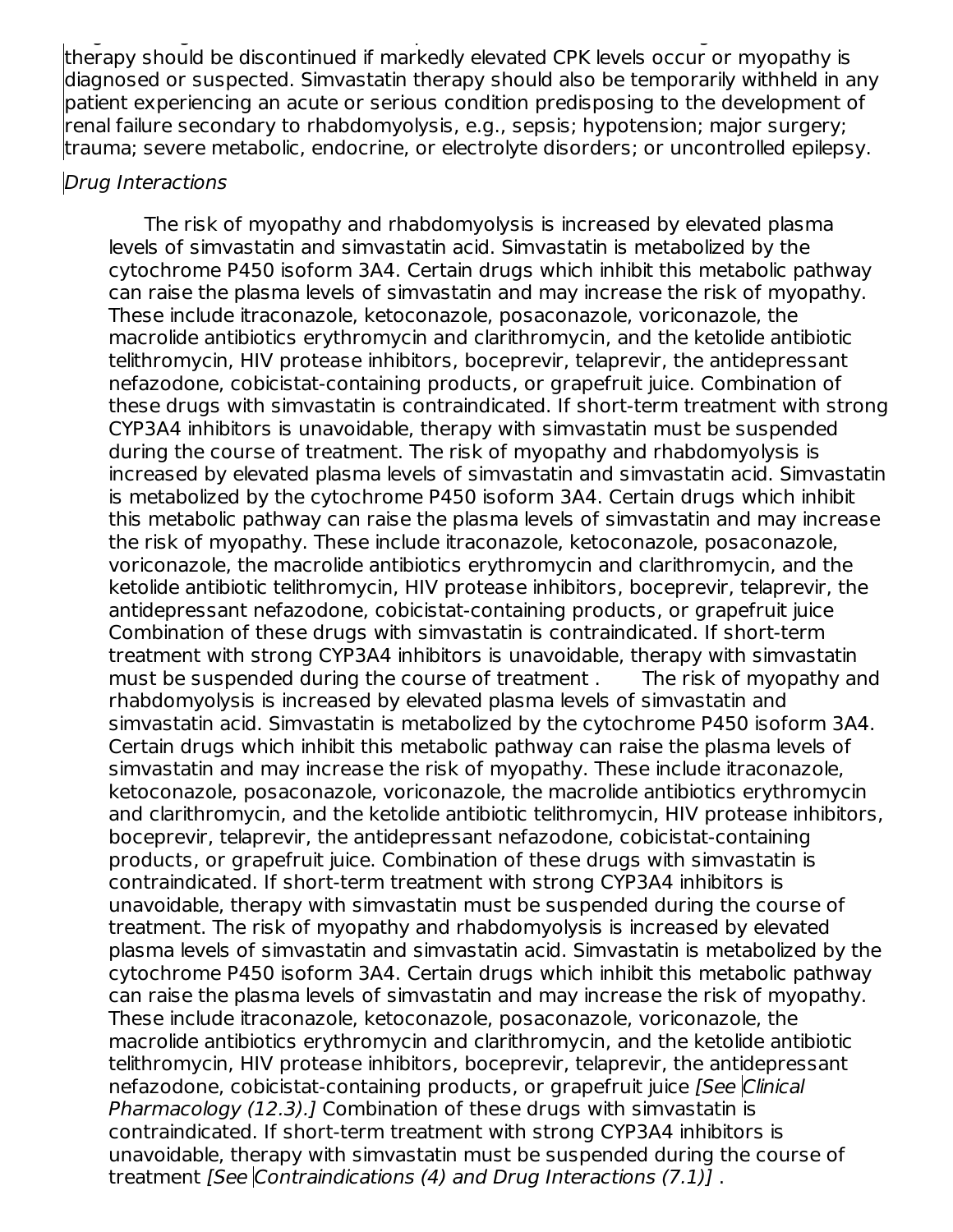therapy should be discontinued if markedly elevated CPK levels occur or myopathy is diagnosed or suspected. Simvastatin therapy should also be temporarily withheld in any patient experiencing an acute or serious condition predisposing to the development of renal failure secondary to rhabdomyolysis, e.g., sepsis; hypotension; major surgery; trauma; severe metabolic, endocrine, or electrolyte disorders; or uncontrolled epilepsy.

*Drug Interactions*

The risk of myopathy and rhabdomyolysis is increased by elevated plasma levels of simvastatin and simvastatin acid. Simvastatin is metabolized by the cytochrome P450 isoform 3A4. Certain drugs which inhibit this metabolic pathway can raise the plasma levels of simvastatin and may increase the risk of myopathy. These include itraconazole, ketoconazole, posaconazole, voriconazole, the macrolide antibiotics erythromycin and clarithromycin, and the ketolide antibiotic telithromycin, HIV protease inhibitors, boceprevir, telaprevir, the antidepressant nefazodone, cobicistat-containing products, or grapefruit juice. Combination of these drugs with simvastatin is contraindicated. If short-term treatment with strong CYP3A4 inhibitors is unavoidable, therapy with simvastatin must be suspended during the course of treatment. The risk of myopathy and rhabdomyolysis is increased by elevated plasma levels of simvastatin and simvastatin acid. Simvastatin is metabolized by the cytochrome P450 isoform 3A4. Certain drugs which inhibit this metabolic pathway can raise the plasma levels of simvastatin and may increase the risk of myopathy. These include itraconazole, ketoconazole, posaconazole, voriconazole, the macrolide antibiotics erythromycin and clarithromycin, and the ketolide antibiotic telithromycin, HIV protease inhibitors, boceprevir, telaprevir, the antidepressant nefazodone, cobicistat-containing products, or grapefruit juice Combination of these drugs with simvastatin is contraindicated. If short-term treatment with strong CYP3A4 inhibitors is unavoidable, therapy with simvastatin must be suspended during the course of treatment . The risk of myopathy and rhabdomyolysis is increased by elevated plasma levels of simvastatin and simvastatin acid. Simvastatin is metabolized by the cytochrome P450 isoform 3A4. Certain drugs which inhibit this metabolic pathway can raise the plasma levels of simvastatin and may increase the risk of myopathy. These include itraconazole, ketoconazole, posaconazole, voriconazole, the macrolide antibiotics erythromycin and clarithromycin, and the ketolide antibiotic telithromycin, HIV protease inhibitors, boceprevir, telaprevir, the antidepressant nefazodone, cobicistat-containing products, or grapefruit juice. Combination of these drugs with simvastatin is contraindicated. If short-term treatment with strong CYP3A4 inhibitors is unavoidable, therapy with simvastatin must be suspended during the course of treatment. The risk of myopathy and rhabdomyolysis is increased by elevated plasma levels of simvastatin and simvastatin acid. Simvastatin is metabolized by the cytochrome P450 isoform 3A4. Certain drugs which inhibit this metabolic pathway can raise the plasma levels of simvastatin and may increase the risk of myopathy. These include itraconazole, ketoconazole, posaconazole, voriconazole, the macrolide antibiotics erythromycin and clarithromycin, and the ketolide antibiotic telithromycin, HIV protease inhibitors, boceprevir, telaprevir, the antidepressant nefazodone, cobicistat-containing products, or grapefruit juice *[See Clinical Pharmacology (12.3).]* Combination of these drugs with simvastatin is contraindicated. If short-term treatment with strong CYP3A4 inhibitors is unavoidable, therapy with simvastatin must be suspended during the course of treatment *[See Contraindications (4) and Drug Interactions (7.1)]* .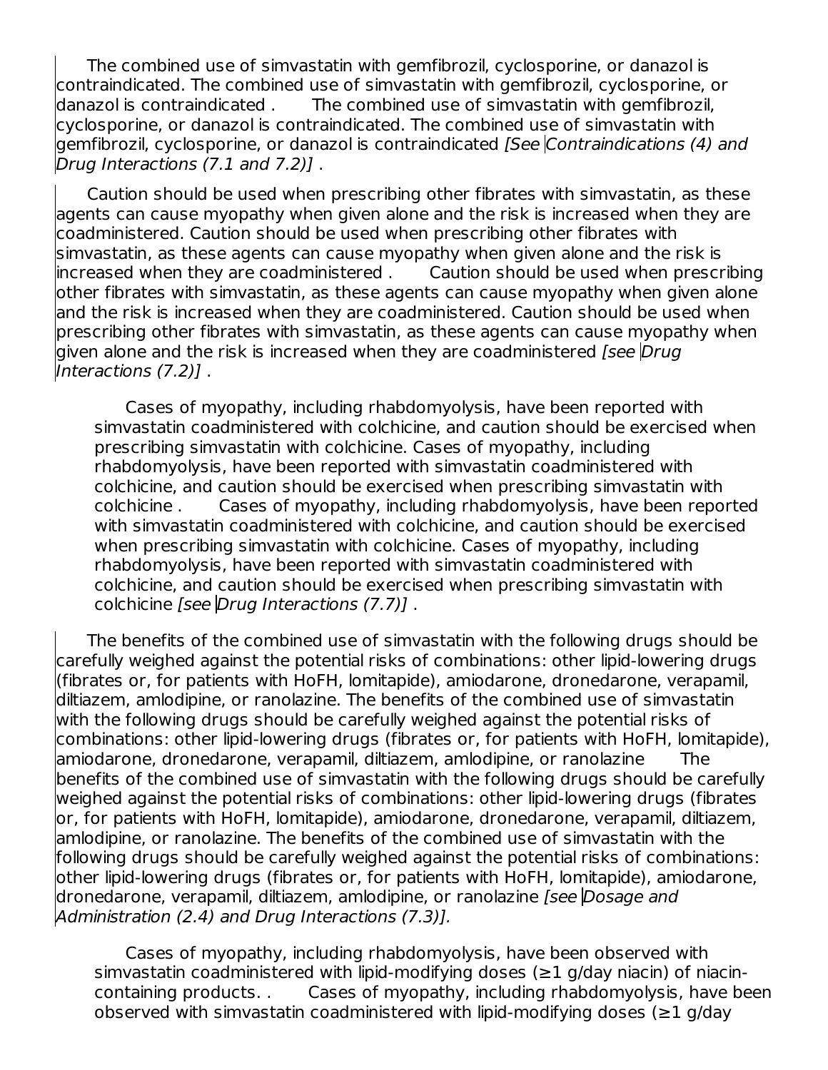The combined use of simvastatin with gemfibrozil, cyclosporine, or danazol is contraindicated. The combined use of simvastatin with gemfibrozil, cyclosporine, or danazol is contraindicated .  The combined use of simvastatin with gemfibrozil, cyclosporine, or danazol is contraindicated. The combined use of simvastatin with gemfibrozil, cyclosporine, or danazol is contraindicated *[See Contraindications (4) and Drug Interactions (7.1 and 7.2)]* .

Caution should be used when prescribing other fibrates with simvastatin, as these agents can cause myopathy when given alone and the risk is increased when they are coadministered. Caution should be used when prescribing other fibrates with simvastatin, as these agents can cause myopathy when given alone and the risk is increased when they are coadministered .  Caution should be used when prescribing other fibrates with simvastatin, as these agents can cause myopathy when given alone and the risk is increased when they are coadministered. Caution should be used when prescribing other fibrates with simvastatin, as these agents can cause myopathy when given alone and the risk is increased when they are coadministered *[see Drug Interactions (7.2)]* .

Cases of myopathy, including rhabdomyolysis, have been reported with simvastatin coadministered with colchicine, and caution should be exercised when prescribing simvastatin with colchicine. Cases of myopathy, including rhabdomyolysis, have been reported with simvastatin coadministered with colchicine, and caution should be exercised when prescribing simvastatin with colchicine .  Cases of myopathy, including rhabdomyolysis, have been reported with simvastatin coadministered with colchicine, and caution should be exercised when prescribing simvastatin with colchicine. Cases of myopathy, including rhabdomyolysis, have been reported with simvastatin coadministered with colchicine, and caution should be exercised when prescribing simvastatin with colchicine *[see Drug Interactions (7.7)]* .

The benefits of the combined use of simvastatin with the following drugs should be carefully weighed against the potential risks of combinations: other lipid-lowering drugs (fibrates or, for patients with HoFH, lomitapide), amiodarone, dronedarone, verapamil, diltiazem, amlodipine, or ranolazine. The benefits of the combined use of simvastatin with the following drugs should be carefully weighed against the potential risks of combinations: other lipid-lowering drugs (fibrates or, for patients with HoFH, lomitapide), amiodarone, dronedarone, verapamil, diltiazem, amlodipine, or ranolazine  The benefits of the combined use of simvastatin with the following drugs should be carefully weighed against the potential risks of combinations: other lipid-lowering drugs (fibrates or, for patients with HoFH, lomitapide), amiodarone, dronedarone, verapamil, diltiazem, amlodipine, or ranolazine. The benefits of the combined use of simvastatin with the following drugs should be carefully weighed against the potential risks of combinations: other lipid-lowering drugs (fibrates or, for patients with HoFH, lomitapide), amiodarone, dronedarone, verapamil, diltiazem, amlodipine, or ranolazine *[see Dosage and Administration (2.4) and Drug Interactions (7.3)].*

Cases of myopathy, including rhabdomyolysis, have been observed with simvastatin coadministered with lipid-modifying doses (≥1 g/day niacin) of niacin-containing products. .  Cases of myopathy, including rhabdomyolysis, have been observed with simvastatin coadministered with lipid-modifying doses (≥1 g/day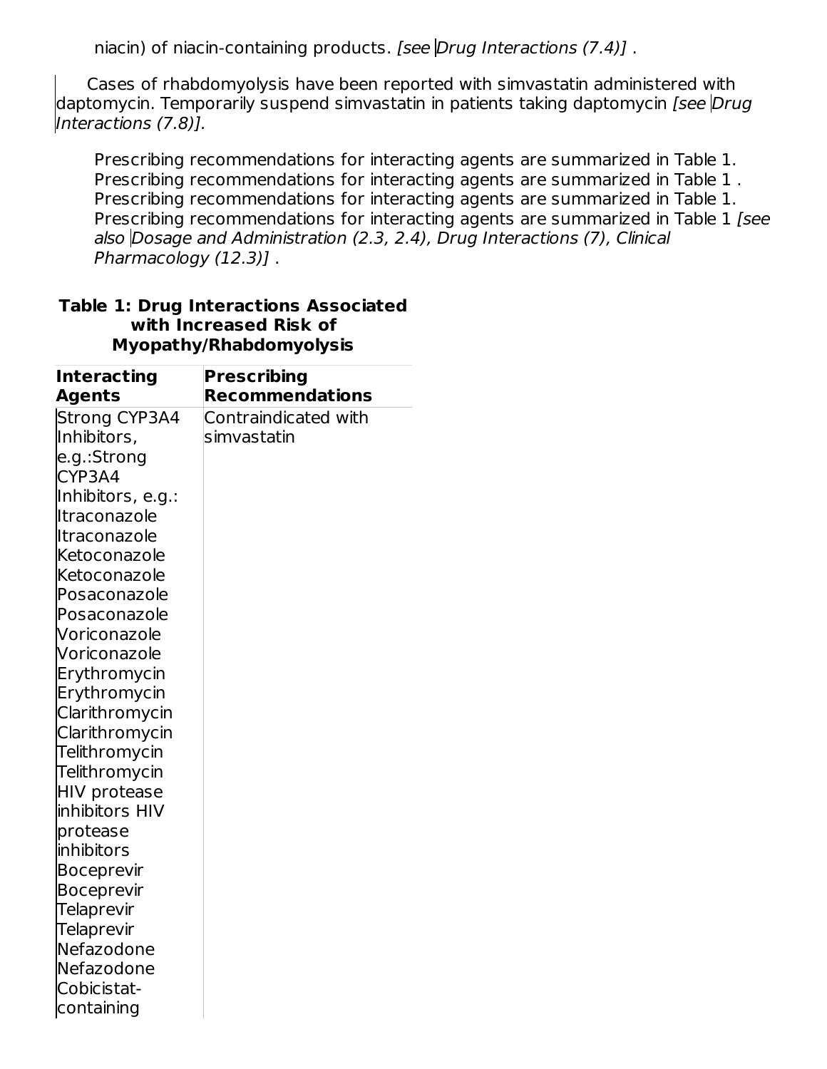niacin) of niacin-containing products. *[see Drug Interactions (7.4)]* .

Cases of rhabdomyolysis have been reported with simvastatin administered with daptomycin. Temporarily suspend simvastatin in patients taking daptomycin *[see Drug Interactions (7.8)].*

Prescribing recommendations for interacting agents are summarized in Table 1. Prescribing recommendations for interacting agents are summarized in Table 1 . Prescribing recommendations for interacting agents are summarized in Table 1. Prescribing recommendations for interacting agents are summarized in Table 1 *[see also Dosage and Administration (2.3, 2.4), Drug Interactions (7), Clinical Pharmacology (12.3)]* .

**Table 1: Drug Interactions Associated with Increased Risk of Myopathy/Rhabdomyolysis**

| Interacting Agents | Prescribing Recommendations |
|---|---|
| Strong CYP3A4 Inhibitors, e.g.:Strong CYP3A4 Inhibitors, e.g.: Itraconazole Itraconazole Ketoconazole Ketoconazole Posaconazole Posaconazole Voriconazole Voriconazole Erythromycin Erythromycin Clarithromycin Clarithromycin Telithromycin Telithromycin HIV protease inhibitors HIV protease inhibitors Boceprevir Boceprevir Telaprevir Telaprevir Nefazodone Nefazodone Cobicistat-containing | Contraindicated with simvastatin |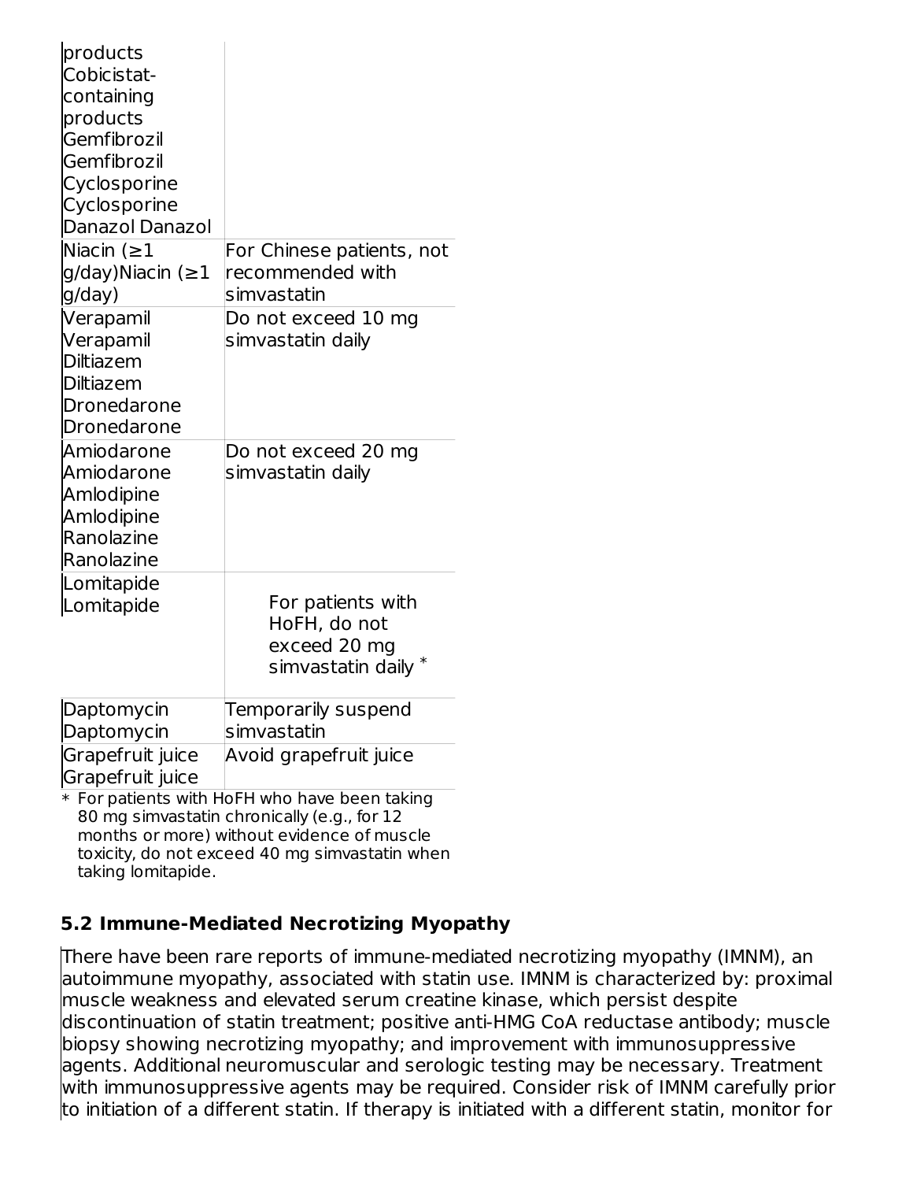| | |
|---|---|
| products Cobicistat-containing products Gemfibrozil Gemfibrozil Cyclosporine Cyclosporine Danazol Danazol | |
| Niacin (≥1 g/day)Niacin (≥1 g/day) | For Chinese patients, not recommended with simvastatin |
| Verapamil Verapamil Diltiazem Diltiazem Dronedarone Dronedarone | Do not exceed 10 mg simvastatin daily |
| Amiodarone Amiodarone Amlodipine Amlodipine Ranolazine Ranolazine | Do not exceed 20 mg simvastatin daily |
| Lomitapide Lomitapide | For patients with HoFH, do not exceed 20 mg simvastatin daily * |
| Daptomycin Daptomycin | Temporarily suspend simvastatin |
| Grapefruit juice Grapefruit juice | Avoid grapefruit juice |

\* For patients with HoFH who have been taking 80 mg simvastatin chronically (e.g., for 12 months or more) without evidence of muscle toxicity, do not exceed 40 mg simvastatin when taking lomitapide.

## 5.2 Immune-Mediated Necrotizing Myopathy

There have been rare reports of immune-mediated necrotizing myopathy (IMNM), an autoimmune myopathy, associated with statin use. IMNM is characterized by: proximal muscle weakness and elevated serum creatine kinase, which persist despite discontinuation of statin treatment; positive anti-HMG CoA reductase antibody; muscle biopsy showing necrotizing myopathy; and improvement with immunosuppressive agents. Additional neuromuscular and serologic testing may be necessary. Treatment with immunosuppressive agents may be required. Consider risk of IMNM carefully prior to initiation of a different statin. If therapy is initiated with a different statin, monitor for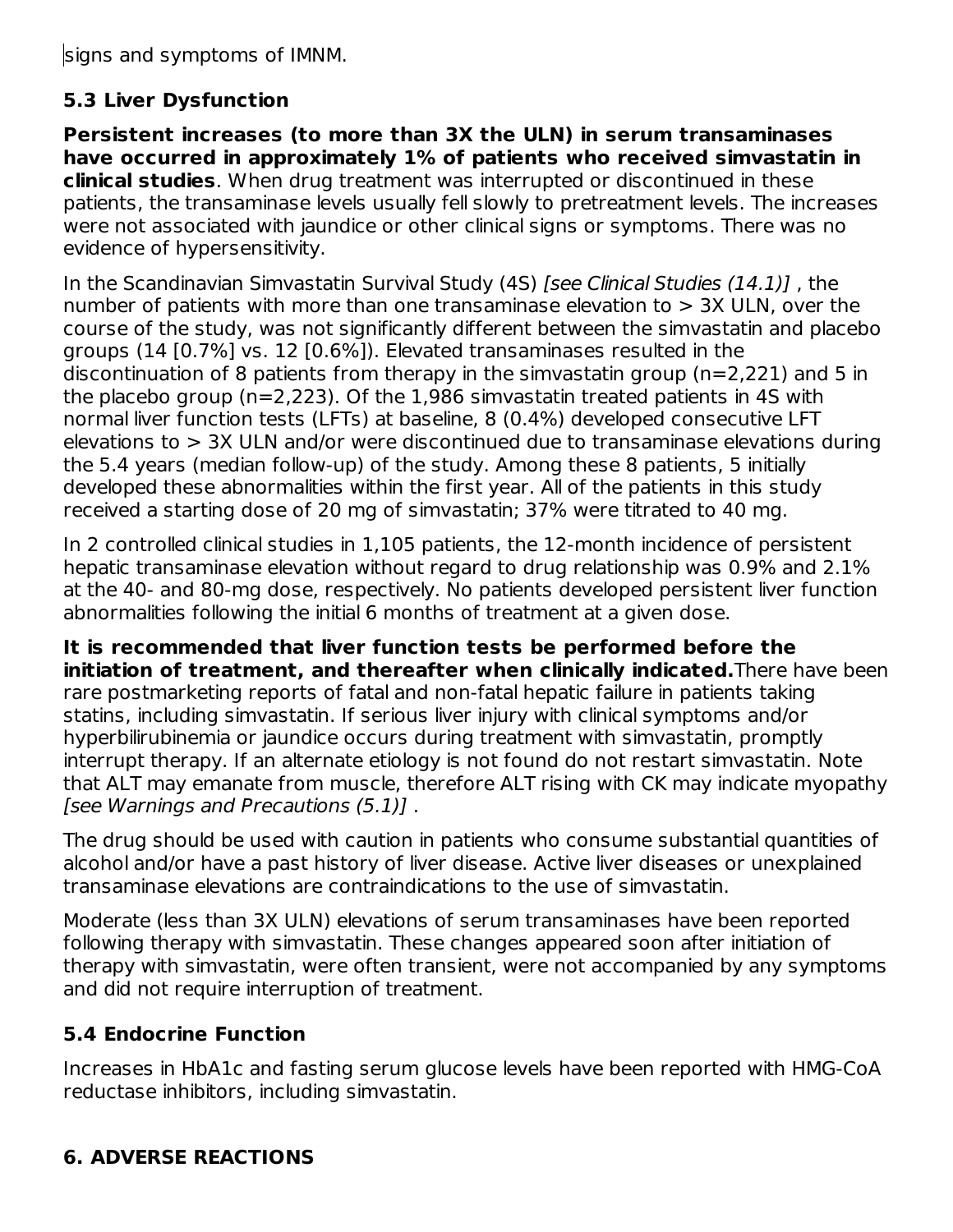signs and symptoms of IMNM.

### 5.3 Liver Dysfunction

**Persistent increases (to more than 3X the ULN) in serum transaminases have occurred in approximately 1% of patients who received simvastatin in clinical studies**. When drug treatment was interrupted or discontinued in these patients, the transaminase levels usually fell slowly to pretreatment levels. The increases were not associated with jaundice or other clinical signs or symptoms. There was no evidence of hypersensitivity.

In the Scandinavian Simvastatin Survival Study (4S) *[see Clinical Studies (14.1)]* , the number of patients with more than one transaminase elevation to > 3X ULN, over the course of the study, was not significantly different between the simvastatin and placebo groups (14 [0.7%] vs. 12 [0.6%]). Elevated transaminases resulted in the discontinuation of 8 patients from therapy in the simvastatin group (n=2,221) and 5 in the placebo group (n=2,223). Of the 1,986 simvastatin treated patients in 4S with normal liver function tests (LFTs) at baseline, 8 (0.4%) developed consecutive LFT elevations to > 3X ULN and/or were discontinued due to transaminase elevations during the 5.4 years (median follow-up) of the study. Among these 8 patients, 5 initially developed these abnormalities within the first year. All of the patients in this study received a starting dose of 20 mg of simvastatin; 37% were titrated to 40 mg.

In 2 controlled clinical studies in 1,105 patients, the 12-month incidence of persistent hepatic transaminase elevation without regard to drug relationship was 0.9% and 2.1% at the 40- and 80-mg dose, respectively. No patients developed persistent liver function abnormalities following the initial 6 months of treatment at a given dose.

**It is recommended that liver function tests be performed before the initiation of treatment, and thereafter when clinically indicated.** There have been rare postmarketing reports of fatal and non-fatal hepatic failure in patients taking statins, including simvastatin. If serious liver injury with clinical symptoms and/or hyperbilirubinemia or jaundice occurs during treatment with simvastatin, promptly interrupt therapy. If an alternate etiology is not found do not restart simvastatin. Note that ALT may emanate from muscle, therefore ALT rising with CK may indicate myopathy *[see Warnings and Precautions (5.1)]* .

The drug should be used with caution in patients who consume substantial quantities of alcohol and/or have a past history of liver disease. Active liver diseases or unexplained transaminase elevations are contraindications to the use of simvastatin.

Moderate (less than 3X ULN) elevations of serum transaminases have been reported following therapy with simvastatin. These changes appeared soon after initiation of therapy with simvastatin, were often transient, were not accompanied by any symptoms and did not require interruption of treatment.

### 5.4 Endocrine Function

Increases in HbA1c and fasting serum glucose levels have been reported with HMG-CoA reductase inhibitors, including simvastatin.

## 6. ADVERSE REACTIONS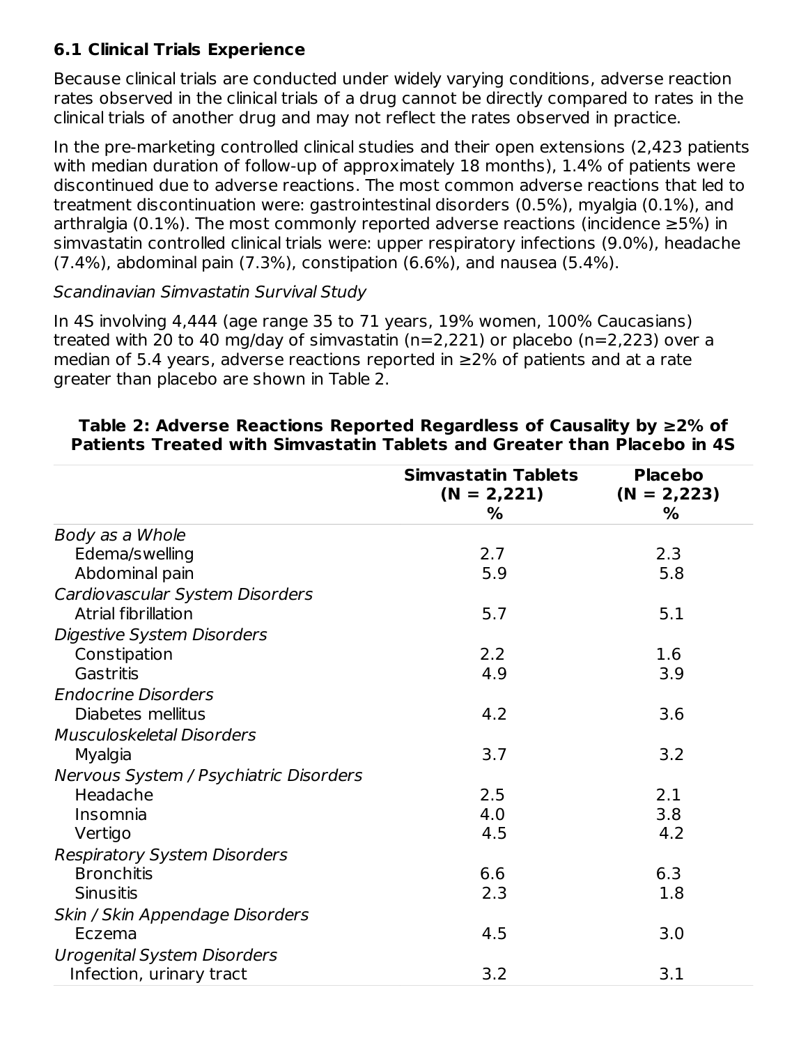### 6.1 Clinical Trials Experience

Because clinical trials are conducted under widely varying conditions, adverse reaction rates observed in the clinical trials of a drug cannot be directly compared to rates in the clinical trials of another drug and may not reflect the rates observed in practice.

In the pre-marketing controlled clinical studies and their open extensions (2,423 patients with median duration of follow-up of approximately 18 months), 1.4% of patients were discontinued due to adverse reactions. The most common adverse reactions that led to treatment discontinuation were: gastrointestinal disorders (0.5%), myalgia (0.1%), and arthralgia (0.1%). The most commonly reported adverse reactions (incidence ≥5%) in simvastatin controlled clinical trials were: upper respiratory infections (9.0%), headache (7.4%), abdominal pain (7.3%), constipation (6.6%), and nausea (5.4%).

*Scandinavian Simvastatin Survival Study*

In 4S involving 4,444 (age range 35 to 71 years, 19% women, 100% Caucasians) treated with 20 to 40 mg/day of simvastatin (n=2,221) or placebo (n=2,223) over a median of 5.4 years, adverse reactions reported in ≥2% of patients and at a rate greater than placebo are shown in Table 2.

**Table 2: Adverse Reactions Reported Regardless of Causality by ≥2% of Patients Treated with Simvastatin Tablets and Greater than Placebo in 4S**

| | Simvastatin Tablets (N = 2,221) % | Placebo (N = 2,223) % |
|---|---|---|
| *Body as a Whole* | | |
| Edema/swelling | 2.7 | 2.3 |
| Abdominal pain | 5.9 | 5.8 |
| *Cardiovascular System Disorders* | | |
| Atrial fibrillation | 5.7 | 5.1 |
| *Digestive System Disorders* | | |
| Constipation | 2.2 | 1.6 |
| Gastritis | 4.9 | 3.9 |
| *Endocrine Disorders* | | |
| Diabetes mellitus | 4.2 | 3.6 |
| *Musculoskeletal Disorders* | | |
| Myalgia | 3.7 | 3.2 |
| *Nervous System / Psychiatric Disorders* | | |
| Headache | 2.5 | 2.1 |
| Insomnia | 4.0 | 3.8 |
| Vertigo | 4.5 | 4.2 |
| *Respiratory System Disorders* | | |
| Bronchitis | 6.6 | 6.3 |
| Sinusitis | 2.3 | 1.8 |
| *Skin / Skin Appendage Disorders* | | |
| Eczema | 4.5 | 3.0 |
| *Urogenital System Disorders* | | |
| Infection, urinary tract | 3.2 | 3.1 |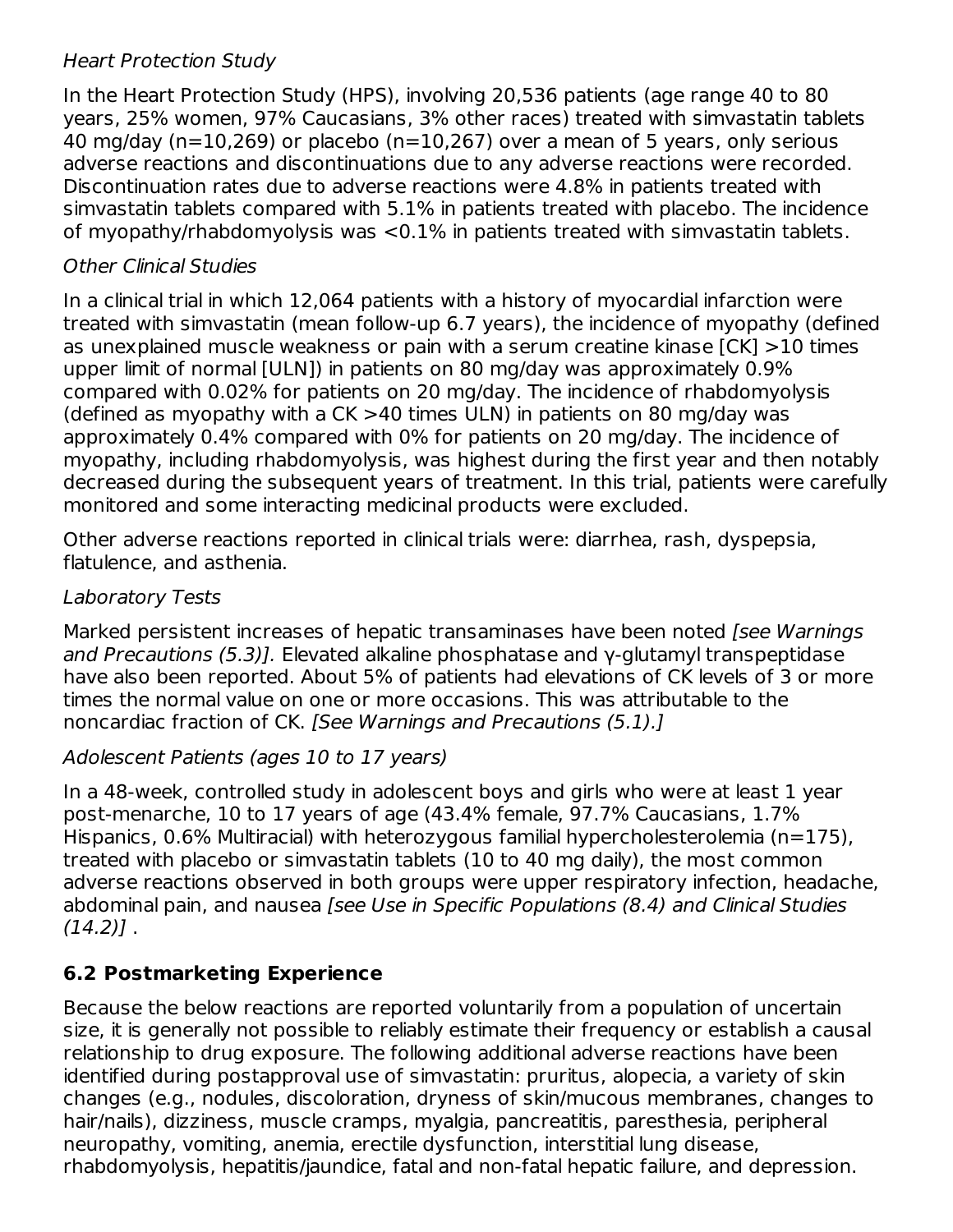*Heart Protection Study*

In the Heart Protection Study (HPS), involving 20,536 patients (age range 40 to 80 years, 25% women, 97% Caucasians, 3% other races) treated with simvastatin tablets 40 mg/day (n=10,269) or placebo (n=10,267) over a mean of 5 years, only serious adverse reactions and discontinuations due to any adverse reactions were recorded. Discontinuation rates due to adverse reactions were 4.8% in patients treated with simvastatin tablets compared with 5.1% in patients treated with placebo. The incidence of myopathy/rhabdomyolysis was <0.1% in patients treated with simvastatin tablets.

*Other Clinical Studies*

In a clinical trial in which 12,064 patients with a history of myocardial infarction were treated with simvastatin (mean follow-up 6.7 years), the incidence of myopathy (defined as unexplained muscle weakness or pain with a serum creatine kinase [CK] >10 times upper limit of normal [ULN]) in patients on 80 mg/day was approximately 0.9% compared with 0.02% for patients on 20 mg/day. The incidence of rhabdomyolysis (defined as myopathy with a CK >40 times ULN) in patients on 80 mg/day was approximately 0.4% compared with 0% for patients on 20 mg/day. The incidence of myopathy, including rhabdomyolysis, was highest during the first year and then notably decreased during the subsequent years of treatment. In this trial, patients were carefully monitored and some interacting medicinal products were excluded.

Other adverse reactions reported in clinical trials were: diarrhea, rash, dyspepsia, flatulence, and asthenia.

*Laboratory Tests*

Marked persistent increases of hepatic transaminases have been noted *[see Warnings and Precautions (5.3)].* Elevated alkaline phosphatase and γ-glutamyl transpeptidase have also been reported. About 5% of patients had elevations of CK levels of 3 or more times the normal value on one or more occasions. This was attributable to the noncardiac fraction of CK. *[See Warnings and Precautions (5.1).]*

*Adolescent Patients (ages 10 to 17 years)*

In a 48-week, controlled study in adolescent boys and girls who were at least 1 year post-menarche, 10 to 17 years of age (43.4% female, 97.7% Caucasians, 1.7% Hispanics, 0.6% Multiracial) with heterozygous familial hypercholesterolemia (n=175), treated with placebo or simvastatin tablets (10 to 40 mg daily), the most common adverse reactions observed in both groups were upper respiratory infection, headache, abdominal pain, and nausea *[see Use in Specific Populations (8.4) and Clinical Studies (14.2)]* .

## 6.2 Postmarketing Experience

Because the below reactions are reported voluntarily from a population of uncertain size, it is generally not possible to reliably estimate their frequency or establish a causal relationship to drug exposure. The following additional adverse reactions have been identified during postapproval use of simvastatin: pruritus, alopecia, a variety of skin changes (e.g., nodules, discoloration, dryness of skin/mucous membranes, changes to hair/nails), dizziness, muscle cramps, myalgia, pancreatitis, paresthesia, peripheral neuropathy, vomiting, anemia, erectile dysfunction, interstitial lung disease, rhabdomyolysis, hepatitis/jaundice, fatal and non-fatal hepatic failure, and depression.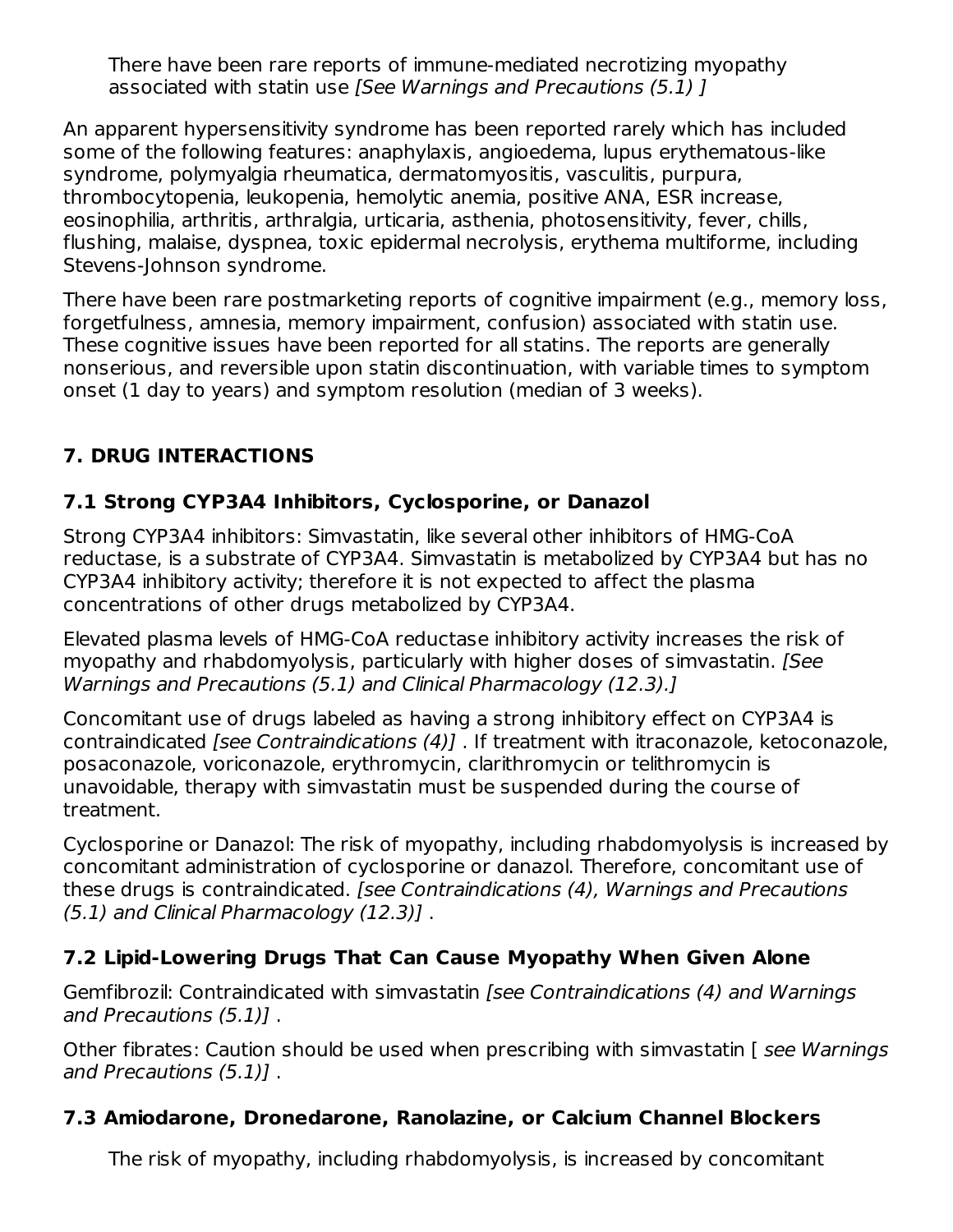There have been rare reports of immune-mediated necrotizing myopathy associated with statin use *[See Warnings and Precautions (5.1) ]*

An apparent hypersensitivity syndrome has been reported rarely which has included some of the following features: anaphylaxis, angioedema, lupus erythematous-like syndrome, polymyalgia rheumatica, dermatomyositis, vasculitis, purpura, thrombocytopenia, leukopenia, hemolytic anemia, positive ANA, ESR increase, eosinophilia, arthritis, arthralgia, urticaria, asthenia, photosensitivity, fever, chills, flushing, malaise, dyspnea, toxic epidermal necrolysis, erythema multiforme, including Stevens-Johnson syndrome.

There have been rare postmarketing reports of cognitive impairment (e.g., memory loss, forgetfulness, amnesia, memory impairment, confusion) associated with statin use. These cognitive issues have been reported for all statins. The reports are generally nonserious, and reversible upon statin discontinuation, with variable times to symptom onset (1 day to years) and symptom resolution (median of 3 weeks).

## 7. DRUG INTERACTIONS

### 7.1 Strong CYP3A4 Inhibitors, Cyclosporine, or Danazol

Strong CYP3A4 inhibitors: Simvastatin, like several other inhibitors of HMG-CoA reductase, is a substrate of CYP3A4. Simvastatin is metabolized by CYP3A4 but has no CYP3A4 inhibitory activity; therefore it is not expected to affect the plasma concentrations of other drugs metabolized by CYP3A4.

Elevated plasma levels of HMG-CoA reductase inhibitory activity increases the risk of myopathy and rhabdomyolysis, particularly with higher doses of simvastatin. *[See Warnings and Precautions (5.1) and Clinical Pharmacology (12.3).]*

Concomitant use of drugs labeled as having a strong inhibitory effect on CYP3A4 is contraindicated *[see Contraindications (4)]* . If treatment with itraconazole, ketoconazole, posaconazole, voriconazole, erythromycin, clarithromycin or telithromycin is unavoidable, therapy with simvastatin must be suspended during the course of treatment.

Cyclosporine or Danazol: The risk of myopathy, including rhabdomyolysis is increased by concomitant administration of cyclosporine or danazol. Therefore, concomitant use of these drugs is contraindicated. *[see Contraindications (4), Warnings and Precautions (5.1) and Clinical Pharmacology (12.3)]* .

### 7.2 Lipid-Lowering Drugs That Can Cause Myopathy When Given Alone

Gemfibrozil: Contraindicated with simvastatin *[see Contraindications (4) and Warnings and Precautions (5.1)]* .

Other fibrates: Caution should be used when prescribing with simvastatin [ *see Warnings and Precautions (5.1)]* .

### 7.3 Amiodarone, Dronedarone, Ranolazine, or Calcium Channel Blockers

The risk of myopathy, including rhabdomyolysis, is increased by concomitant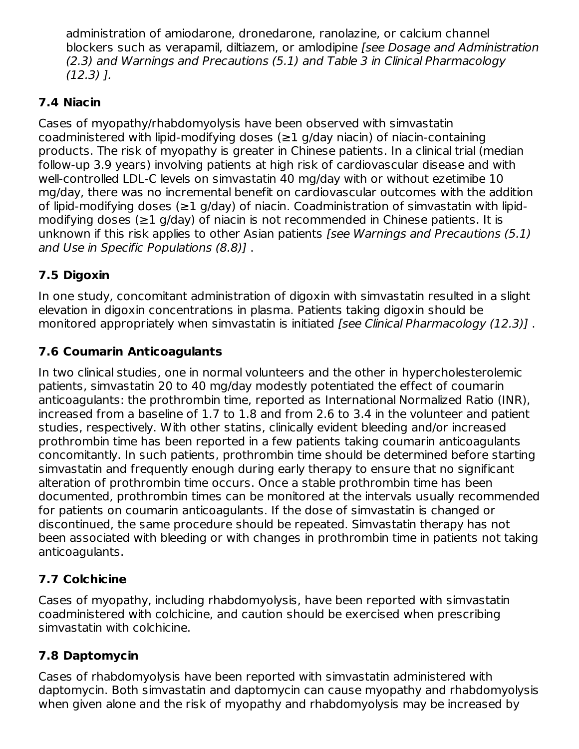administration of amiodarone, dronedarone, ranolazine, or calcium channel blockers such as verapamil, diltiazem, or amlodipine *[see Dosage and Administration (2.3) and Warnings and Precautions (5.1) and Table 3 in Clinical Pharmacology (12.3) ].*

### 7.4 Niacin

Cases of myopathy/rhabdomyolysis have been observed with simvastatin coadministered with lipid-modifying doses (≥1 g/day niacin) of niacin-containing products. The risk of myopathy is greater in Chinese patients. In a clinical trial (median follow-up 3.9 years) involving patients at high risk of cardiovascular disease and with well-controlled LDL-C levels on simvastatin 40 mg/day with or without ezetimibe 10 mg/day, there was no incremental benefit on cardiovascular outcomes with the addition of lipid-modifying doses (≥1 g/day) of niacin. Coadministration of simvastatin with lipid-modifying doses (≥1 g/day) of niacin is not recommended in Chinese patients. It is unknown if this risk applies to other Asian patients *[see Warnings and Precautions (5.1) and Use in Specific Populations (8.8)]* .

### 7.5 Digoxin

In one study, concomitant administration of digoxin with simvastatin resulted in a slight elevation in digoxin concentrations in plasma. Patients taking digoxin should be monitored appropriately when simvastatin is initiated *[see Clinical Pharmacology (12.3)]* .

### 7.6 Coumarin Anticoagulants

In two clinical studies, one in normal volunteers and the other in hypercholesterolemic patients, simvastatin 20 to 40 mg/day modestly potentiated the effect of coumarin anticoagulants: the prothrombin time, reported as International Normalized Ratio (INR), increased from a baseline of 1.7 to 1.8 and from 2.6 to 3.4 in the volunteer and patient studies, respectively. With other statins, clinically evident bleeding and/or increased prothrombin time has been reported in a few patients taking coumarin anticoagulants concomitantly. In such patients, prothrombin time should be determined before starting simvastatin and frequently enough during early therapy to ensure that no significant alteration of prothrombin time occurs. Once a stable prothrombin time has been documented, prothrombin times can be monitored at the intervals usually recommended for patients on coumarin anticoagulants. If the dose of simvastatin is changed or discontinued, the same procedure should be repeated. Simvastatin therapy has not been associated with bleeding or with changes in prothrombin time in patients not taking anticoagulants.

### 7.7 Colchicine

Cases of myopathy, including rhabdomyolysis, have been reported with simvastatin coadministered with colchicine, and caution should be exercised when prescribing simvastatin with colchicine.

### 7.8 Daptomycin

Cases of rhabdomyolysis have been reported with simvastatin administered with daptomycin. Both simvastatin and daptomycin can cause myopathy and rhabdomyolysis when given alone and the risk of myopathy and rhabdomyolysis may be increased by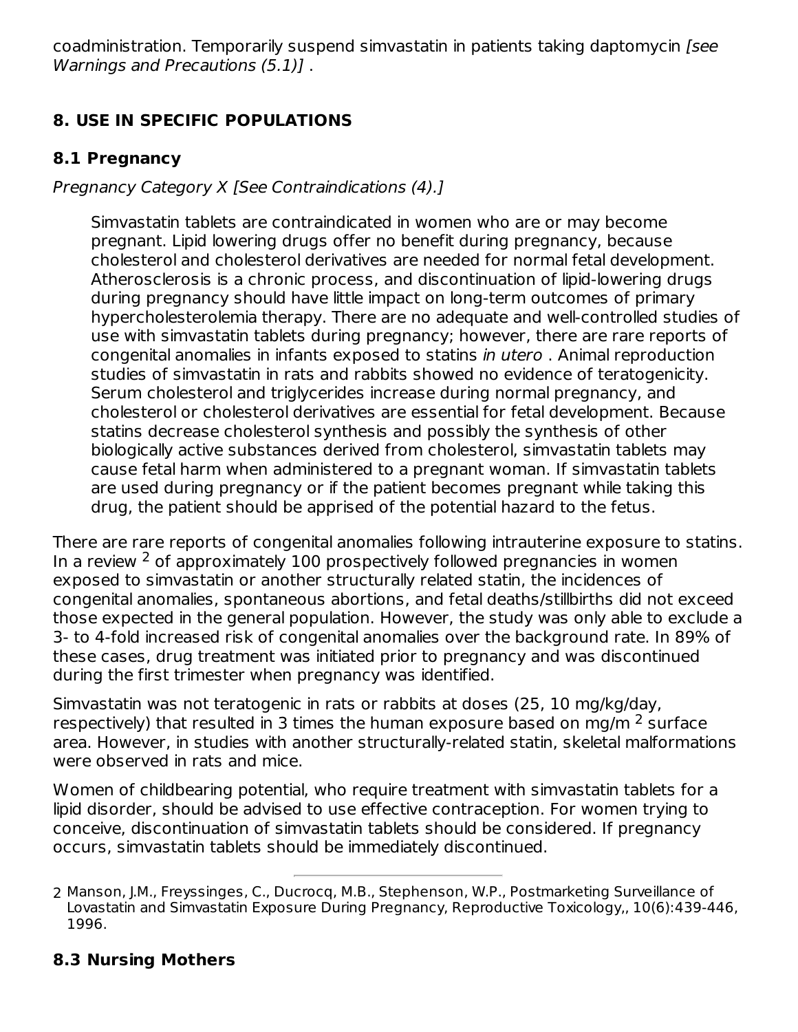coadministration. Temporarily suspend simvastatin in patients taking daptomycin *[see Warnings and Precautions (5.1)]* .

## 8. USE IN SPECIFIC POPULATIONS

### 8.1 Pregnancy

*Pregnancy Category X [See Contraindications (4).]*

> Simvastatin tablets are contraindicated in women who are or may become pregnant. Lipid lowering drugs offer no benefit during pregnancy, because cholesterol and cholesterol derivatives are needed for normal fetal development. Atherosclerosis is a chronic process, and discontinuation of lipid-lowering drugs during pregnancy should have little impact on long-term outcomes of primary hypercholesterolemia therapy. There are no adequate and well-controlled studies of use with simvastatin tablets during pregnancy; however, there are rare reports of congenital anomalies in infants exposed to statins *in utero* . Animal reproduction studies of simvastatin in rats and rabbits showed no evidence of teratogenicity. Serum cholesterol and triglycerides increase during normal pregnancy, and cholesterol or cholesterol derivatives are essential for fetal development. Because statins decrease cholesterol synthesis and possibly the synthesis of other biologically active substances derived from cholesterol, simvastatin tablets may cause fetal harm when administered to a pregnant woman. If simvastatin tablets are used during pregnancy or if the patient becomes pregnant while taking this drug, the patient should be apprised of the potential hazard to the fetus.

There are rare reports of congenital anomalies following intrauterine exposure to statins. In a review [2] of approximately 100 prospectively followed pregnancies in women exposed to simvastatin or another structurally related statin, the incidences of congenital anomalies, spontaneous abortions, and fetal deaths/stillbirths did not exceed those expected in the general population. However, the study was only able to exclude a 3- to 4-fold increased risk of congenital anomalies over the background rate. In 89% of these cases, drug treatment was initiated prior to pregnancy and was discontinued during the first trimester when pregnancy was identified.

Simvastatin was not teratogenic in rats or rabbits at doses (25, 10 mg/kg/day, respectively) that resulted in 3 times the human exposure based on mg/m$^2$ surface area. However, in studies with another structurally-related statin, skeletal malformations were observed in rats and mice.

Women of childbearing potential, who require treatment with simvastatin tablets for a lipid disorder, should be advised to use effective contraception. For women trying to conceive, discontinuation of simvastatin tablets should be considered. If pregnancy occurs, simvastatin tablets should be immediately discontinued.

---

2 Manson, J.M., Freyssinges, C., Ducrocq, M.B., Stephenson, W.P., Postmarketing Surveillance of Lovastatin and Simvastatin Exposure During Pregnancy, Reproductive Toxicology,, 10(6):439-446, 1996.

### 8.3 Nursing Mothers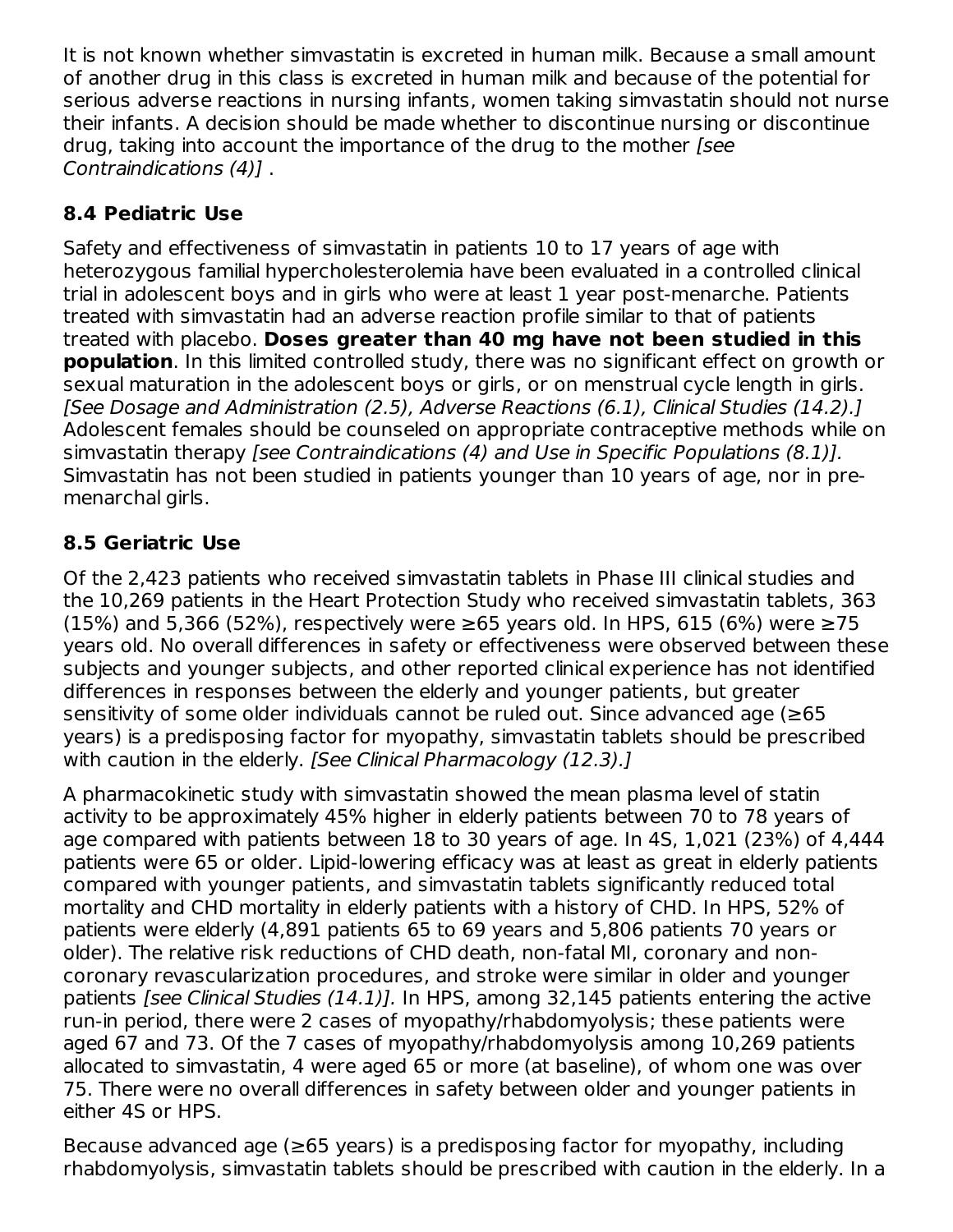It is not known whether simvastatin is excreted in human milk. Because a small amount of another drug in this class is excreted in human milk and because of the potential for serious adverse reactions in nursing infants, women taking simvastatin should not nurse their infants. A decision should be made whether to discontinue nursing or discontinue drug, taking into account the importance of the drug to the mother *[see Contraindications (4)]* .

### 8.4 Pediatric Use

Safety and effectiveness of simvastatin in patients 10 to 17 years of age with heterozygous familial hypercholesterolemia have been evaluated in a controlled clinical trial in adolescent boys and in girls who were at least 1 year post-menarche. Patients treated with simvastatin had an adverse reaction profile similar to that of patients treated with placebo. **Doses greater than 40 mg have not been studied in this population**. In this limited controlled study, there was no significant effect on growth or sexual maturation in the adolescent boys or girls, or on menstrual cycle length in girls. *[See Dosage and Administration (2.5), Adverse Reactions (6.1), Clinical Studies (14.2).]* Adolescent females should be counseled on appropriate contraceptive methods while on simvastatin therapy *[see Contraindications (4) and Use in Specific Populations (8.1)].* Simvastatin has not been studied in patients younger than 10 years of age, nor in pre-menarchal girls.

### 8.5 Geriatric Use

Of the 2,423 patients who received simvastatin tablets in Phase III clinical studies and the 10,269 patients in the Heart Protection Study who received simvastatin tablets, 363 (15%) and 5,366 (52%), respectively were ≥65 years old. In HPS, 615 (6%) were ≥75 years old. No overall differences in safety or effectiveness were observed between these subjects and younger subjects, and other reported clinical experience has not identified differences in responses between the elderly and younger patients, but greater sensitivity of some older individuals cannot be ruled out. Since advanced age (≥65 years) is a predisposing factor for myopathy, simvastatin tablets should be prescribed with caution in the elderly. *[See Clinical Pharmacology (12.3).]*

A pharmacokinetic study with simvastatin showed the mean plasma level of statin activity to be approximately 45% higher in elderly patients between 70 to 78 years of age compared with patients between 18 to 30 years of age. In 4S, 1,021 (23%) of 4,444 patients were 65 or older. Lipid-lowering efficacy was at least as great in elderly patients compared with younger patients, and simvastatin tablets significantly reduced total mortality and CHD mortality in elderly patients with a history of CHD. In HPS, 52% of patients were elderly (4,891 patients 65 to 69 years and 5,806 patients 70 years or older). The relative risk reductions of CHD death, non-fatal MI, coronary and non-coronary revascularization procedures, and stroke were similar in older and younger patients *[see Clinical Studies (14.1)].* In HPS, among 32,145 patients entering the active run-in period, there were 2 cases of myopathy/rhabdomyolysis; these patients were aged 67 and 73. Of the 7 cases of myopathy/rhabdomyolysis among 10,269 patients allocated to simvastatin, 4 were aged 65 or more (at baseline), of whom one was over 75. There were no overall differences in safety between older and younger patients in either 4S or HPS.

Because advanced age (≥65 years) is a predisposing factor for myopathy, including rhabdomyolysis, simvastatin tablets should be prescribed with caution in the elderly. In a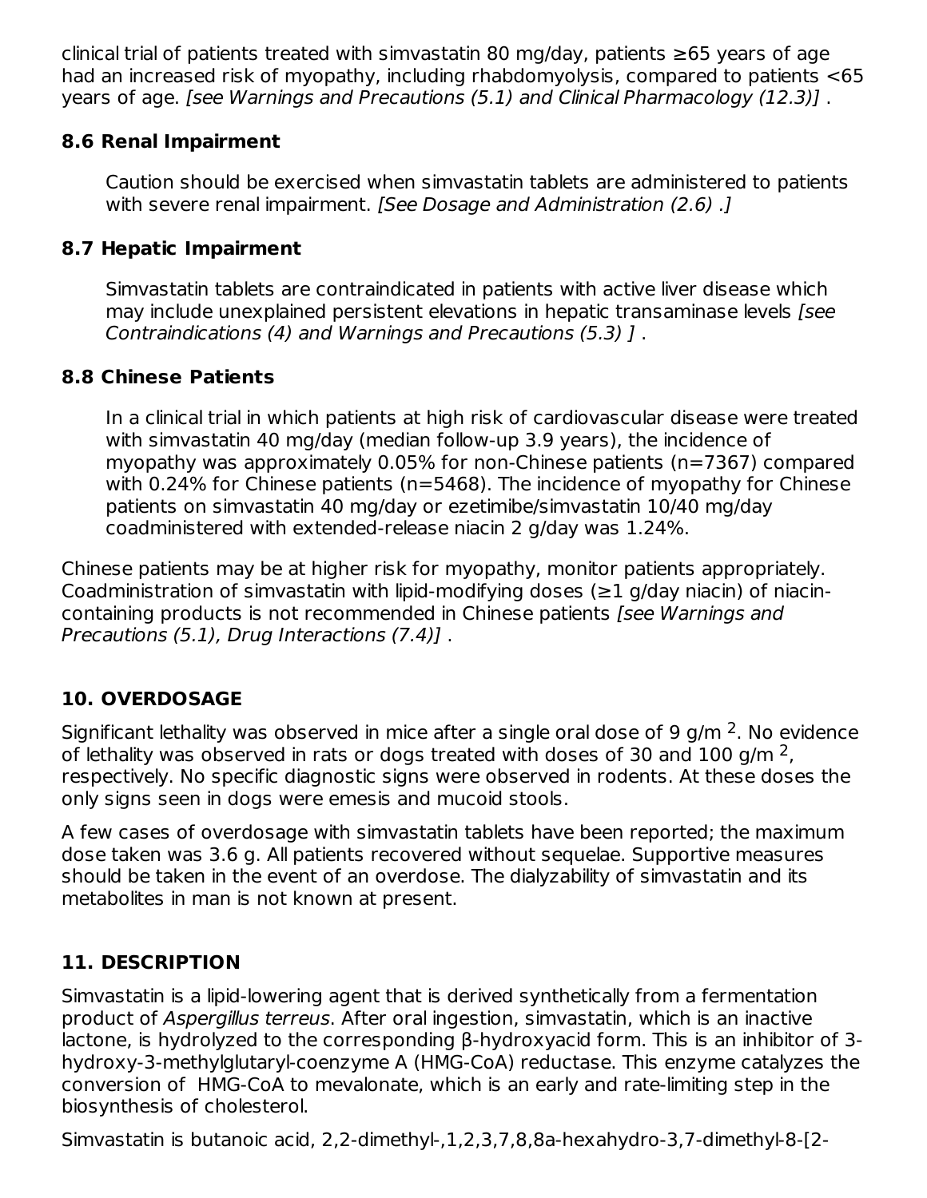clinical trial of patients treated with simvastatin 80 mg/day, patients ≥65 years of age had an increased risk of myopathy, including rhabdomyolysis, compared to patients <65 years of age. *[see Warnings and Precautions (5.1) and Clinical Pharmacology (12.3)]* .

## 8.6 Renal Impairment

Caution should be exercised when simvastatin tablets are administered to patients with severe renal impairment. *[See Dosage and Administration (2.6) .]*

## 8.7 Hepatic Impairment

Simvastatin tablets are contraindicated in patients with active liver disease which may include unexplained persistent elevations in hepatic transaminase levels *[see Contraindications (4) and Warnings and Precautions (5.3) ]* .

## 8.8 Chinese Patients

In a clinical trial in which patients at high risk of cardiovascular disease were treated with simvastatin 40 mg/day (median follow-up 3.9 years), the incidence of myopathy was approximately 0.05% for non-Chinese patients (n=7367) compared with 0.24% for Chinese patients (n=5468). The incidence of myopathy for Chinese patients on simvastatin 40 mg/day or ezetimibe/simvastatin 10/40 mg/day coadministered with extended-release niacin 2 g/day was 1.24%.

Chinese patients may be at higher risk for myopathy, monitor patients appropriately. Coadministration of simvastatin with lipid-modifying doses (≥1 g/day niacin) of niacin-containing products is not recommended in Chinese patients *[see Warnings and Precautions (5.1), Drug Interactions (7.4)]* .

# 10. OVERDOSAGE

Significant lethality was observed in mice after a single oral dose of 9 g/m $^2$. No evidence of lethality was observed in rats or dogs treated with doses of 30 and 100 g/m $^2$, respectively. No specific diagnostic signs were observed in rodents. At these doses the only signs seen in dogs were emesis and mucoid stools.

A few cases of overdosage with simvastatin tablets have been reported; the maximum dose taken was 3.6 g. All patients recovered without sequelae. Supportive measures should be taken in the event of an overdose. The dialyzability of simvastatin and its metabolites in man is not known at present.

# 11. DESCRIPTION

Simvastatin is a lipid-lowering agent that is derived synthetically from a fermentation product of *Aspergillus terreus*. After oral ingestion, simvastatin, which is an inactive lactone, is hydrolyzed to the corresponding β-hydroxyacid form. This is an inhibitor of 3-hydroxy-3-methylglutaryl-coenzyme A (HMG-CoA) reductase. This enzyme catalyzes the conversion of HMG-CoA to mevalonate, which is an early and rate-limiting step in the biosynthesis of cholesterol.

Simvastatin is butanoic acid, 2,2-dimethyl-,1,2,3,7,8,8a-hexahydro-3,7-dimethyl-8-[2-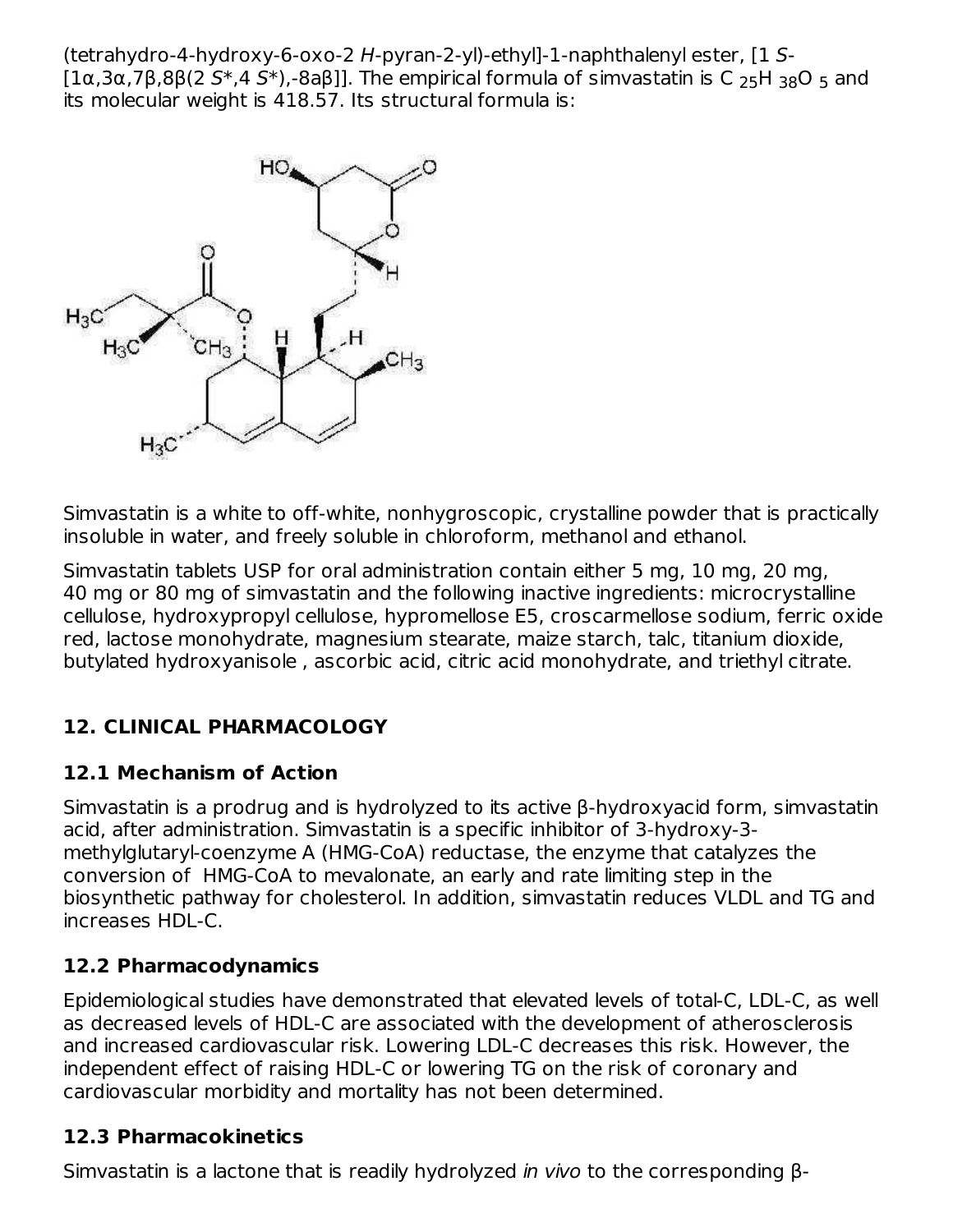(tetrahydro-4-hydroxy-6-oxo-2 *H*-pyran-2-yl)-ethyl]-1-naphthalenyl ester, [1 *S*-[1α,3α,7β,8β(2 *S*\*,4 *S*\*),-8aβ]]. The empirical formula of simvastatin is $C_{25}H_{38}O_5$ and its molecular weight is 418.57. Its structural formula is:

Simvastatin is a white to off-white, nonhygroscopic, crystalline powder that is practically insoluble in water, and freely soluble in chloroform, methanol and ethanol.

Simvastatin tablets USP for oral administration contain either 5 mg, 10 mg, 20 mg, 40 mg or 80 mg of simvastatin and the following inactive ingredients: microcrystalline cellulose, hydroxypropyl cellulose, hypromellose E5, croscarmellose sodium, ferric oxide red, lactose monohydrate, magnesium stearate, maize starch, talc, titanium dioxide, butylated hydroxyanisole , ascorbic acid, citric acid monohydrate, and triethyl citrate.

## 12. CLINICAL PHARMACOLOGY

### 12.1 Mechanism of Action

Simvastatin is a prodrug and is hydrolyzed to its active β-hydroxyacid form, simvastatin acid, after administration. Simvastatin is a specific inhibitor of 3-hydroxy-3-methylglutaryl-coenzyme A (HMG-CoA) reductase, the enzyme that catalyzes the conversion of HMG-CoA to mevalonate, an early and rate limiting step in the biosynthetic pathway for cholesterol. In addition, simvastatin reduces VLDL and TG and increases HDL-C.

### 12.2 Pharmacodynamics

Epidemiological studies have demonstrated that elevated levels of total-C, LDL-C, as well as decreased levels of HDL-C are associated with the development of atherosclerosis and increased cardiovascular risk. Lowering LDL-C decreases this risk. However, the independent effect of raising HDL-C or lowering TG on the risk of coronary and cardiovascular morbidity and mortality has not been determined.

### 12.3 Pharmacokinetics

Simvastatin is a lactone that is readily hydrolyzed *in vivo* to the corresponding β-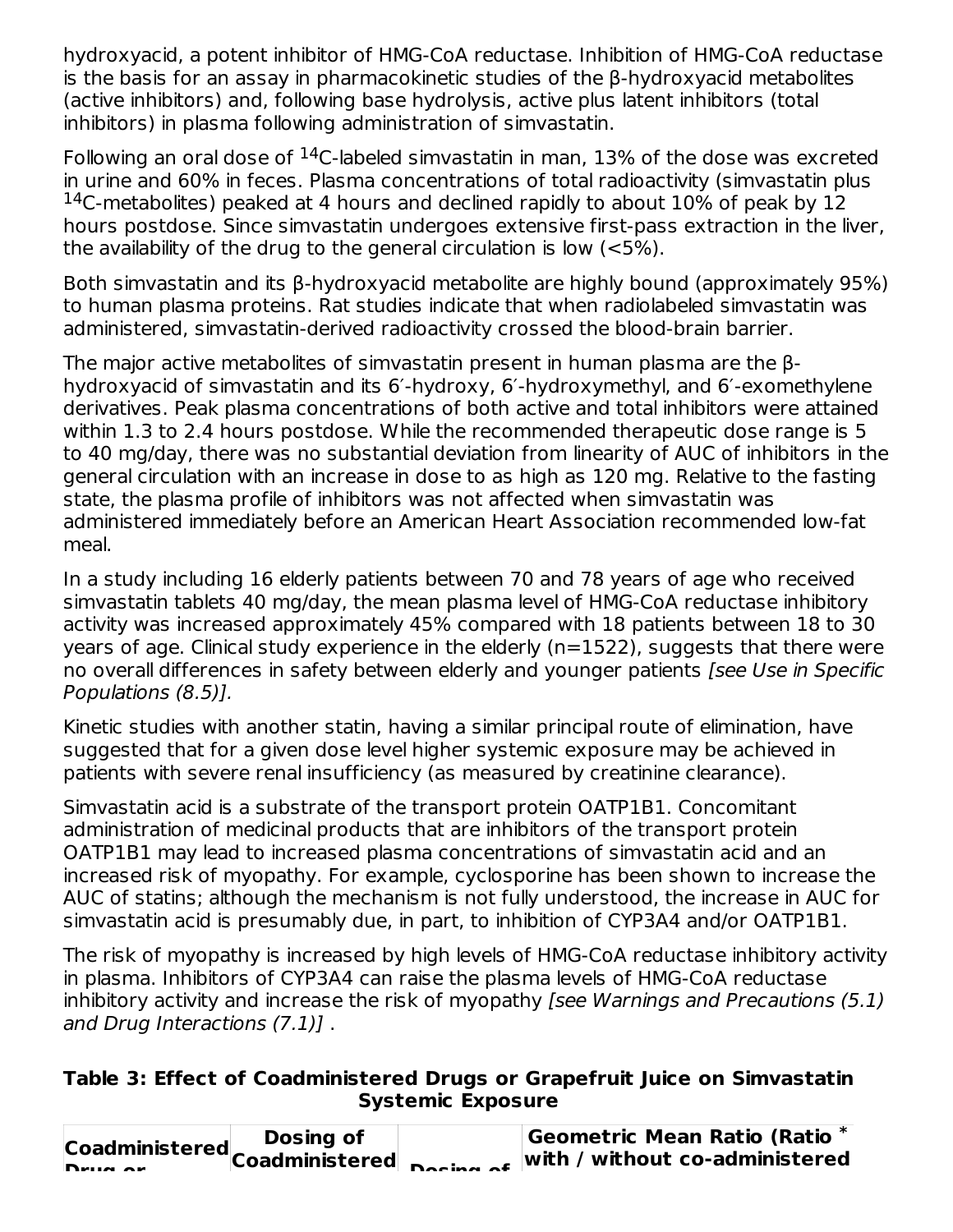hydroxyacid, a potent inhibitor of HMG-CoA reductase. Inhibition of HMG-CoA reductase is the basis for an assay in pharmacokinetic studies of the β-hydroxyacid metabolites (active inhibitors) and, following base hydrolysis, active plus latent inhibitors (total inhibitors) in plasma following administration of simvastatin.

Following an oral dose of $^{14}$C-labeled simvastatin in man, 13% of the dose was excreted in urine and 60% in feces. Plasma concentrations of total radioactivity (simvastatin plus $^{14}$C-metabolites) peaked at 4 hours and declined rapidly to about 10% of peak by 12 hours postdose. Since simvastatin undergoes extensive first-pass extraction in the liver, the availability of the drug to the general circulation is low (<5%).

Both simvastatin and its β-hydroxyacid metabolite are highly bound (approximately 95%) to human plasma proteins. Rat studies indicate that when radiolabeled simvastatin was administered, simvastatin-derived radioactivity crossed the blood-brain barrier.

The major active metabolites of simvastatin present in human plasma are the β-hydroxyacid of simvastatin and its 6′-hydroxy, 6′-hydroxymethyl, and 6′-exomethylene derivatives. Peak plasma concentrations of both active and total inhibitors were attained within 1.3 to 2.4 hours postdose. While the recommended therapeutic dose range is 5 to 40 mg/day, there was no substantial deviation from linearity of AUC of inhibitors in the general circulation with an increase in dose to as high as 120 mg. Relative to the fasting state, the plasma profile of inhibitors was not affected when simvastatin was administered immediately before an American Heart Association recommended low-fat meal.

In a study including 16 elderly patients between 70 and 78 years of age who received simvastatin tablets 40 mg/day, the mean plasma level of HMG-CoA reductase inhibitory activity was increased approximately 45% compared with 18 patients between 18 to 30 years of age. Clinical study experience in the elderly (n=1522), suggests that there were no overall differences in safety between elderly and younger patients *[see Use in Specific Populations (8.5)].*

Kinetic studies with another statin, having a similar principal route of elimination, have suggested that for a given dose level higher systemic exposure may be achieved in patients with severe renal insufficiency (as measured by creatinine clearance).

Simvastatin acid is a substrate of the transport protein OATP1B1. Concomitant administration of medicinal products that are inhibitors of the transport protein OATP1B1 may lead to increased plasma concentrations of simvastatin acid and an increased risk of myopathy. For example, cyclosporine has been shown to increase the AUC of statins; although the mechanism is not fully understood, the increase in AUC for simvastatin acid is presumably due, in part, to inhibition of CYP3A4 and/or OATP1B1.

The risk of myopathy is increased by high levels of HMG-CoA reductase inhibitory activity in plasma. Inhibitors of CYP3A4 can raise the plasma levels of HMG-CoA reductase inhibitory activity and increase the risk of myopathy *[see Warnings and Precautions (5.1) and Drug Interactions (7.1)]* .

**Table 3: Effect of Coadministered Drugs or Grapefruit Juice on Simvastatin Systemic Exposure**

| Coadministered Drug or | Dosing of Coadministered | Dosing of | Geometric Mean Ratio (Ratio * with / without co-administered |
|---|---|---|---|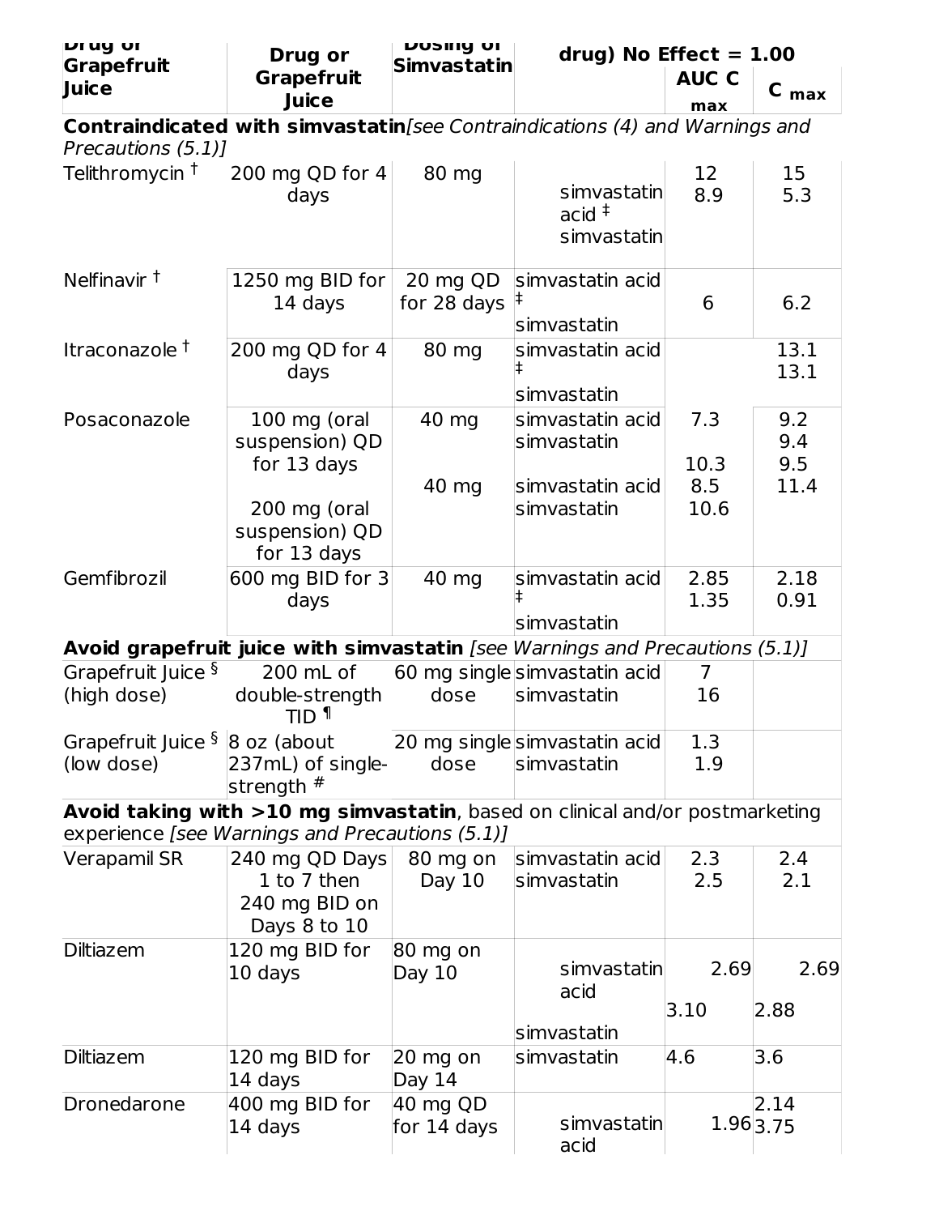| Drug or Grapefruit Juice | Drug or Grapefruit Juice | Dosing of Simvastatin | drug) No Effect = 1.00 | | |
|---|---|---|---|---|---|
| | | | | AUC C max | C max |
| **Contraindicated with simvastatin** *[see Contraindications (4) and Warnings and Precautions (5.1)]* | | | | | |
| Telithromycin † | 200 mg QD for 4 days | 80 mg | simvastatin acid ‡<br>simvastatin | 12<br>8.9 | 15<br>5.3 |
| Nelfinavir † | 1250 mg BID for 14 days | 20 mg QD for 28 days | simvastatin acid ‡<br>simvastatin | 6 | 6.2 |
| Itraconazole † | 200 mg QD for 4 days | 80 mg | simvastatin acid ‡<br>simvastatin | | 13.1<br>13.1 |
| Posaconazole | 100 mg (oral suspension) QD for 13 days<br><br>200 mg (oral suspension) QD for 13 days | 40 mg<br><br>40 mg | simvastatin acid<br>simvastatin<br><br>simvastatin acid<br>simvastatin | 7.3<br><br>10.3<br>8.5<br>10.6 | 9.2<br>9.4<br>9.5<br>11.4 |
| Gemfibrozil | 600 mg BID for 3 days | 40 mg | simvastatin acid ‡<br>simvastatin | 2.85<br>1.35 | 2.18<br>0.91 |
| **Avoid grapefruit juice with simvastatin** *[see Warnings and Precautions (5.1)]* | | | | | |
| Grapefruit Juice § (high dose) | 200 mL of double-strength TID ¶ | 60 mg single dose | simvastatin acid<br>simvastatin | 7<br>16 | |
| Grapefruit Juice § (low dose) | 8 oz (about 237mL) of single-strength # | 20 mg single dose | simvastatin acid<br>simvastatin | 1.3<br>1.9 | |
| **Avoid taking with >10 mg simvastatin**, based on clinical and/or postmarketing experience *[see Warnings and Precautions (5.1)]* | | | | | |
| Verapamil SR | 240 mg QD Days 1 to 7 then 240 mg BID on Days 8 to 10 | 80 mg on Day 10 | simvastatin acid<br>simvastatin | 2.3<br>2.5 | 2.4<br>2.1 |
| Diltiazem | 120 mg BID for 10 days | 80 mg on Day 10 | simvastatin acid<br>simvastatin | 2.69<br>3.10 | 2.69<br>2.88 |
| Diltiazem | 120 mg BID for 14 days | 20 mg on Day 14 | simvastatin | 4.6 | 3.6 |
| Dronedarone | 400 mg BID for 14 days | 40 mg QD for 14 days | simvastatin acid | 1.96 | 2.14<br>3.75 |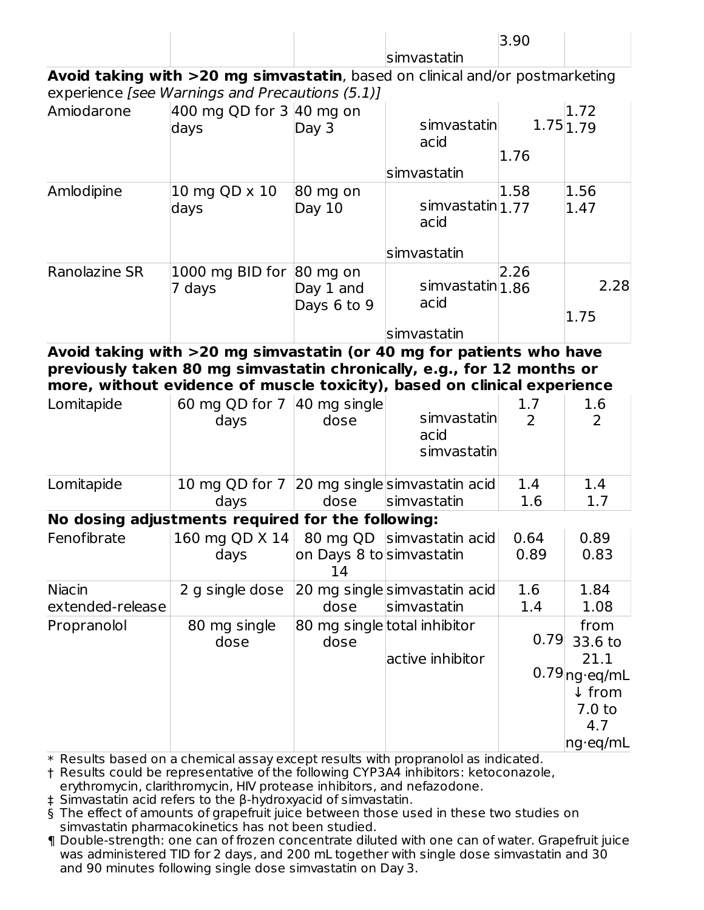|  |  |  |  |  |  |
|---|---|---|---|---|---|
|  |  |  | simvastatin | 3.90 |  |
| **Avoid taking with >20 mg simvastatin**, based on clinical and/or postmarketing experience *[see Warnings and Precautions (5.1)]* |  |  |  |  |  |
| Amiodarone | 400 mg QD for 3 days | 40 mg on Day 3 | simvastatin acid<br>simvastatin | 1.75<br>1.76 | 1.72<br>1.79 |
| Amlodipine | 10 mg QD x 10 days | 80 mg on Day 10 | simvastatin acid<br>simvastatin | 1.58<br>1.77 | 1.56<br>1.47 |
| Ranolazine SR | 1000 mg BID for 7 days | 80 mg on Day 1 and Days 6 to 9 | simvastatin acid<br>simvastatin | 2.26<br>1.86 | 2.28<br>1.75 |
| **Avoid taking with >20 mg simvastatin (or 40 mg for patients who have previously taken 80 mg simvastatin chronically, e.g., for 12 months or more, without evidence of muscle toxicity), based on clinical experience** |  |  |  |  |  |
| Lomitapide | 60 mg QD for 7 days | 40 mg single dose | simvastatin acid<br>simvastatin | 1.7<br>2 | 1.6<br>2 |
| Lomitapide | 10 mg QD for 7 days | 20 mg single dose | simvastatin acid<br>simvastatin | 1.4<br>1.6 | 1.4<br>1.7 |
| **No dosing adjustments required for the following:** |  |  |  |  |  |
| Fenofibrate | 160 mg QD X 14 days | 80 mg QD on Days 8 to 14 | simvastatin acid<br>simvastatin | 0.64<br>0.89 | 0.89<br>0.83 |
| Niacin extended-release | 2 g single dose | 20 mg single dose | simvastatin acid<br>simvastatin | 1.6<br>1.4 | 1.84<br>1.08 |
| Propranolol | 80 mg single dose | 80 mg single dose | total inhibitor<br>active inhibitor | 0.79<br>0.79 | from 33.6 to 21.1 ng·eq/mL<br>↓ from 7.0 to 4.7 ng·eq/mL |

\* Results based on a chemical assay except results with propranolol as indicated.

† Results could be representative of the following CYP3A4 inhibitors: ketoconazole, erythromycin, clarithromycin, HIV protease inhibitors, and nefazodone.

‡ Simvastatin acid refers to the β-hydroxyacid of simvastatin.

§ The effect of amounts of grapefruit juice between those used in these two studies on simvastatin pharmacokinetics has not been studied.

¶ Double-strength: one can of frozen concentrate diluted with one can of water. Grapefruit juice was administered TID for 2 days, and 200 mL together with single dose simvastatin and 30 and 90 minutes following single dose simvastatin on Day 3.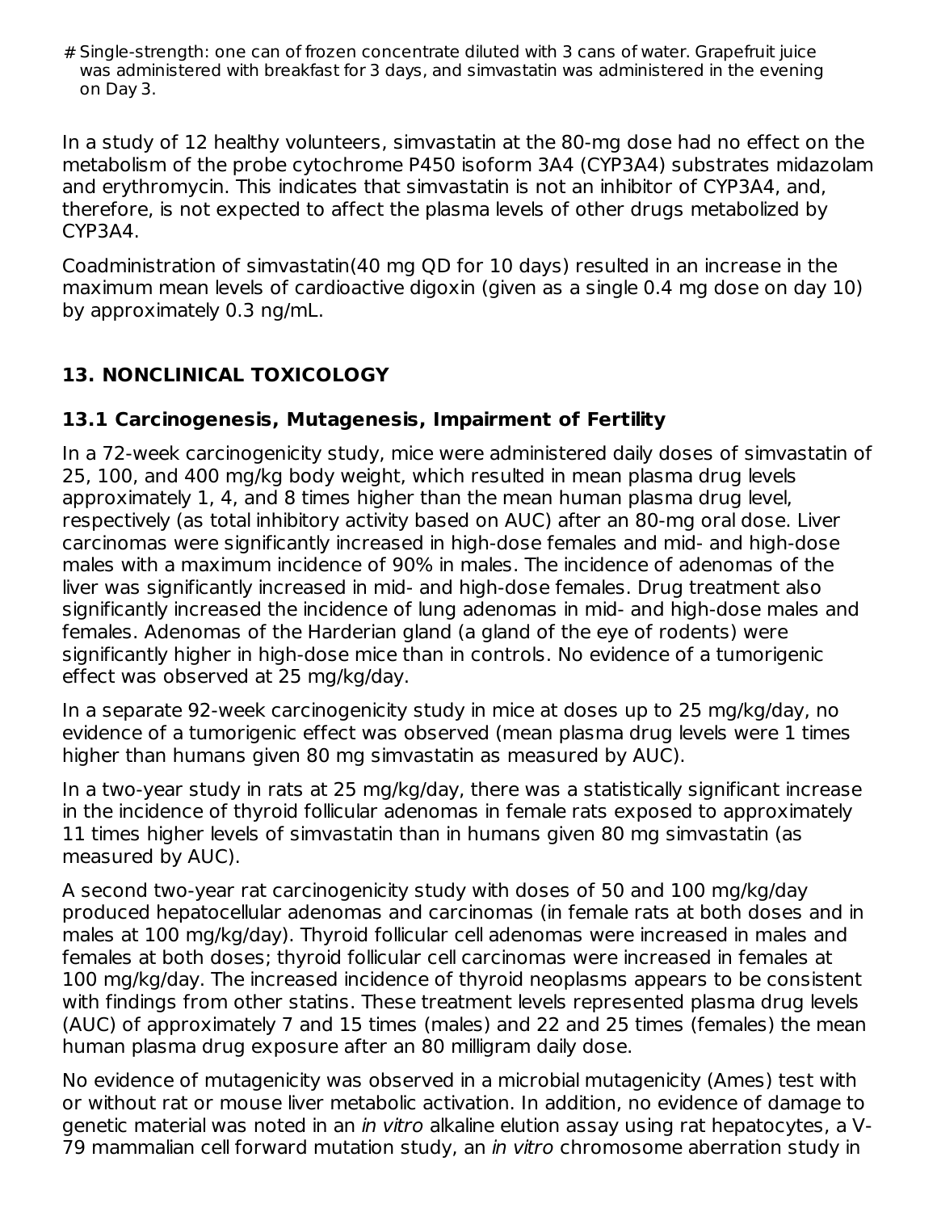# Single-strength: one can of frozen concentrate diluted with 3 cans of water. Grapefruit juice was administered with breakfast for 3 days, and simvastatin was administered in the evening on Day 3.

In a study of 12 healthy volunteers, simvastatin at the 80-mg dose had no effect on the metabolism of the probe cytochrome P450 isoform 3A4 (CYP3A4) substrates midazolam and erythromycin. This indicates that simvastatin is not an inhibitor of CYP3A4, and, therefore, is not expected to affect the plasma levels of other drugs metabolized by CYP3A4.

Coadministration of simvastatin(40 mg QD for 10 days) resulted in an increase in the maximum mean levels of cardioactive digoxin (given as a single 0.4 mg dose on day 10) by approximately 0.3 ng/mL.

## 13. NONCLINICAL TOXICOLOGY

### 13.1 Carcinogenesis, Mutagenesis, Impairment of Fertility

In a 72-week carcinogenicity study, mice were administered daily doses of simvastatin of 25, 100, and 400 mg/kg body weight, which resulted in mean plasma drug levels approximately 1, 4, and 8 times higher than the mean human plasma drug level, respectively (as total inhibitory activity based on AUC) after an 80-mg oral dose. Liver carcinomas were significantly increased in high-dose females and mid- and high-dose males with a maximum incidence of 90% in males. The incidence of adenomas of the liver was significantly increased in mid- and high-dose females. Drug treatment also significantly increased the incidence of lung adenomas in mid- and high-dose males and females. Adenomas of the Harderian gland (a gland of the eye of rodents) were significantly higher in high-dose mice than in controls. No evidence of a tumorigenic effect was observed at 25 mg/kg/day.

In a separate 92-week carcinogenicity study in mice at doses up to 25 mg/kg/day, no evidence of a tumorigenic effect was observed (mean plasma drug levels were 1 times higher than humans given 80 mg simvastatin as measured by AUC).

In a two-year study in rats at 25 mg/kg/day, there was a statistically significant increase in the incidence of thyroid follicular adenomas in female rats exposed to approximately 11 times higher levels of simvastatin than in humans given 80 mg simvastatin (as measured by AUC).

A second two-year rat carcinogenicity study with doses of 50 and 100 mg/kg/day produced hepatocellular adenomas and carcinomas (in female rats at both doses and in males at 100 mg/kg/day). Thyroid follicular cell adenomas were increased in males and females at both doses; thyroid follicular cell carcinomas were increased in females at 100 mg/kg/day. The increased incidence of thyroid neoplasms appears to be consistent with findings from other statins. These treatment levels represented plasma drug levels (AUC) of approximately 7 and 15 times (males) and 22 and 25 times (females) the mean human plasma drug exposure after an 80 milligram daily dose.

No evidence of mutagenicity was observed in a microbial mutagenicity (Ames) test with or without rat or mouse liver metabolic activation. In addition, no evidence of damage to genetic material was noted in an *in vitro* alkaline elution assay using rat hepatocytes, a V-79 mammalian cell forward mutation study, an *in vitro* chromosome aberration study in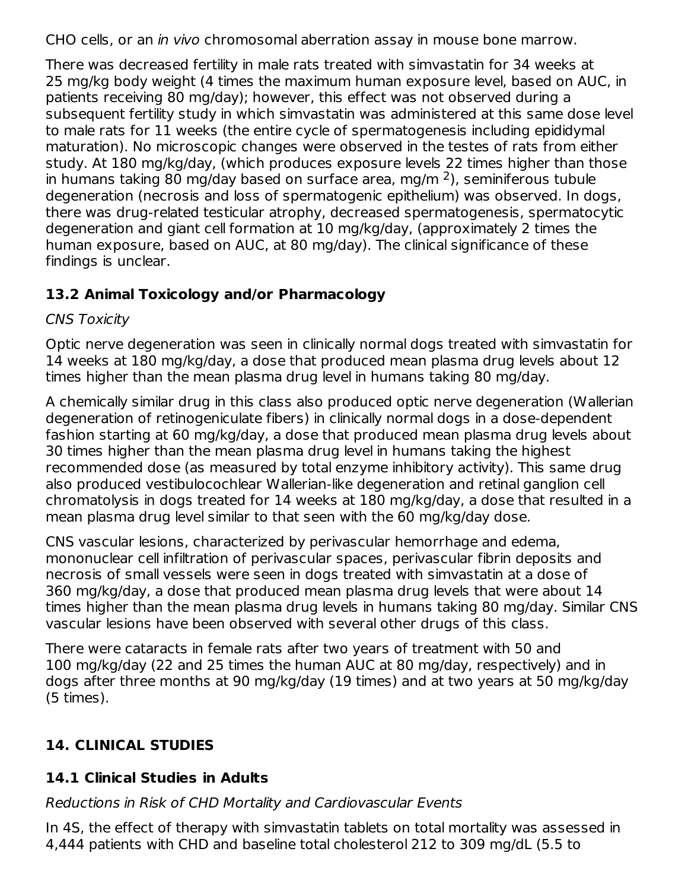CHO cells, or an *in vivo* chromosomal aberration assay in mouse bone marrow.

There was decreased fertility in male rats treated with simvastatin for 34 weeks at 25 mg/kg body weight (4 times the maximum human exposure level, based on AUC, in patients receiving 80 mg/day); however, this effect was not observed during a subsequent fertility study in which simvastatin was administered at this same dose level to male rats for 11 weeks (the entire cycle of spermatogenesis including epididymal maturation). No microscopic changes were observed in the testes of rats from either study. At 180 mg/kg/day, (which produces exposure levels 22 times higher than those in humans taking 80 mg/day based on surface area, $mg/m^2$), seminiferous tubule degeneration (necrosis and loss of spermatogenic epithelium) was observed. In dogs, there was drug-related testicular atrophy, decreased spermatogenesis, spermatocytic degeneration and giant cell formation at 10 mg/kg/day, (approximately 2 times the human exposure, based on AUC, at 80 mg/day). The clinical significance of these findings is unclear.

### 13.2 Animal Toxicology and/or Pharmacology

*CNS Toxicity*

Optic nerve degeneration was seen in clinically normal dogs treated with simvastatin for 14 weeks at 180 mg/kg/day, a dose that produced mean plasma drug levels about 12 times higher than the mean plasma drug level in humans taking 80 mg/day.

A chemically similar drug in this class also produced optic nerve degeneration (Wallerian degeneration of retinogeniculate fibers) in clinically normal dogs in a dose-dependent fashion starting at 60 mg/kg/day, a dose that produced mean plasma drug levels about 30 times higher than the mean plasma drug level in humans taking the highest recommended dose (as measured by total enzyme inhibitory activity). This same drug also produced vestibulocochlear Wallerian-like degeneration and retinal ganglion cell chromatolysis in dogs treated for 14 weeks at 180 mg/kg/day, a dose that resulted in a mean plasma drug level similar to that seen with the 60 mg/kg/day dose.

CNS vascular lesions, characterized by perivascular hemorrhage and edema, mononuclear cell infiltration of perivascular spaces, perivascular fibrin deposits and necrosis of small vessels were seen in dogs treated with simvastatin at a dose of 360 mg/kg/day, a dose that produced mean plasma drug levels that were about 14 times higher than the mean plasma drug levels in humans taking 80 mg/day. Similar CNS vascular lesions have been observed with several other drugs of this class.

There were cataracts in female rats after two years of treatment with 50 and 100 mg/kg/day (22 and 25 times the human AUC at 80 mg/day, respectively) and in dogs after three months at 90 mg/kg/day (19 times) and at two years at 50 mg/kg/day (5 times).

## 14. CLINICAL STUDIES

### 14.1 Clinical Studies in Adults

*Reductions in Risk of CHD Mortality and Cardiovascular Events*

In 4S, the effect of therapy with simvastatin tablets on total mortality was assessed in 4,444 patients with CHD and baseline total cholesterol 212 to 309 mg/dL (5.5 to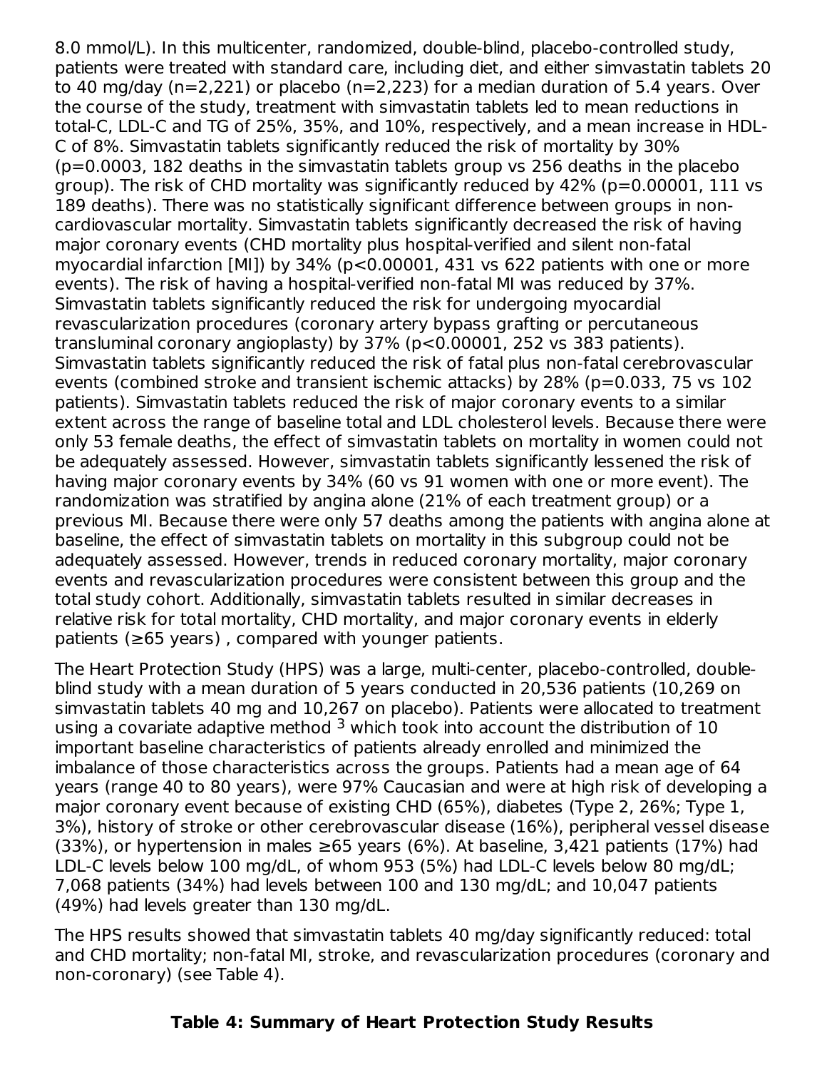8.0 mmol/L). In this multicenter, randomized, double-blind, placebo-controlled study, patients were treated with standard care, including diet, and either simvastatin tablets 20 to 40 mg/day (n=2,221) or placebo (n=2,223) for a median duration of 5.4 years. Over the course of the study, treatment with simvastatin tablets led to mean reductions in total-C, LDL-C and TG of 25%, 35%, and 10%, respectively, and a mean increase in HDL-C of 8%. Simvastatin tablets significantly reduced the risk of mortality by 30% (p=0.0003, 182 deaths in the simvastatin tablets group vs 256 deaths in the placebo group). The risk of CHD mortality was significantly reduced by 42% (p=0.00001, 111 vs 189 deaths). There was no statistically significant difference between groups in non-cardiovascular mortality. Simvastatin tablets significantly decreased the risk of having major coronary events (CHD mortality plus hospital-verified and silent non-fatal myocardial infarction [MI]) by 34% (p<0.00001, 431 vs 622 patients with one or more events). The risk of having a hospital-verified non-fatal MI was reduced by 37%. Simvastatin tablets significantly reduced the risk for undergoing myocardial revascularization procedures (coronary artery bypass grafting or percutaneous transluminal coronary angioplasty) by 37% (p<0.00001, 252 vs 383 patients). Simvastatin tablets significantly reduced the risk of fatal plus non-fatal cerebrovascular events (combined stroke and transient ischemic attacks) by 28% (p=0.033, 75 vs 102 patients). Simvastatin tablets reduced the risk of major coronary events to a similar extent across the range of baseline total and LDL cholesterol levels. Because there were only 53 female deaths, the effect of simvastatin tablets on mortality in women could not be adequately assessed. However, simvastatin tablets significantly lessened the risk of having major coronary events by 34% (60 vs 91 women with one or more event). The randomization was stratified by angina alone (21% of each treatment group) or a previous MI. Because there were only 57 deaths among the patients with angina alone at baseline, the effect of simvastatin tablets on mortality in this subgroup could not be adequately assessed. However, trends in reduced coronary mortality, major coronary events and revascularization procedures were consistent between this group and the total study cohort. Additionally, simvastatin tablets resulted in similar decreases in relative risk for total mortality, CHD mortality, and major coronary events in elderly patients (≥65 years) , compared with younger patients.

The Heart Protection Study (HPS) was a large, multi-center, placebo-controlled, double-blind study with a mean duration of 5 years conducted in 20,536 patients (10,269 on simvastatin tablets 40 mg and 10,267 on placebo). Patients were allocated to treatment using a covariate adaptive method [3] which took into account the distribution of 10 important baseline characteristics of patients already enrolled and minimized the imbalance of those characteristics across the groups. Patients had a mean age of 64 years (range 40 to 80 years), were 97% Caucasian and were at high risk of developing a major coronary event because of existing CHD (65%), diabetes (Type 2, 26%; Type 1, 3%), history of stroke or other cerebrovascular disease (16%), peripheral vessel disease (33%), or hypertension in males ≥65 years (6%). At baseline, 3,421 patients (17%) had LDL-C levels below 100 mg/dL, of whom 953 (5%) had LDL-C levels below 80 mg/dL; 7,068 patients (34%) had levels between 100 and 130 mg/dL; and 10,047 patients (49%) had levels greater than 130 mg/dL.

The HPS results showed that simvastatin tablets 40 mg/day significantly reduced: total and CHD mortality; non-fatal MI, stroke, and revascularization procedures (coronary and non-coronary) (see Table 4).

**Table 4: Summary of Heart Protection Study Results**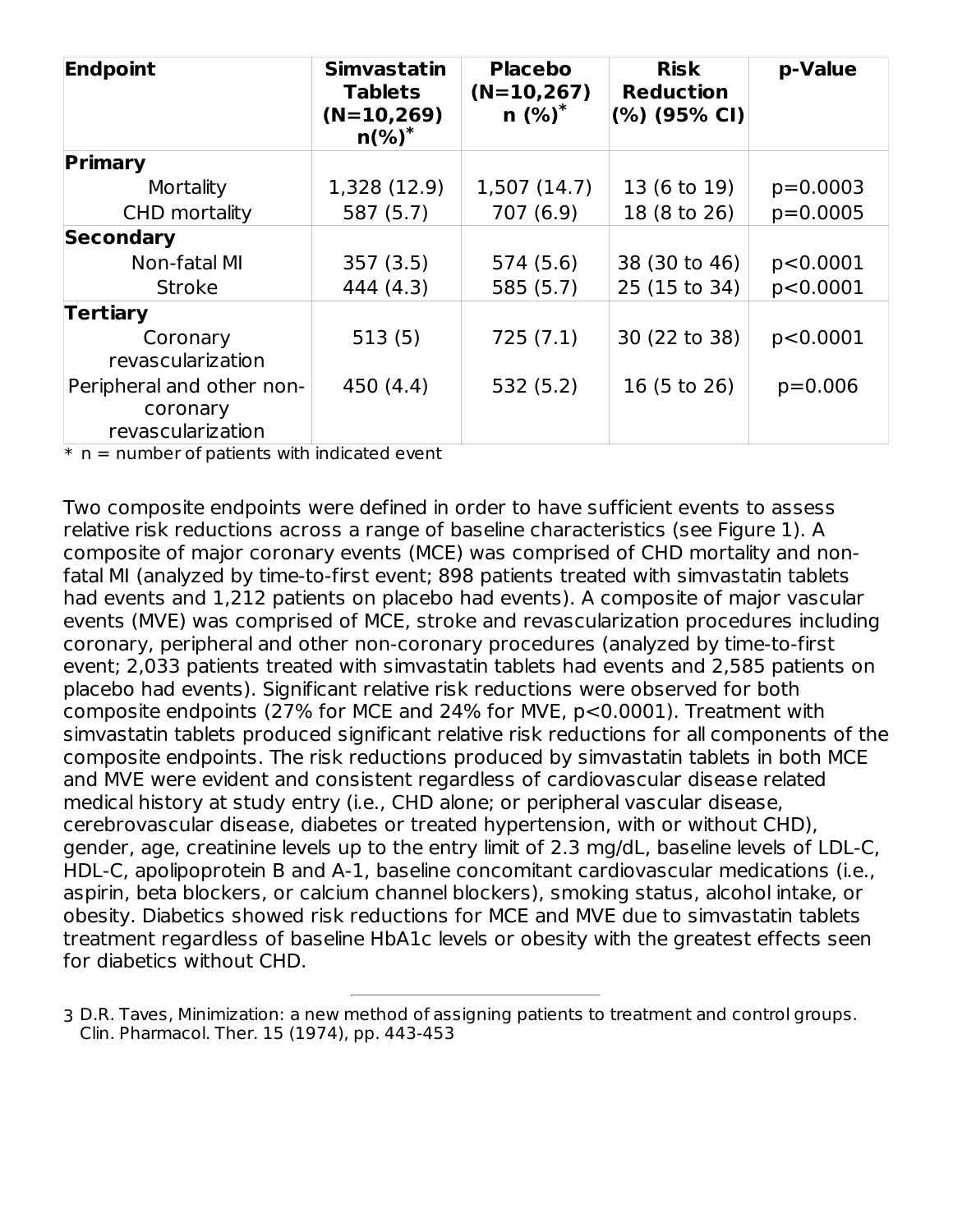| Endpoint | Simvastatin Tablets (N=10,269) n(%)[*] | Placebo (N=10,267) n (%)[*] | Risk Reduction (%) (95% CI) | p-Value |
|---|---|---|---|---|
| **Primary** | | | | |
| Mortality | 1,328 (12.9) | 1,507 (14.7) | 13 (6 to 19) | p=0.0003 |
| CHD mortality | 587 (5.7) | 707 (6.9) | 18 (8 to 26) | p=0.0005 |
| **Secondary** | | | | |
| Non-fatal MI | 357 (3.5) | 574 (5.6) | 38 (30 to 46) | p<0.0001 |
| Stroke | 444 (4.3) | 585 (5.7) | 25 (15 to 34) | p<0.0001 |
| **Tertiary** | | | | |
| Coronary revascularization | 513 (5) | 725 (7.1) | 30 (22 to 38) | p<0.0001 |
| Peripheral and other non-coronary revascularization | 450 (4.4) | 532 (5.2) | 16 (5 to 26) | p=0.006 |

* n = number of patients with indicated event

Two composite endpoints were defined in order to have sufficient events to assess relative risk reductions across a range of baseline characteristics (see Figure 1). A composite of major coronary events (MCE) was comprised of CHD mortality and non-fatal MI (analyzed by time-to-first event; 898 patients treated with simvastatin tablets had events and 1,212 patients on placebo had events). A composite of major vascular events (MVE) was comprised of MCE, stroke and revascularization procedures including coronary, peripheral and other non-coronary procedures (analyzed by time-to-first event; 2,033 patients treated with simvastatin tablets had events and 2,585 patients on placebo had events). Significant relative risk reductions were observed for both composite endpoints (27% for MCE and 24% for MVE, p<0.0001). Treatment with simvastatin tablets produced significant relative risk reductions for all components of the composite endpoints. The risk reductions produced by simvastatin tablets in both MCE and MVE were evident and consistent regardless of cardiovascular disease related medical history at study entry (i.e., CHD alone; or peripheral vascular disease, cerebrovascular disease, diabetes or treated hypertension, with or without CHD), gender, age, creatinine levels up to the entry limit of 2.3 mg/dL, baseline levels of LDL-C, HDL-C, apolipoprotein B and A-1, baseline concomitant cardiovascular medications (i.e., aspirin, beta blockers, or calcium channel blockers), smoking status, alcohol intake, or obesity. Diabetics showed risk reductions for MCE and MVE due to simvastatin tablets treatment regardless of baseline HbA1c levels or obesity with the greatest effects seen for diabetics without CHD.

---

3 D.R. Taves, Minimization: a new method of assigning patients to treatment and control groups. Clin. Pharmacol. Ther. 15 (1974), pp. 443-453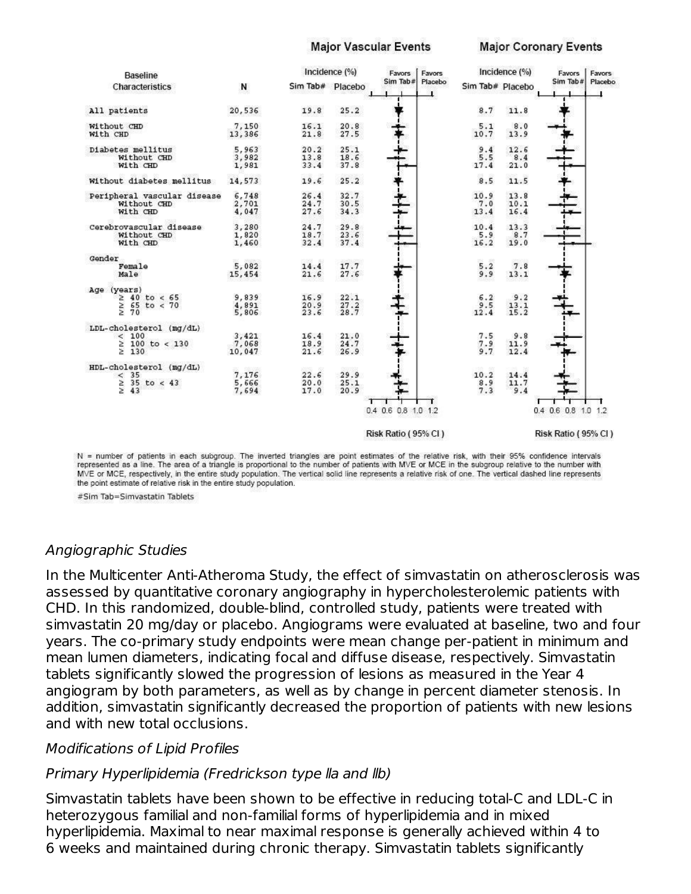| Baseline Characteristics | N | Major Vascular Events Incidence (%) Sim Tab# | Placebo | Major Coronary Events Incidence (%) Sim Tab# | Placebo |
|---|---|---|---|---|---|
| All patients | 20,536 | 19.8 | 25.2 | 8.7 | 11.8 |
| Without CHD | 7,150 | 16.1 | 20.8 | 5.1 | 8.0 |
| With CHD | 13,386 | 21.8 | 27.5 | 10.7 | 13.9 |
| Diabetes mellitus | 5,963 | 20.2 | 25.1 | 9.4 | 12.6 |
| Without CHD | 3,982 | 13.8 | 18.6 | 5.5 | 8.4 |
| With CHD | 1,981 | 33.4 | 37.8 | 17.4 | 21.0 |
| Without diabetes mellitus | 14,573 | 19.6 | 25.2 | 8.5 | 11.5 |
| Peripheral vascular disease | 6,748 | 26.4 | 32.7 | 10.9 | 13.8 |
| Without CHD | 2,701 | 24.7 | 30.5 | 7.0 | 10.1 |
| With CHD | 4,047 | 27.6 | 34.3 | 13.4 | 16.4 |
| Cerebrovascular disease | 3,280 | 24.7 | 29.8 | 10.4 | 13.3 |
| Without CHD | 1,820 | 18.7 | 23.6 | 5.9 | 8.7 |
| With CHD | 1,460 | 32.4 | 37.4 | 16.2 | 19.0 |
| Gender | | | | | |
| Female | 5,082 | 14.4 | 17.7 | 5.2 | 7.8 |
| Male | 15,454 | 21.6 | 27.6 | 9.9 | 13.1 |
| Age (years) | | | | | |
| ≥ 40 to < 65 | 9,839 | 16.9 | 22.1 | 6.2 | 9.2 |
| ≥ 65 to < 70 | 4,891 | 20.9 | 27.2 | 9.5 | 13.1 |
| ≥ 70 | 5,806 | 23.6 | 28.7 | 12.4 | 15.2 |
| LDL-cholesterol (mg/dL) | | | | | |
| < 100 | 3,421 | 16.4 | 21.0 | 7.5 | 9.8 |
| ≥ 100 to < 130 | 7,068 | 18.9 | 24.7 | 7.9 | 11.9 |
| ≥ 130 | 10,047 | 21.6 | 26.9 | 9.7 | 12.4 |
| HDL-cholesterol (mg/dL) | | | | | |
| < 35 | 7,176 | 22.6 | 29.9 | 10.2 | 14.4 |
| ≥ 35 to < 43 | 5,666 | 20.0 | 25.1 | 8.9 | 11.7 |
| ≥ 43 | 7,694 | 17.0 | 20.9 | 7.3 | 9.4 |

Risk Ratio (95% CI) — Favors Sim Tab# | Favors Placebo (axis 0.4 0.6 0.8 1.0 1.2)

N = number of patients in each subgroup. The inverted triangles are point estimates of the relative risk, with their 95% confidence intervals represented as a line. The area of a triangle is proportional to the number of patients with MVE or MCE in the subgroup relative to the number with MVE or MCE, respectively, in the entire study population. The vertical solid line represents a relative risk of one. The vertical dashed line represents the point estimate of relative risk in the entire study population.

#Sim Tab=Simvastatin Tablets

*Angiographic Studies*

In the Multicenter Anti-Atheroma Study, the effect of simvastatin on atherosclerosis was assessed by quantitative coronary angiography in hypercholesterolemic patients with CHD. In this randomized, double-blind, controlled study, patients were treated with simvastatin 20 mg/day or placebo. Angiograms were evaluated at baseline, two and four years. The co-primary study endpoints were mean change per-patient in minimum and mean lumen diameters, indicating focal and diffuse disease, respectively. Simvastatin tablets significantly slowed the progression of lesions as measured in the Year 4 angiogram by both parameters, as well as by change in percent diameter stenosis. In addition, simvastatin significantly decreased the proportion of patients with new lesions and with new total occlusions.

*Modifications of Lipid Profiles*

*Primary Hyperlipidemia (Fredrickson type IIa and IIb)*

Simvastatin tablets have been shown to be effective in reducing total-C and LDL-C in heterozygous familial and non-familial forms of hyperlipidemia and in mixed hyperlipidemia. Maximal to near maximal response is generally achieved within 4 to 6 weeks and maintained during chronic therapy. Simvastatin tablets significantly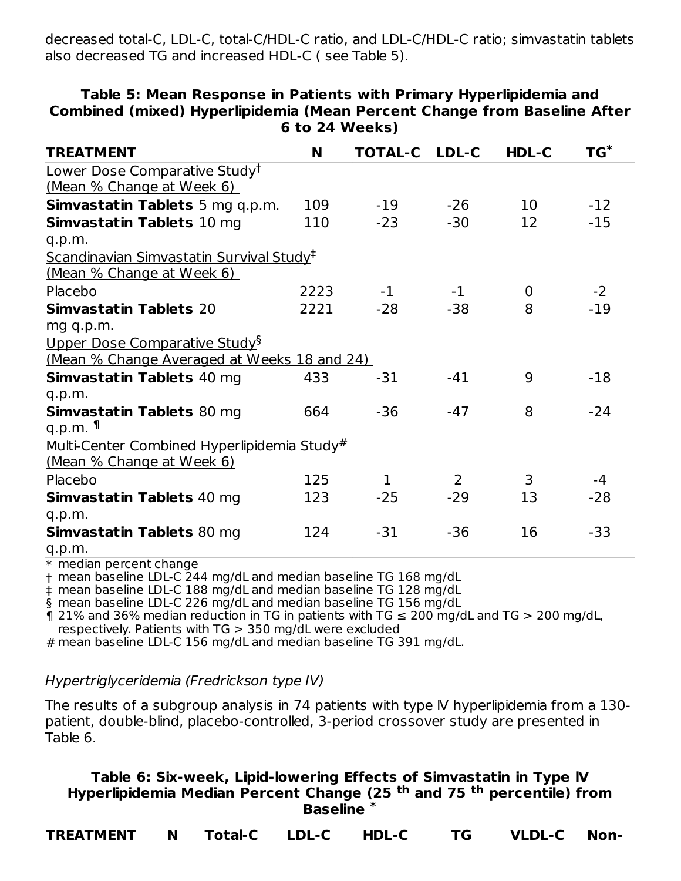decreased total-C, LDL-C, total-C/HDL-C ratio, and LDL-C/HDL-C ratio; simvastatin tablets also decreased TG and increased HDL-C ( see Table 5).

**Table 5: Mean Response in Patients with Primary Hyperlipidemia and Combined (mixed) Hyperlipidemia (Mean Percent Change from Baseline After 6 to 24 Weeks)**

| TREATMENT | N | TOTAL-C | LDL-C | HDL-C | TG* |
|---|---|---|---|---|---|
| Lower Dose Comparative Study† (Mean % Change at Week 6) | | | | | |
| **Simvastatin Tablets** 5 mg q.p.m. | 109 | -19 | -26 | 10 | -12 |
| **Simvastatin Tablets** 10 mg q.p.m. | 110 | -23 | -30 | 12 | -15 |
| Scandinavian Simvastatin Survival Study‡ (Mean % Change at Week 6) | | | | | |
| Placebo | 2223 | -1 | -1 | 0 | -2 |
| **Simvastatin Tablets** 20 mg q.p.m. | 2221 | -28 | -38 | 8 | -19 |
| Upper Dose Comparative Study§ (Mean % Change Averaged at Weeks 18 and 24) | | | | | |
| **Simvastatin Tablets** 40 mg q.p.m. | 433 | -31 | -41 | 9 | -18 |
| **Simvastatin Tablets** 80 mg q.p.m. ¶ | 664 | -36 | -47 | 8 | -24 |
| Multi-Center Combined Hyperlipidemia Study# (Mean % Change at Week 6) | | | | | |
| Placebo | 125 | 1 | 2 | 3 | -4 |
| **Simvastatin Tablets** 40 mg q.p.m. | 123 | -25 | -29 | 13 | -28 |
| **Simvastatin Tablets** 80 mg q.p.m. | 124 | -31 | -36 | 16 | -33 |

\* median percent change
† mean baseline LDL-C 244 mg/dL and median baseline TG 168 mg/dL
‡ mean baseline LDL-C 188 mg/dL and median baseline TG 128 mg/dL
§ mean baseline LDL-C 226 mg/dL and median baseline TG 156 mg/dL
¶ 21% and 36% median reduction in TG in patients with TG ≤ 200 mg/dL and TG > 200 mg/dL, respectively. Patients with TG > 350 mg/dL were excluded
\# mean baseline LDL-C 156 mg/dL and median baseline TG 391 mg/dL.

*Hypertriglyceridemia (Fredrickson type IV)*

The results of a subgroup analysis in 74 patients with type IV hyperlipidemia from a 130-patient, double-blind, placebo-controlled, 3-period crossover study are presented in Table 6.

**Table 6: Six-week, Lipid-lowering Effects of Simvastatin in Type IV Hyperlipidemia Median Percent Change (25th and 75th percentile) from Baseline \***

| TREATMENT | N | Total-C | LDL-C | HDL-C | TG | VLDL-C | Non- |
|---|---|---|---|---|---|---|---|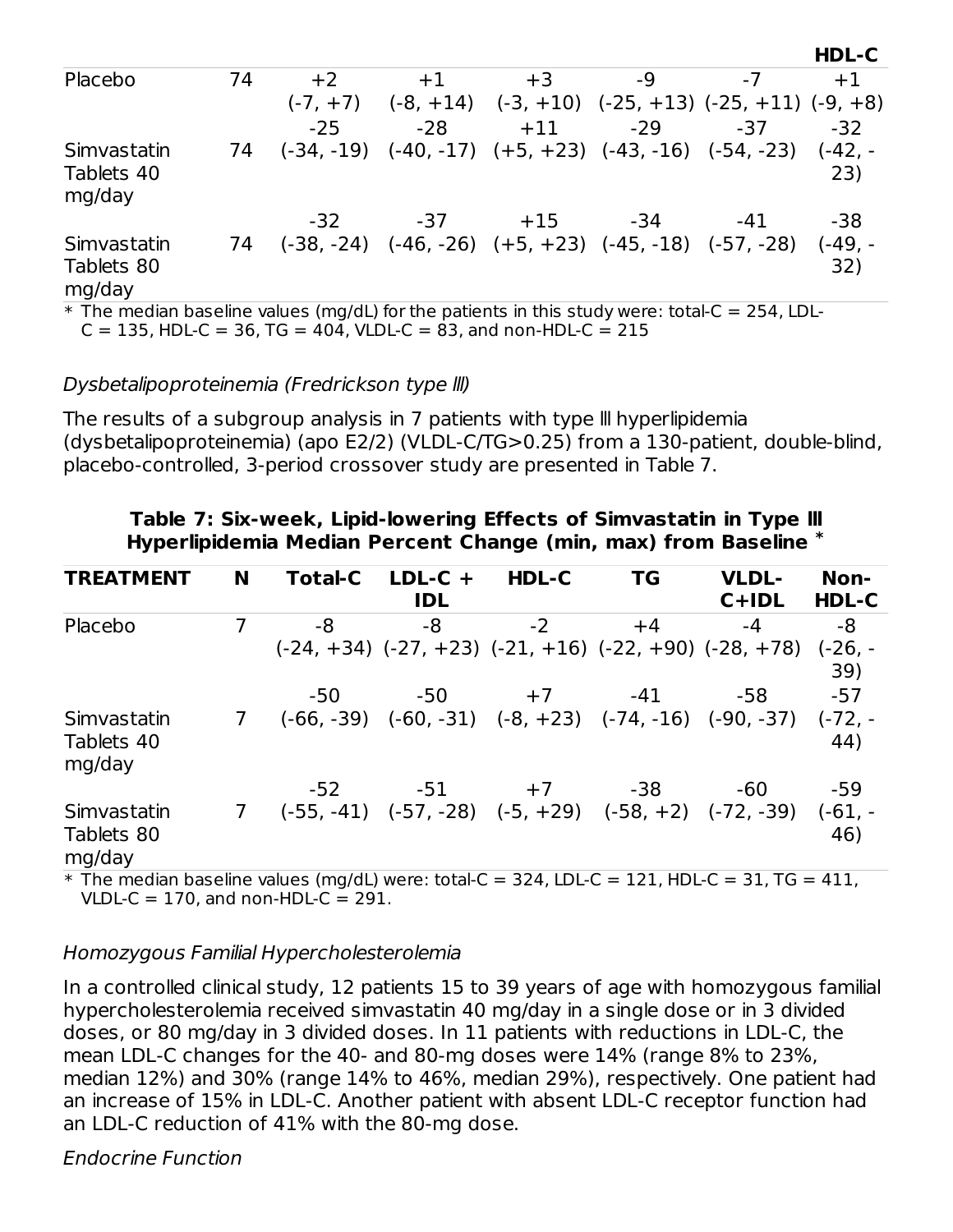| | | | | | | | HDL-C |
|---|---|---|---|---|---|---|---|
| Placebo | 74 | +2 (-7, +7) | +1 (-8, +14) | +3 (-3, +10) | -9 (-25, +13) | -7 (-25, +11) | +1 (-9, +8) |
| Simvastatin Tablets 40 mg/day | 74 | -25 (-34, -19) | -28 (-40, -17) | +11 (+5, +23) | -29 (-43, -16) | -37 (-54, -23) | -32 (-42, -23) |
| Simvastatin Tablets 80 mg/day | 74 | -32 (-38, -24) | -37 (-46, -26) | +15 (+5, +23) | -34 (-45, -18) | -41 (-57, -28) | -38 (-49, -32) |

\* The median baseline values (mg/dL) for the patients in this study were: total-C = 254, LDL-C = 135, HDL-C = 36, TG = 404, VLDL-C = 83, and non-HDL-C = 215

*Dysbetalipoproteinemia (Fredrickson type III)*

The results of a subgroup analysis in 7 patients with type III hyperlipidemia (dysbetalipoproteinemia) (apo E2/2) (VLDL-C/TG>0.25) from a 130-patient, double-blind, placebo-controlled, 3-period crossover study are presented in Table 7.

**Table 7: Six-week, Lipid-lowering Effects of Simvastatin in Type III Hyperlipidemia Median Percent Change (min, max) from Baseline \***

| TREATMENT | N | Total-C | LDL-C + IDL | HDL-C | TG | VLDL-C+IDL | Non-HDL-C |
|---|---|---|---|---|---|---|---|
| Placebo | 7 | -8 (-24, +34) | -8 (-27, +23) | -2 (-21, +16) | +4 (-22, +90) | -4 (-28, +78) | -8 (-26, -39) |
| Simvastatin Tablets 40 mg/day | 7 | -50 (-66, -39) | -50 (-60, -31) | +7 (-8, +23) | -41 (-74, -16) | -58 (-90, -37) | -57 (-72, -44) |
| Simvastatin Tablets 80 mg/day | 7 | -52 (-55, -41) | -51 (-57, -28) | +7 (-5, +29) | -38 (-58, +2) | -60 (-72, -39) | -59 (-61, -46) |

\* The median baseline values (mg/dL) were: total-C = 324, LDL-C = 121, HDL-C = 31, TG = 411, VLDL-C = 170, and non-HDL-C = 291.

*Homozygous Familial Hypercholesterolemia*

In a controlled clinical study, 12 patients 15 to 39 years of age with homozygous familial hypercholesterolemia received simvastatin 40 mg/day in a single dose or in 3 divided doses, or 80 mg/day in 3 divided doses. In 11 patients with reductions in LDL-C, the mean LDL-C changes for the 40- and 80-mg doses were 14% (range 8% to 23%, median 12%) and 30% (range 14% to 46%, median 29%), respectively. One patient had an increase of 15% in LDL-C. Another patient with absent LDL-C receptor function had an LDL-C reduction of 41% with the 80-mg dose.

*Endocrine Function*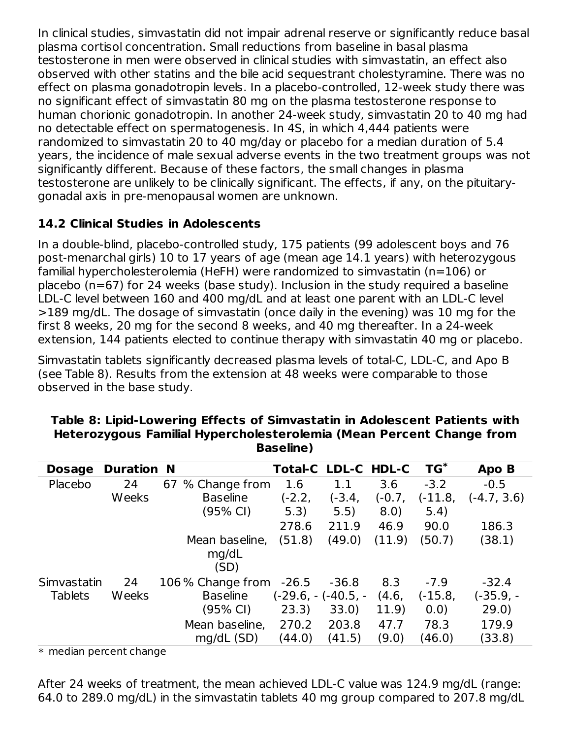In clinical studies, simvastatin did not impair adrenal reserve or significantly reduce basal plasma cortisol concentration. Small reductions from baseline in basal plasma testosterone in men were observed in clinical studies with simvastatin, an effect also observed with other statins and the bile acid sequestrant cholestyramine. There was no effect on plasma gonadotropin levels. In a placebo-controlled, 12-week study there was no significant effect of simvastatin 80 mg on the plasma testosterone response to human chorionic gonadotropin. In another 24-week study, simvastatin 20 to 40 mg had no detectable effect on spermatogenesis. In 4S, in which 4,444 patients were randomized to simvastatin 20 to 40 mg/day or placebo for a median duration of 5.4 years, the incidence of male sexual adverse events in the two treatment groups was not significantly different. Because of these factors, the small changes in plasma testosterone are unlikely to be clinically significant. The effects, if any, on the pituitary-gonadal axis in pre-menopausal women are unknown.

### 14.2 Clinical Studies in Adolescents

In a double-blind, placebo-controlled study, 175 patients (99 adolescent boys and 76 post-menarchal girls) 10 to 17 years of age (mean age 14.1 years) with heterozygous familial hypercholesterolemia (HeFH) were randomized to simvastatin (n=106) or placebo (n=67) for 24 weeks (base study). Inclusion in the study required a baseline LDL-C level between 160 and 400 mg/dL and at least one parent with an LDL-C level >189 mg/dL. The dosage of simvastatin (once daily in the evening) was 10 mg for the first 8 weeks, 20 mg for the second 8 weeks, and 40 mg thereafter. In a 24-week extension, 144 patients elected to continue therapy with simvastatin 40 mg or placebo.

Simvastatin tablets significantly decreased plasma levels of total-C, LDL-C, and Apo B (see Table 8). Results from the extension at 48 weeks were comparable to those observed in the base study.

**Table 8: Lipid-Lowering Effects of Simvastatin in Adolescent Patients with Heterozygous Familial Hypercholesterolemia (Mean Percent Change from Baseline)**

| Dosage | Duration | N | | Total-C | LDL-C | HDL-C | TG* | Apo B |
|---|---|---|---|---|---|---|---|---|
| Placebo | 24 Weeks | 67 | % Change from Baseline (95% CI) | 1.6 (-2.2, 5.3) | 1.1 (-3.4, 5.5) | 3.6 (-0.7, 8.0) | -3.2 (-11.8, 5.4) | -0.5 (-4.7, 3.6) |
| | | | Mean baseline, mg/dL (SD) | 278.6 (51.8) | 211.9 (49.0) | 46.9 (11.9) | 90.0 (50.7) | 186.3 (38.1) |
| Simvastatin Tablets | 24 Weeks | 106 | % Change from Baseline (95% CI) | -26.5 (-29.6, -23.3) | -36.8 (-40.5, -33.0) | 8.3 (4.6, 11.9) | -7.9 (-15.8, 0.0) | -32.4 (-35.9, -29.0) |
| | | | Mean baseline, mg/dL (SD) | 270.2 (44.0) | 203.8 (41.5) | 47.7 (9.0) | 78.3 (46.0) | 179.9 (33.8) |

\* median percent change

After 24 weeks of treatment, the mean achieved LDL-C value was 124.9 mg/dL (range: 64.0 to 289.0 mg/dL) in the simvastatin tablets 40 mg group compared to 207.8 mg/dL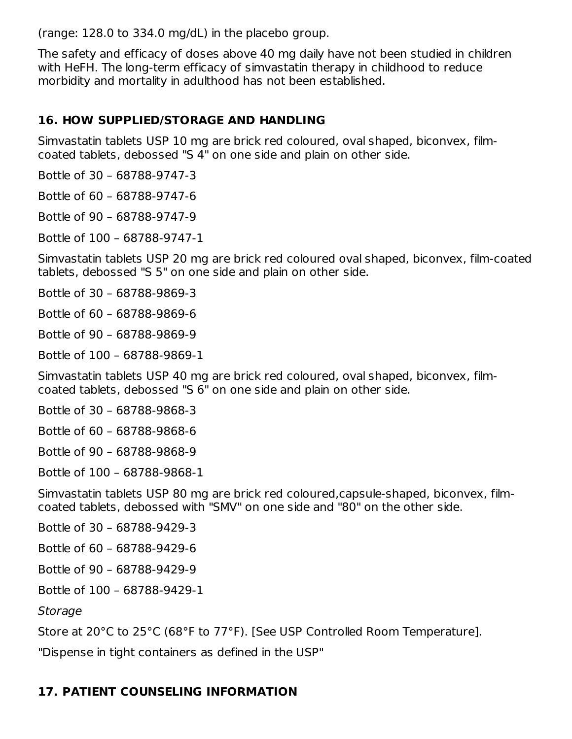(range: 128.0 to 334.0 mg/dL) in the placebo group.

The safety and efficacy of doses above 40 mg daily have not been studied in children with HeFH. The long-term efficacy of simvastatin therapy in childhood to reduce morbidity and mortality in adulthood has not been established.

## 16. HOW SUPPLIED/STORAGE AND HANDLING

Simvastatin tablets USP 10 mg are brick red coloured, oval shaped, biconvex, film-coated tablets, debossed "S 4" on one side and plain on other side.

Bottle of 30 – 68788-9747-3

Bottle of 60 – 68788-9747-6

Bottle of 90 – 68788-9747-9

Bottle of 100 – 68788-9747-1

Simvastatin tablets USP 20 mg are brick red coloured oval shaped, biconvex, film-coated tablets, debossed "S 5" on one side and plain on other side.

Bottle of 30 – 68788-9869-3

Bottle of 60 – 68788-9869-6

Bottle of 90 – 68788-9869-9

Bottle of 100 – 68788-9869-1

Simvastatin tablets USP 40 mg are brick red coloured, oval shaped, biconvex, film-coated tablets, debossed "S 6" on one side and plain on other side.

Bottle of 30 – 68788-9868-3

Bottle of 60 – 68788-9868-6

Bottle of 90 – 68788-9868-9

Bottle of 100 – 68788-9868-1

Simvastatin tablets USP 80 mg are brick red coloured,capsule-shaped, biconvex, film-coated tablets, debossed with "SMV" on one side and "80" on the other side.

Bottle of 30 – 68788-9429-3

Bottle of 60 – 68788-9429-6

Bottle of 90 – 68788-9429-9

Bottle of 100 – 68788-9429-1

*Storage*

Store at 20°C to 25°C (68°F to 77°F). [See USP Controlled Room Temperature].

"Dispense in tight containers as defined in the USP"

## 17. PATIENT COUNSELING INFORMATION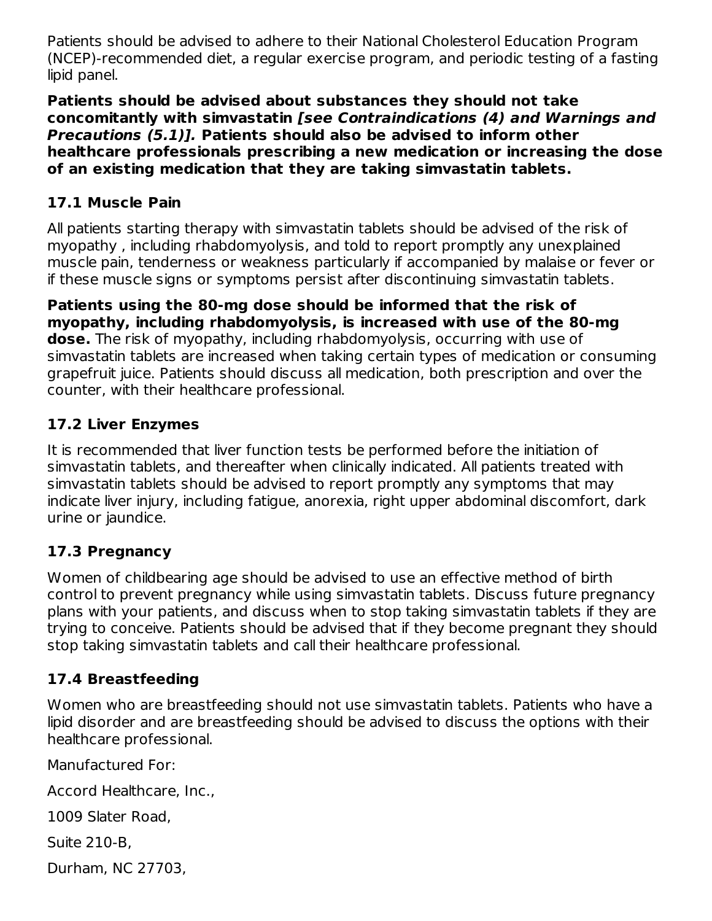Patients should be advised to adhere to their National Cholesterol Education Program (NCEP)-recommended diet, a regular exercise program, and periodic testing of a fasting lipid panel.

**Patients should be advised about substances they should not take concomitantly with simvastatin *[see Contraindications (4) and Warnings and Precautions (5.1)]*. Patients should also be advised to inform other healthcare professionals prescribing a new medication or increasing the dose of an existing medication that they are taking simvastatin tablets.**

### 17.1 Muscle Pain

All patients starting therapy with simvastatin tablets should be advised of the risk of myopathy , including rhabdomyolysis, and told to report promptly any unexplained muscle pain, tenderness or weakness particularly if accompanied by malaise or fever or if these muscle signs or symptoms persist after discontinuing simvastatin tablets.

**Patients using the 80-mg dose should be informed that the risk of myopathy, including rhabdomyolysis, is increased with use of the 80-mg dose.** The risk of myopathy, including rhabdomyolysis, occurring with use of simvastatin tablets are increased when taking certain types of medication or consuming grapefruit juice. Patients should discuss all medication, both prescription and over the counter, with their healthcare professional.

### 17.2 Liver Enzymes

It is recommended that liver function tests be performed before the initiation of simvastatin tablets, and thereafter when clinically indicated. All patients treated with simvastatin tablets should be advised to report promptly any symptoms that may indicate liver injury, including fatigue, anorexia, right upper abdominal discomfort, dark urine or jaundice.

### 17.3 Pregnancy

Women of childbearing age should be advised to use an effective method of birth control to prevent pregnancy while using simvastatin tablets. Discuss future pregnancy plans with your patients, and discuss when to stop taking simvastatin tablets if they are trying to conceive. Patients should be advised that if they become pregnant they should stop taking simvastatin tablets and call their healthcare professional.

### 17.4 Breastfeeding

Women who are breastfeeding should not use simvastatin tablets. Patients who have a lipid disorder and are breastfeeding should be advised to discuss the options with their healthcare professional.

Manufactured For:

Accord Healthcare, Inc.,

1009 Slater Road,

Suite 210-B,

Durham, NC 27703,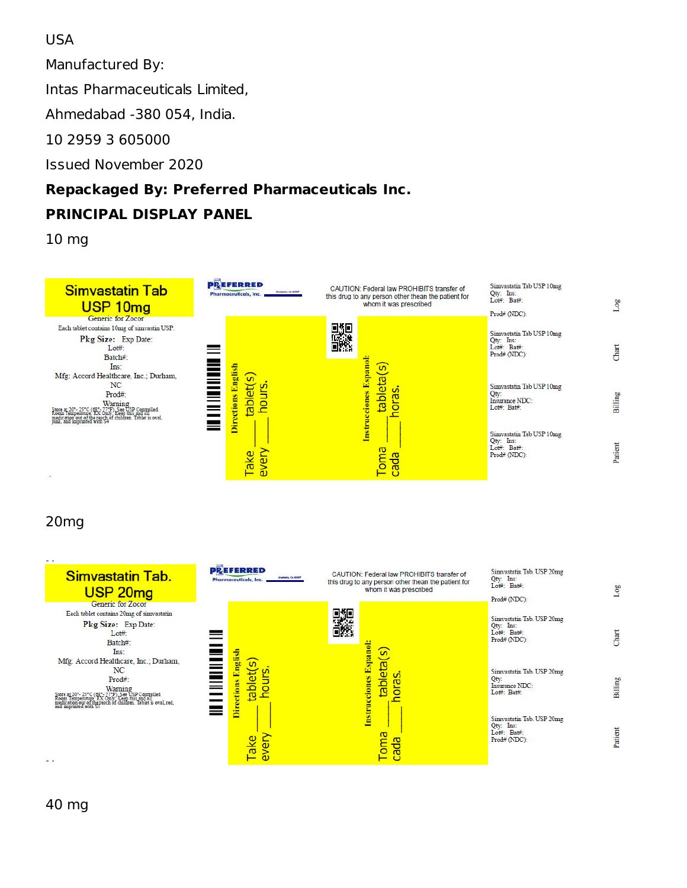USA

Manufactured By:

Intas Pharmaceuticals Limited,

Ahmedabad -380 054, India.

10 2959 3 605000

Issued November 2020

**Repackaged By: Preferred Pharmaceuticals Inc.**

**PRINCIPAL DISPLAY PANEL**

10 mg

Simvastatin Tab USP 10mg

Generic for Zocor

Each tablet contains 10mg of simvastin USP.

Pkg Size: Exp Date:

Lot#:

Batch#:

Ins:

Mfg: Accord Healthcare, Inc.; Durham, NC

Prod#:

Warning

Store at 20°- 25°C (68°- 77°F). See USP Controlled Room Temperature. RX Only. Keep this and all medication out of the reach of children. Tablet is oval, pink, and imprinted with 54

PREFERRED Pharmaceuticals, Inc.

CAUTION: Federal law PROHIBITS transfer of this drug to any person other thean the patient for whom it was prescribed

Directions English

Take ___ tablet(s) every ___ hours.

Instrucciones Espanol:

Toma ___ tableta(s) cada ___ horas.

Simvastatin Tab USP 10mg
Qty: Ins:
Lot#: Bat#:
Prod# (NDC):

Log

Simvastatin Tab USP 10mg
Qty: Ins:
Lot#: Bat#:
Prod# (NDC):

Chart

Simvastatin Tab USP 10mg
Qty:
Insurance NDC:
Lot#: Bat#:

Billing

Simvastatin Tab USP 10mg
Qty: Ins:
Lot#: Bat#:
Prod# (NDC):

Patient

20mg

Simvastatin Tab. USP 20mg

Generic for Zocor

Each tablet contains 20mg of simvastatin

Pkg Size: Exp Date:

Lot#:

Batch#:

Ins:

Mfg: Accord Healthcare, Inc.; Durham, NC

Prod#:

Warning

Store at 20°- 25°C (68°- 77°F). See USP Controlled Room Temperature. RX Only. Keep this and all medication out of the reach of children. Tablet is oval, red, and imprinted with 57

PREFERRED Pharmaceuticals, Inc.

CAUTION: Federal law PROHIBITS transfer of this drug to any person other thean the patient for whom it was prescribed

Directions English

Take ___ tablet(s) every ___ hours.

Instrucciones Espanol:

Toma ___ tableta(s) cada ___ horas.

Simvastatin Tab. USP 20mg
Qty: Ins:
Lot#: Bat#:
Prod# (NDC):

Log

Simvastatin Tab. USP 20mg
Qty: Ins:
Lot#: Bat#:
Prod# (NDC):

Chart

Simvastatin Tab. USP 20mg
Qty:
Insurance NDC:
Lot#: Bat#:

Billing

Simvastatin Tab. USP 20mg
Qty: Ins:
Lot#: Bat#:
Prod# (NDC):

Patient

40 mg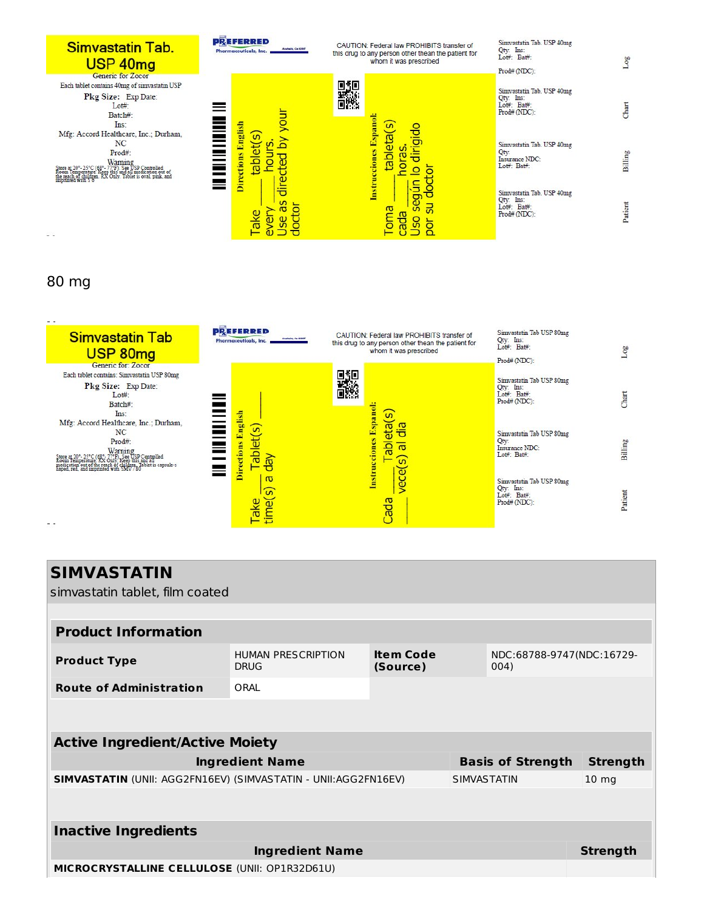**Simvastatin Tab. USP 40mg**

Generic for Zocor

Each tablet contains 40mg of simvastatin USP

Pkg Size: Exp Date:

Lot#:

Batch#:

Ins:

Mfg: Accord Healthcare, Inc.; Durham, NC

Prod#:

Warning

Store at 20°- 25°C (68°- 77°F). See USP Controlled Room Temperature. Keep this and all medication out of the reach of children. RX Only. Tablet is oval, pink, and imprinted with 5 8

PREFERRED Pharmaceuticals, Inc.

CAUTION: Federal law PROHIBITS transfer of this drug to any person other thean the patient for whom it was prescribed

Directions English

Take ____ tablet(s) every ____ hours. Use as directed by your doctor

Instrucciones Espanol:

Toma ____ tableta(s) cada ____ horas. Uso según lo dirigido por su doctor

Simvastatin Tab. USP 40mg
Qty: Ins:
Lot#: Bat#:
Prod# (NDC):
Log

Simvastatin Tab. USP 40mg
Qty: Ins:
Lot#: Bat#:
Prod# (NDC):
Chart

Simvastatin Tab. USP 40mg
Qty:
Insurance NDC:
Lot#: Bat#:
Billing

Simvastatin Tab. USP 40mg
Qty: Ins:
Lot#: Bat#:
Prod# (NDC):
Patient

80 mg

**Simvastatin Tab USP 80mg**

Generic for: Zocor

Each tablet contains: Simvastatin USP 80mg

Pkg Size: Exp Date:

Lot#:

Batch#:

Ins:

Mfg: Accord Healthcare, Inc.; Durham, NC

Prod#:

Warning

Store at 20°- 25°C (68°- 77°F). See USP Controlled Room Temperature. RX Only. Keep this and all medication out of the reach of children. Tablet is capsule-shaped, red, and imprinted with SMV 80

PREFERRED Pharmaceuticals, Inc.

CAUTION: Federal law PROHIBITS transfer of this drug to any person other thean the patient for whom it was prescribed

Directions English

Take ___ Tablet(s) ___ time(s) a day

Instrucciones Espanol:

Cada ___ Tableta(s) ___ vece(s) al dia

Simvastatin Tab USP 80mg
Qty: Ins:
Lot#: Bat#:
Prod# (NDC):
Log

Simvastatin Tab USP 80mg
Qty: Ins:
Lot#: Bat#:
Prod# (NDC):
Chart

Simvastatin Tab USP 80mg
Qty:
Insurance NDC:
Lot#: Bat#:
Billing

Simvastatin Tab USP 80mg
Qty: Ins:
Lot#: Bat#:
Prod# (NDC):
Patient

# SIMVASTATIN

simvastatin tablet, film coated

| **Product Information** | | | |
|---|---|---|---|
| **Product Type** | HUMAN PRESCRIPTION DRUG | **Item Code (Source)** | NDC:68788-9747(NDC:16729-004) |
| **Route of Administration** | ORAL | | |

| **Active Ingredient/Active Moiety** | | |
|---|---|---|
| **Ingredient Name** | **Basis of Strength** | **Strength** |
| **SIMVASTATIN** (UNII: AGG2FN16EV) (SIMVASTATIN - UNII:AGG2FN16EV) | SIMVASTATIN | 10 mg |

| **Inactive Ingredients** | |
|---|---|
| **Ingredient Name** | **Strength** |
| **MICROCRYSTALLINE CELLULOSE** (UNII: OP1R32D61U) | |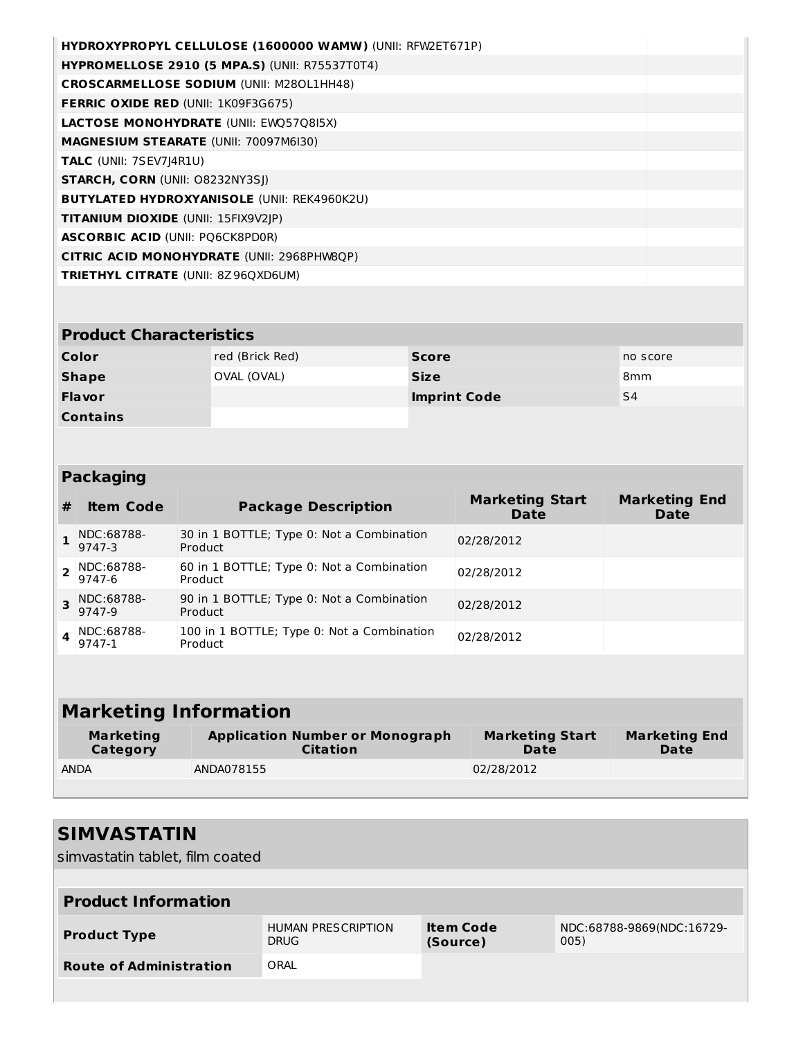| | |
|---|---|
| **HYDROXYPROPYL CELLULOSE (1600000 WAMW)** (UNII: RFW2ET671P) | |
| **HYPROMELLOSE 2910 (5 MPA.S)** (UNII: R75537T0T4) | |
| **CROSCARMELLOSE SODIUM** (UNII: M28OL1HH48) | |
| **FERRIC OXIDE RED** (UNII: 1K09F3G675) | |
| **LACTOSE MONOHYDRATE** (UNII: EWQ57Q8I5X) | |
| **MAGNESIUM STEARATE** (UNII: 70097M6I30) | |
| **TALC** (UNII: 7SEV7J4R1U) | |
| **STARCH, CORN** (UNII: O8232NY3SJ) | |
| **BUTYLATED HYDROXYANISOLE** (UNII: REK4960K2U) | |
| **TITANIUM DIOXIDE** (UNII: 15FIX9V2JP) | |
| **ASCORBIC ACID** (UNII: PQ6CK8PD0R) | |
| **CITRIC ACID MONOHYDRATE** (UNII: 2968PHW8QP) | |
| **TRIETHYL CITRATE** (UNII: 8Z96QXD6UM) | |

## Product Characteristics

| | | | |
|---|---|---|---|
| **Color** | red (Brick Red) | **Score** | no score |
| **Shape** | OVAL (OVAL) | **Size** | 8mm |
| **Flavor** | | **Imprint Code** | S4 |
| **Contains** | | | |

## Packaging

| # | Item Code | Package Description | Marketing Start Date | Marketing End Date |
|---|---|---|---|---|
| 1 | NDC:68788-9747-3 | 30 in 1 BOTTLE; Type 0: Not a Combination Product | 02/28/2012 | |
| 2 | NDC:68788-9747-6 | 60 in 1 BOTTLE; Type 0: Not a Combination Product | 02/28/2012 | |
| 3 | NDC:68788-9747-9 | 90 in 1 BOTTLE; Type 0: Not a Combination Product | 02/28/2012 | |
| 4 | NDC:68788-9747-1 | 100 in 1 BOTTLE; Type 0: Not a Combination Product | 02/28/2012 | |

## Marketing Information

| Marketing Category | Application Number or Monograph Citation | Marketing Start Date | Marketing End Date |
|---|---|---|---|
| ANDA | ANDA078155 | 02/28/2012 | |

# SIMVASTATIN

simvastatin tablet, film coated

## Product Information

| | | | |
|---|---|---|---|
| **Product Type** | HUMAN PRESCRIPTION DRUG | **Item Code (Source)** | NDC:68788-9869(NDC:16729-005) |
| **Route of Administration** | ORAL | | |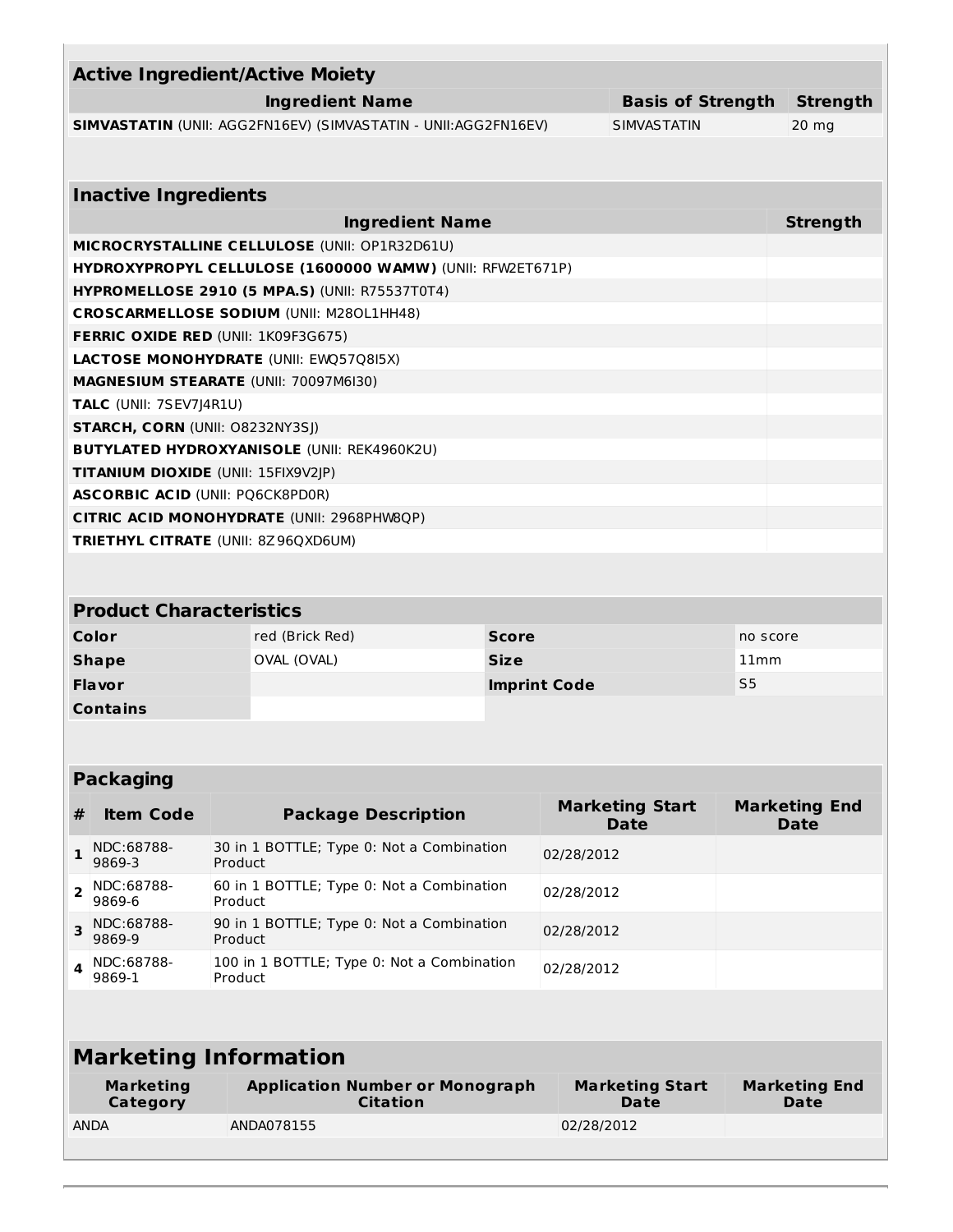| Active Ingredient/Active Moiety | | |
|---|---|---|
| **Ingredient Name** | **Basis of Strength** | **Strength** |
| **SIMVASTATIN** (UNII: AGG2FN16EV) (SIMVASTATIN - UNII:AGG2FN16EV) | SIMVASTATIN | 20 mg |

| Inactive Ingredients | |
|---|---|
| **Ingredient Name** | **Strength** |
| **MICROCRYSTALLINE CELLULOSE** (UNII: OP1R32D61U) | |
| **HYDROXYPROPYL CELLULOSE (1600000 WAMW)** (UNII: RFW2ET671P) | |
| **HYPROMELLOSE 2910 (5 MPA.S)** (UNII: R75537T0T4) | |
| **CROSCARMELLOSE SODIUM** (UNII: M28OL1HH48) | |
| **FERRIC OXIDE RED** (UNII: 1K09F3G675) | |
| **LACTOSE MONOHYDRATE** (UNII: EWQ57Q8I5X) | |
| **MAGNESIUM STEARATE** (UNII: 70097M6I30) | |
| **TALC** (UNII: 7SEV7J4R1U) | |
| **STARCH, CORN** (UNII: O8232NY3SJ) | |
| **BUTYLATED HYDROXYANISOLE** (UNII: REK4960K2U) | |
| **TITANIUM DIOXIDE** (UNII: 15FIX9V2JP) | |
| **ASCORBIC ACID** (UNII: PQ6CK8PD0R) | |
| **CITRIC ACID MONOHYDRATE** (UNII: 2968PHW8QP) | |
| **TRIETHYL CITRATE** (UNII: 8Z96QXD6UM) | |

| Product Characteristics | | | |
|---|---|---|---|
| **Color** | red (Brick Red) | **Score** | no score |
| **Shape** | OVAL (OVAL) | **Size** | 11mm |
| **Flavor** | | **Imprint Code** | S5 |
| **Contains** | | | |

| Packaging | | | | |
|---|---|---|---|---|
| **#** | **Item Code** | **Package Description** | **Marketing Start Date** | **Marketing End Date** |
| **1** | NDC:68788-9869-3 | 30 in 1 BOTTLE; Type 0: Not a Combination Product | 02/28/2012 | |
| **2** | NDC:68788-9869-6 | 60 in 1 BOTTLE; Type 0: Not a Combination Product | 02/28/2012 | |
| **3** | NDC:68788-9869-9 | 90 in 1 BOTTLE; Type 0: Not a Combination Product | 02/28/2012 | |
| **4** | NDC:68788-9869-1 | 100 in 1 BOTTLE; Type 0: Not a Combination Product | 02/28/2012 | |

| Marketing Information | | | |
|---|---|---|---|
| **Marketing Category** | **Application Number or Monograph Citation** | **Marketing Start Date** | **Marketing End Date** |
| ANDA | ANDA078155 | 02/28/2012 | |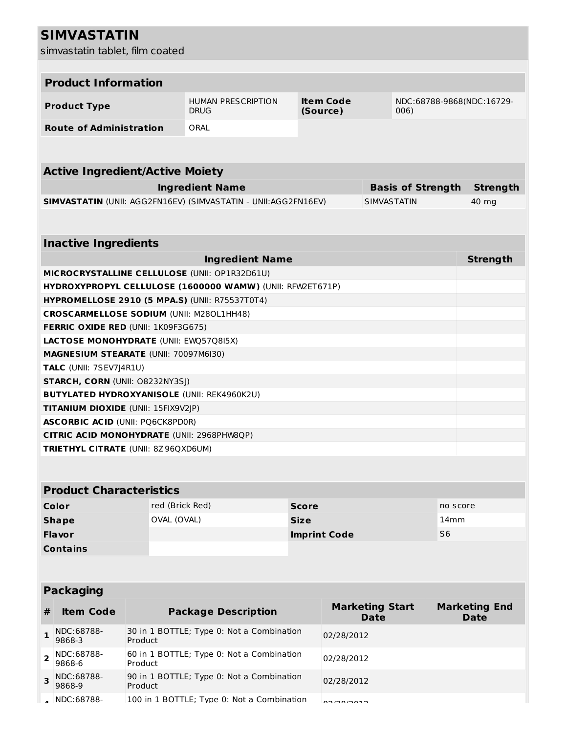# SIMVASTATIN

simvastatin tablet, film coated

## Product Information

| Product Type | HUMAN PRESCRIPTION DRUG | Item Code (Source) | NDC:68788-9868(NDC:16729-006) |
|---|---|---|---|
| Route of Administration | ORAL | | |

## Active Ingredient/Active Moiety

| Ingredient Name | Basis of Strength | Strength |
|---|---|---|
| **SIMVASTATIN** (UNII: AGG2FN16EV) (SIMVASTATIN - UNII:AGG2FN16EV) | SIMVASTATIN | 40 mg |

## Inactive Ingredients

| Ingredient Name | Strength |
|---|---|
| **MICROCRYSTALLINE CELLULOSE** (UNII: OP1R32D61U) | |
| **HYDROXYPROPYL CELLULOSE (1600000 WAMW)** (UNII: RFW2ET671P) | |
| **HYPROMELLOSE 2910 (5 MPA.S)** (UNII: R75537T0T4) | |
| **CROSCARMELLOSE SODIUM** (UNII: M28OL1HH48) | |
| **FERRIC OXIDE RED** (UNII: 1K09F3G675) | |
| **LACTOSE MONOHYDRATE** (UNII: EWQ57Q8I5X) | |
| **MAGNESIUM STEARATE** (UNII: 70097M6I30) | |
| **TALC** (UNII: 7SEV7J4R1U) | |
| **STARCH, CORN** (UNII: O8232NY3SJ) | |
| **BUTYLATED HYDROXYANISOLE** (UNII: REK4960K2U) | |
| **TITANIUM DIOXIDE** (UNII: 15FIX9V2JP) | |
| **ASCORBIC ACID** (UNII: PQ6CK8PD0R) | |
| **CITRIC ACID MONOHYDRATE** (UNII: 2968PHW8QP) | |
| **TRIETHYL CITRATE** (UNII: 8Z96QXD6UM) | |

## Product Characteristics

| Color | red (Brick Red) | Score | no score |
|---|---|---|---|
| Shape | OVAL (OVAL) | Size | 14mm |
| Flavor | | Imprint Code | S6 |
| Contains | | | |

## Packaging

| # | Item Code | Package Description | Marketing Start Date | Marketing End Date |
|---|---|---|---|---|
| 1 | NDC:68788-9868-3 | 30 in 1 BOTTLE; Type 0: Not a Combination Product | 02/28/2012 | |
| 2 | NDC:68788-9868-6 | 60 in 1 BOTTLE; Type 0: Not a Combination Product | 02/28/2012 | |
| 3 | NDC:68788-9868-9 | 90 in 1 BOTTLE; Type 0: Not a Combination Product | 02/28/2012 | |
| 4 | NDC:68788- | 100 in 1 BOTTLE; Type 0: Not a Combination | 02/28/2012 | |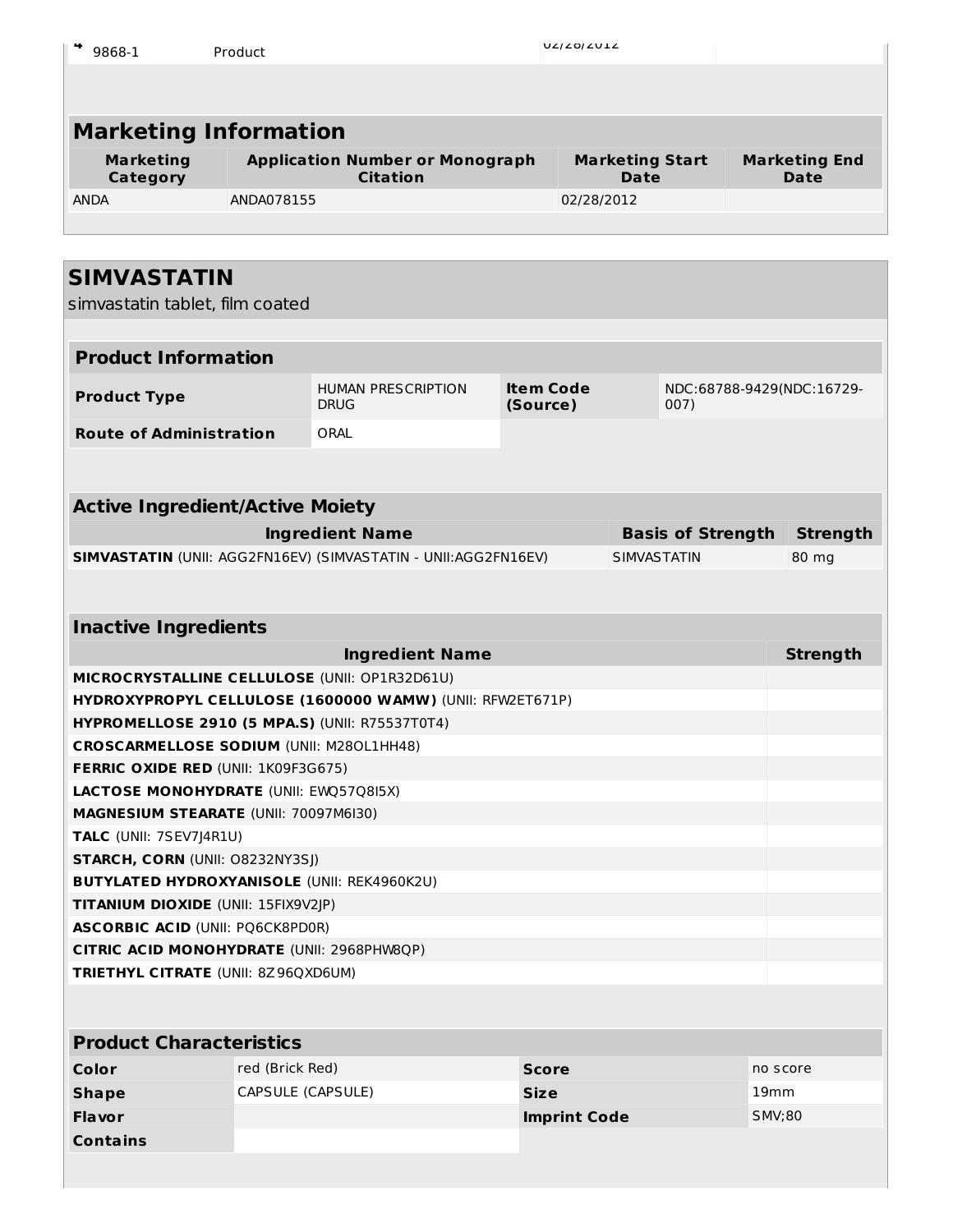| 4 | 9868-1 | Product | 02/28/2012 | |
|---|---|---|---|---|

## Marketing Information

| Marketing Category | Application Number or Monograph Citation | Marketing Start Date | Marketing End Date |
|---|---|---|---|
| ANDA | ANDA078155 | 02/28/2012 | |

## SIMVASTATIN

simvastatin tablet, film coated

### Product Information

| | | | |
|---|---|---|---|
| **Product Type** | HUMAN PRESCRIPTION DRUG | **Item Code (Source)** | NDC:68788-9429(NDC:16729-007) |
| **Route of Administration** | ORAL | | |

### Active Ingredient/Active Moiety

| Ingredient Name | Basis of Strength | Strength |
|---|---|---|
| **SIMVASTATIN** (UNII: AGG2FN16EV) (SIMVASTATIN - UNII:AGG2FN16EV) | SIMVASTATIN | 80 mg |

### Inactive Ingredients

| Ingredient Name | Strength |
|---|---|
| **MICROCRYSTALLINE CELLULOSE** (UNII: OP1R32D61U) | |
| **HYDROXYPROPYL CELLULOSE (1600000 WAMW)** (UNII: RFW2ET671P) | |
| **HYPROMELLOSE 2910 (5 MPA.S)** (UNII: R75537T0T4) | |
| **CROSCARMELLOSE SODIUM** (UNII: M28OL1HH48) | |
| **FERRIC OXIDE RED** (UNII: 1K09F3G675) | |
| **LACTOSE MONOHYDRATE** (UNII: EWQ57Q8I5X) | |
| **MAGNESIUM STEARATE** (UNII: 70097M6I30) | |
| **TALC** (UNII: 7SEV7J4R1U) | |
| **STARCH, CORN** (UNII: O8232NY3SJ) | |
| **BUTYLATED HYDROXYANISOLE** (UNII: REK4960K2U) | |
| **TITANIUM DIOXIDE** (UNII: 15FIX9V2JP) | |
| **ASCORBIC ACID** (UNII: PQ6CK8PD0R) | |
| **CITRIC ACID MONOHYDRATE** (UNII: 2968PHW8QP) | |
| **TRIETHYL CITRATE** (UNII: 8Z96QXD6UM) | |

### Product Characteristics

| | | | |
|---|---|---|---|
| **Color** | red (Brick Red) | **Score** | no score |
| **Shape** | CAPSULE (CAPSULE) | **Size** | 19mm |
| **Flavor** | | **Imprint Code** | SMV;80 |
| **Contains** | | | |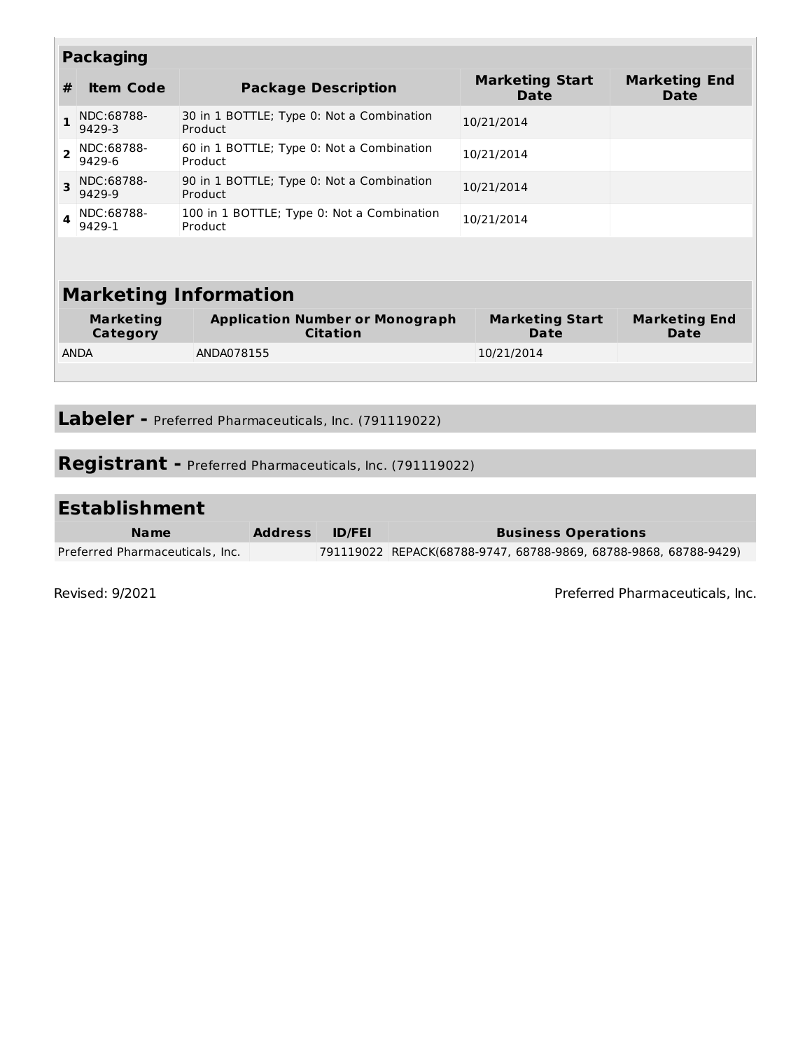## Packaging

| # | Item Code | Package Description | Marketing Start Date | Marketing End Date |
|---|---|---|---|---|
| 1 | NDC:68788-9429-3 | 30 in 1 BOTTLE; Type 0: Not a Combination Product | 10/21/2014 | |
| 2 | NDC:68788-9429-6 | 60 in 1 BOTTLE; Type 0: Not a Combination Product | 10/21/2014 | |
| 3 | NDC:68788-9429-9 | 90 in 1 BOTTLE; Type 0: Not a Combination Product | 10/21/2014 | |
| 4 | NDC:68788-9429-1 | 100 in 1 BOTTLE; Type 0: Not a Combination Product | 10/21/2014 | |

## Marketing Information

| Marketing Category | Application Number or Monograph Citation | Marketing Start Date | Marketing End Date |
|---|---|---|---|
| ANDA | ANDA078155 | 10/21/2014 | |

## Labeler - Preferred Pharmaceuticals, Inc. (791119022)

## Registrant - Preferred Pharmaceuticals, Inc. (791119022)

## Establishment

| Name | Address | ID/FEI | Business Operations |
|---|---|---|---|
| Preferred Pharmaceuticals, Inc. | | 791119022 | REPACK(68788-9747, 68788-9869, 68788-9868, 68788-9429) |

Revised: 9/2021

Preferred Pharmaceuticals, Inc.